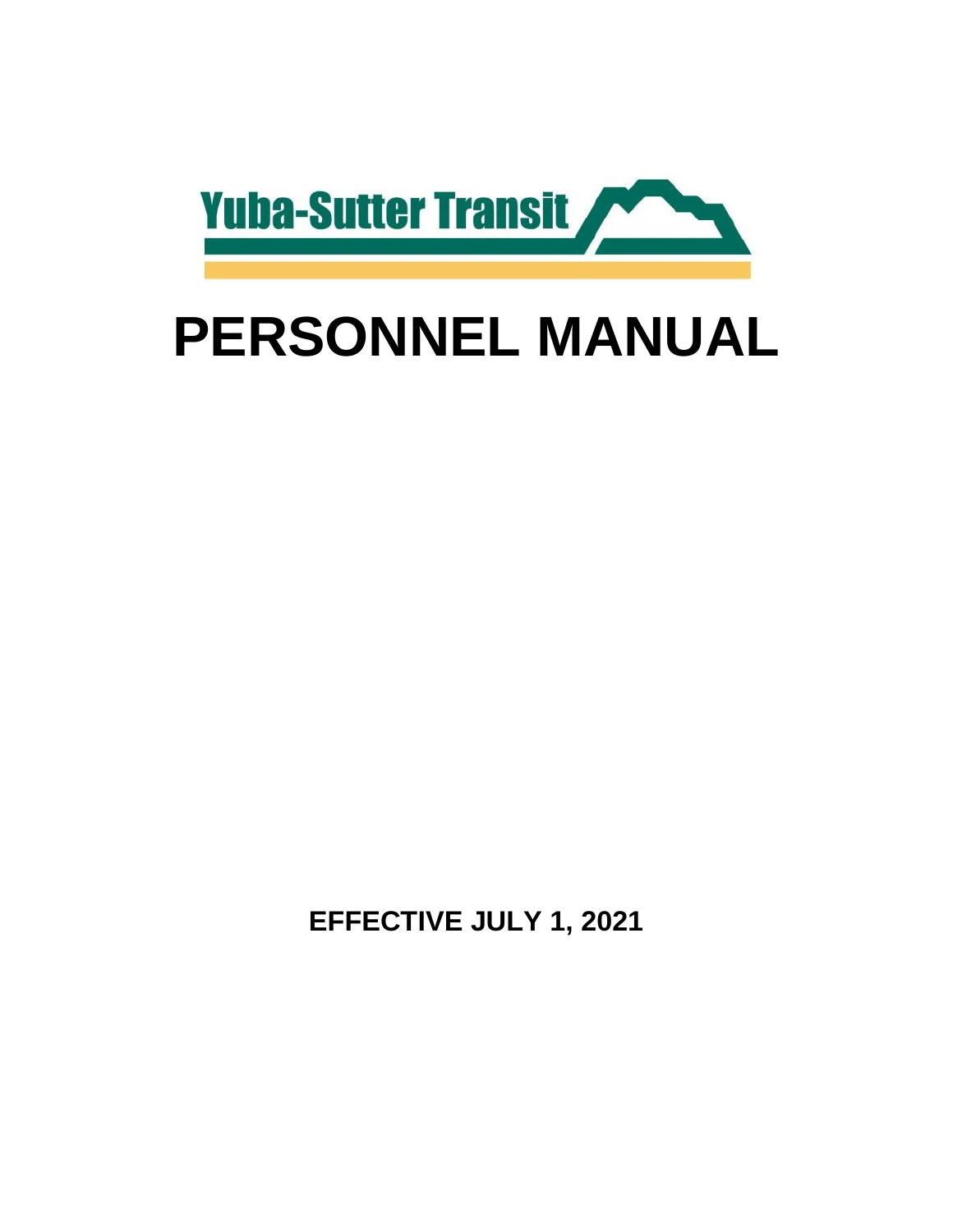Yuba-Sutter Transit

# PERSONNEL MANUAL

**EFFECTIVE JULY 1, 2021**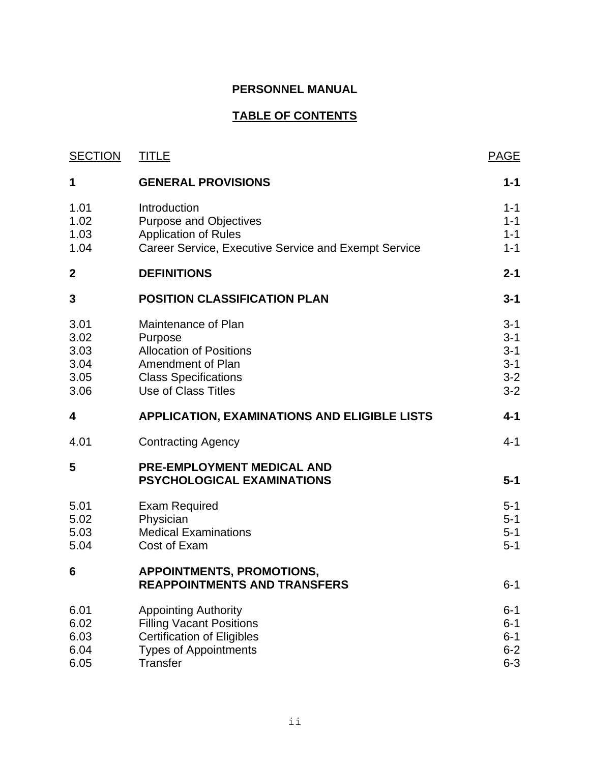**PERSONNEL MANUAL**

**TABLE OF CONTENTS**

| SECTION | TITLE | PAGE |
|---|---|---|
| **1** | **GENERAL PROVISIONS** | **1-1** |
| 1.01 | Introduction | 1-1 |
| 1.02 | Purpose and Objectives | 1-1 |
| 1.03 | Application of Rules | 1-1 |
| 1.04 | Career Service, Executive Service and Exempt Service | 1-1 |
| **2** | **DEFINITIONS** | **2-1** |
| **3** | **POSITION CLASSIFICATION PLAN** | **3-1** |
| 3.01 | Maintenance of Plan | 3-1 |
| 3.02 | Purpose | 3-1 |
| 3.03 | Allocation of Positions | 3-1 |
| 3.04 | Amendment of Plan | 3-1 |
| 3.05 | Class Specifications | 3-2 |
| 3.06 | Use of Class Titles | 3-2 |
| **4** | **APPLICATION, EXAMINATIONS AND ELIGIBLE LISTS** | **4-1** |
| 4.01 | Contracting Agency | 4-1 |
| **5** | **PRE-EMPLOYMENT MEDICAL AND PSYCHOLOGICAL EXAMINATIONS** | **5-1** |
| 5.01 | Exam Required | 5-1 |
| 5.02 | Physician | 5-1 |
| 5.03 | Medical Examinations | 5-1 |
| 5.04 | Cost of Exam | 5-1 |
| **6** | **APPOINTMENTS, PROMOTIONS, REAPPOINTMENTS AND TRANSFERS** | 6-1 |
| 6.01 | Appointing Authority | 6-1 |
| 6.02 | Filling Vacant Positions | 6-1 |
| 6.03 | Certification of Eligibles | 6-1 |
| 6.04 | Types of Appointments | 6-2 |
| 6.05 | Transfer | 6-3 |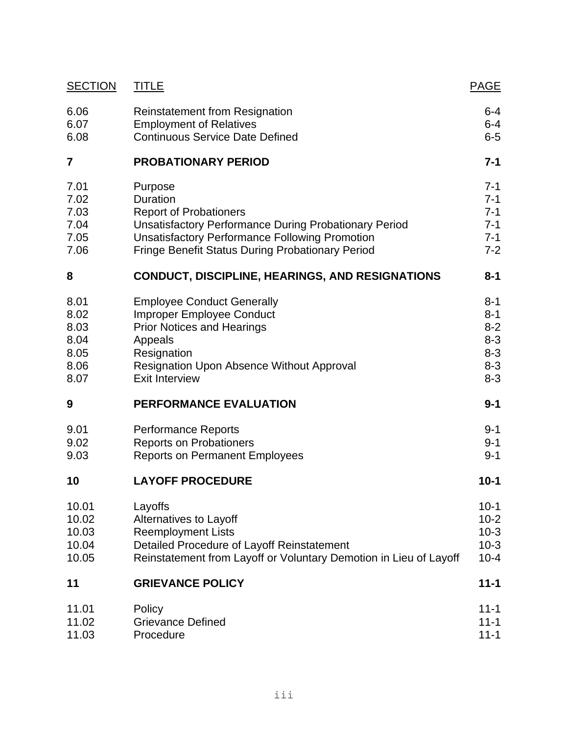| SECTION | TITLE | PAGE |
|---|---|---|
| 6.06 | Reinstatement from Resignation | 6-4 |
| 6.07 | Employment of Relatives | 6-4 |
| 6.08 | Continuous Service Date Defined | 6-5 |
| **7** | **PROBATIONARY PERIOD** | **7-1** |
| 7.01 | Purpose | 7-1 |
| 7.02 | Duration | 7-1 |
| 7.03 | Report of Probationers | 7-1 |
| 7.04 | Unsatisfactory Performance During Probationary Period | 7-1 |
| 7.05 | Unsatisfactory Performance Following Promotion | 7-1 |
| 7.06 | Fringe Benefit Status During Probationary Period | 7-2 |
| **8** | **CONDUCT, DISCIPLINE, HEARINGS, AND RESIGNATIONS** | **8-1** |
| 8.01 | Employee Conduct Generally | 8-1 |
| 8.02 | Improper Employee Conduct | 8-1 |
| 8.03 | Prior Notices and Hearings | 8-2 |
| 8.04 | Appeals | 8-3 |
| 8.05 | Resignation | 8-3 |
| 8.06 | Resignation Upon Absence Without Approval | 8-3 |
| 8.07 | Exit Interview | 8-3 |
| **9** | **PERFORMANCE EVALUATION** | **9-1** |
| 9.01 | Performance Reports | 9-1 |
| 9.02 | Reports on Probationers | 9-1 |
| 9.03 | Reports on Permanent Employees | 9-1 |
| **10** | **LAYOFF PROCEDURE** | **10-1** |
| 10.01 | Layoffs | 10-1 |
| 10.02 | Alternatives to Layoff | 10-2 |
| 10.03 | Reemployment Lists | 10-3 |
| 10.04 | Detailed Procedure of Layoff Reinstatement | 10-3 |
| 10.05 | Reinstatement from Layoff or Voluntary Demotion in Lieu of Layoff | 10-4 |
| **11** | **GRIEVANCE POLICY** | **11-1** |
| 11.01 | Policy | 11-1 |
| 11.02 | Grievance Defined | 11-1 |
| 11.03 | Procedure | 11-1 |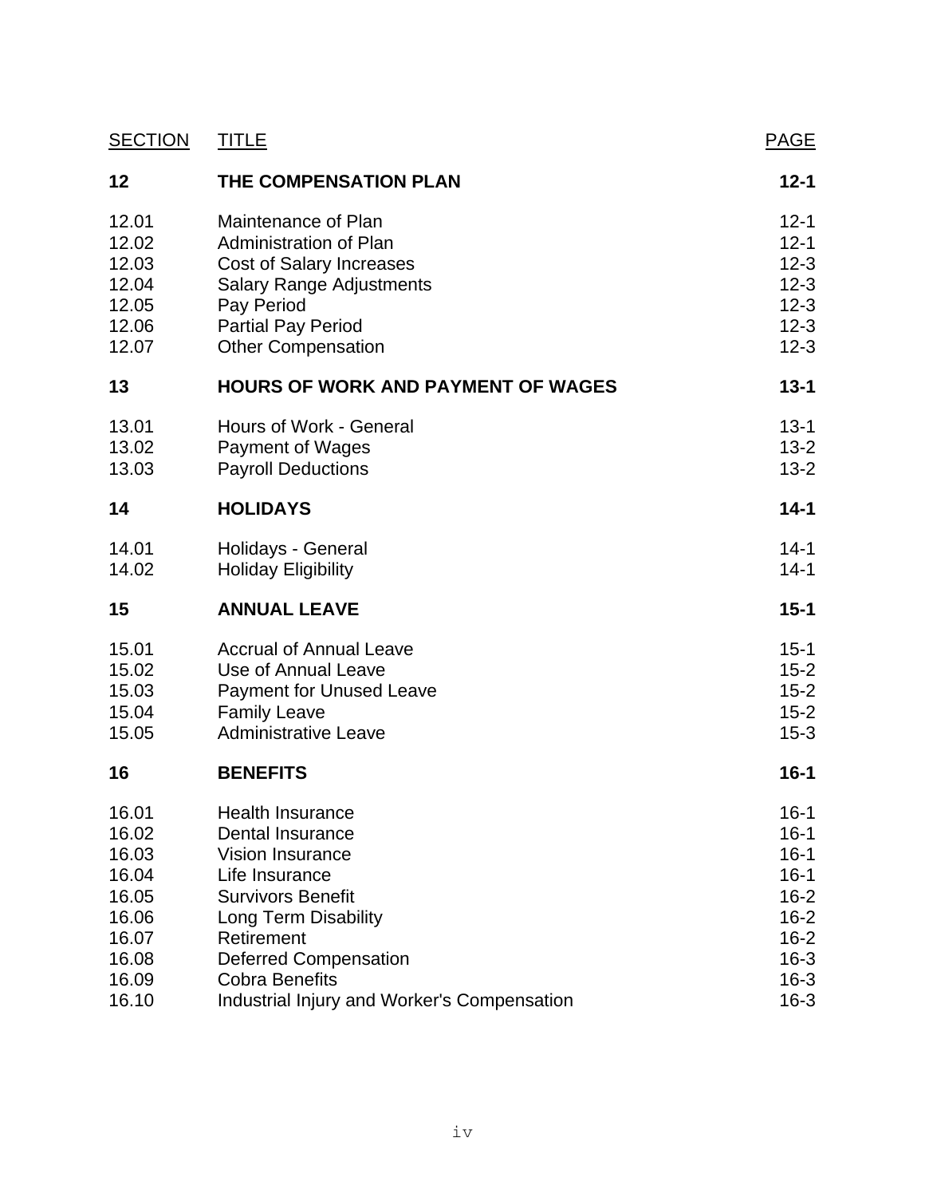| SECTION | TITLE | PAGE |
| --- | --- | --- |
| **12** | **THE COMPENSATION PLAN** | **12-1** |
| 12.01 | Maintenance of Plan | 12-1 |
| 12.02 | Administration of Plan | 12-1 |
| 12.03 | Cost of Salary Increases | 12-3 |
| 12.04 | Salary Range Adjustments | 12-3 |
| 12.05 | Pay Period | 12-3 |
| 12.06 | Partial Pay Period | 12-3 |
| 12.07 | Other Compensation | 12-3 |
| **13** | **HOURS OF WORK AND PAYMENT OF WAGES** | **13-1** |
| 13.01 | Hours of Work - General | 13-1 |
| 13.02 | Payment of Wages | 13-2 |
| 13.03 | Payroll Deductions | 13-2 |
| **14** | **HOLIDAYS** | **14-1** |
| 14.01 | Holidays - General | 14-1 |
| 14.02 | Holiday Eligibility | 14-1 |
| **15** | **ANNUAL LEAVE** | **15-1** |
| 15.01 | Accrual of Annual Leave | 15-1 |
| 15.02 | Use of Annual Leave | 15-2 |
| 15.03 | Payment for Unused Leave | 15-2 |
| 15.04 | Family Leave | 15-2 |
| 15.05 | Administrative Leave | 15-3 |
| **16** | **BENEFITS** | **16-1** |
| 16.01 | Health Insurance | 16-1 |
| 16.02 | Dental Insurance | 16-1 |
| 16.03 | Vision Insurance | 16-1 |
| 16.04 | Life Insurance | 16-1 |
| 16.05 | Survivors Benefit | 16-2 |
| 16.06 | Long Term Disability | 16-2 |
| 16.07 | Retirement | 16-2 |
| 16.08 | Deferred Compensation | 16-3 |
| 16.09 | Cobra Benefits | 16-3 |
| 16.10 | Industrial Injury and Worker's Compensation | 16-3 |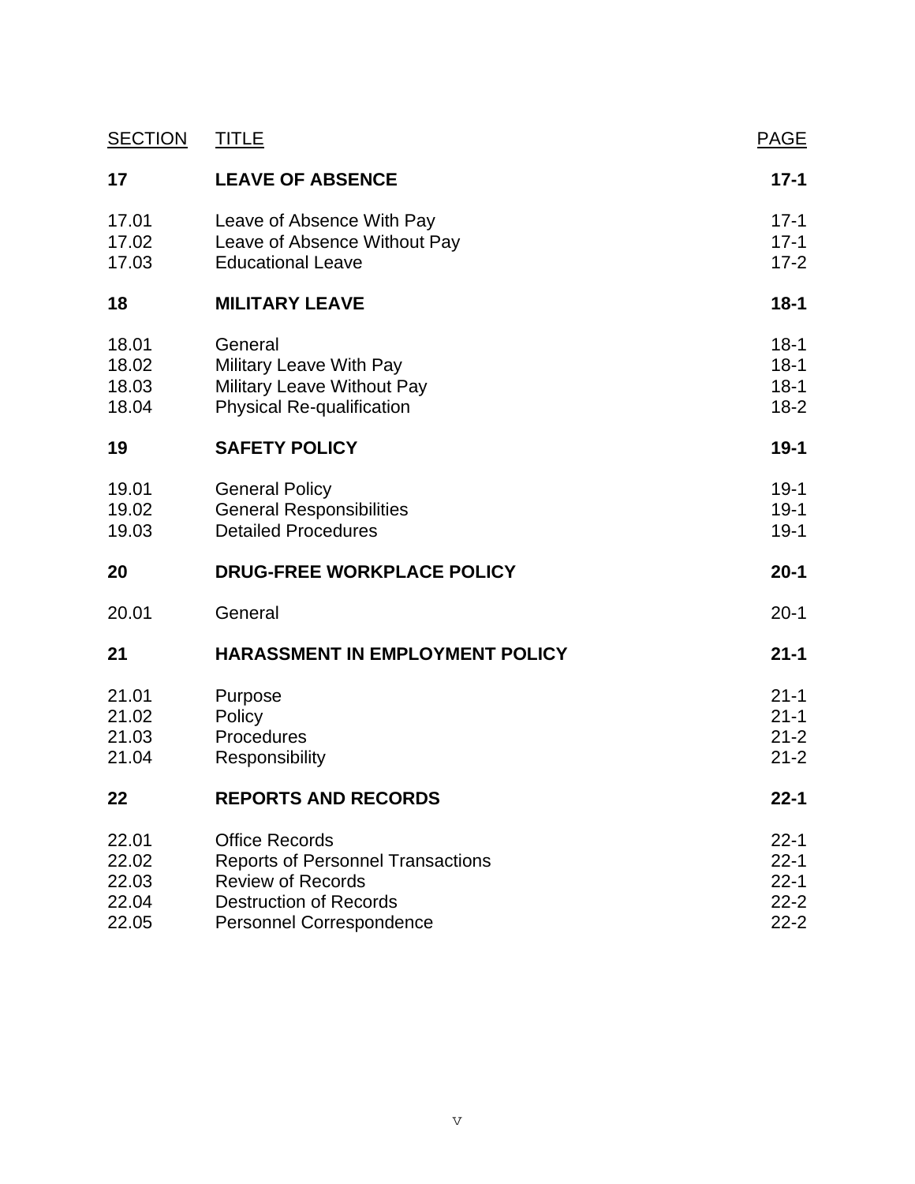| SECTION | TITLE | PAGE |
|---|---|---|
| **17** | **LEAVE OF ABSENCE** | **17-1** |
| 17.01 | Leave of Absence With Pay | 17-1 |
| 17.02 | Leave of Absence Without Pay | 17-1 |
| 17.03 | Educational Leave | 17-2 |
| **18** | **MILITARY LEAVE** | **18-1** |
| 18.01 | General | 18-1 |
| 18.02 | Military Leave With Pay | 18-1 |
| 18.03 | Military Leave Without Pay | 18-1 |
| 18.04 | Physical Re-qualification | 18-2 |
| **19** | **SAFETY POLICY** | **19-1** |
| 19.01 | General Policy | 19-1 |
| 19.02 | General Responsibilities | 19-1 |
| 19.03 | Detailed Procedures | 19-1 |
| **20** | **DRUG-FREE WORKPLACE POLICY** | **20-1** |
| 20.01 | General | 20-1 |
| **21** | **HARASSMENT IN EMPLOYMENT POLICY** | **21-1** |
| 21.01 | Purpose | 21-1 |
| 21.02 | Policy | 21-1 |
| 21.03 | Procedures | 21-2 |
| 21.04 | Responsibility | 21-2 |
| **22** | **REPORTS AND RECORDS** | **22-1** |
| 22.01 | Office Records | 22-1 |
| 22.02 | Reports of Personnel Transactions | 22-1 |
| 22.03 | Review of Records | 22-1 |
| 22.04 | Destruction of Records | 22-2 |
| 22.05 | Personnel Correspondence | 22-2 |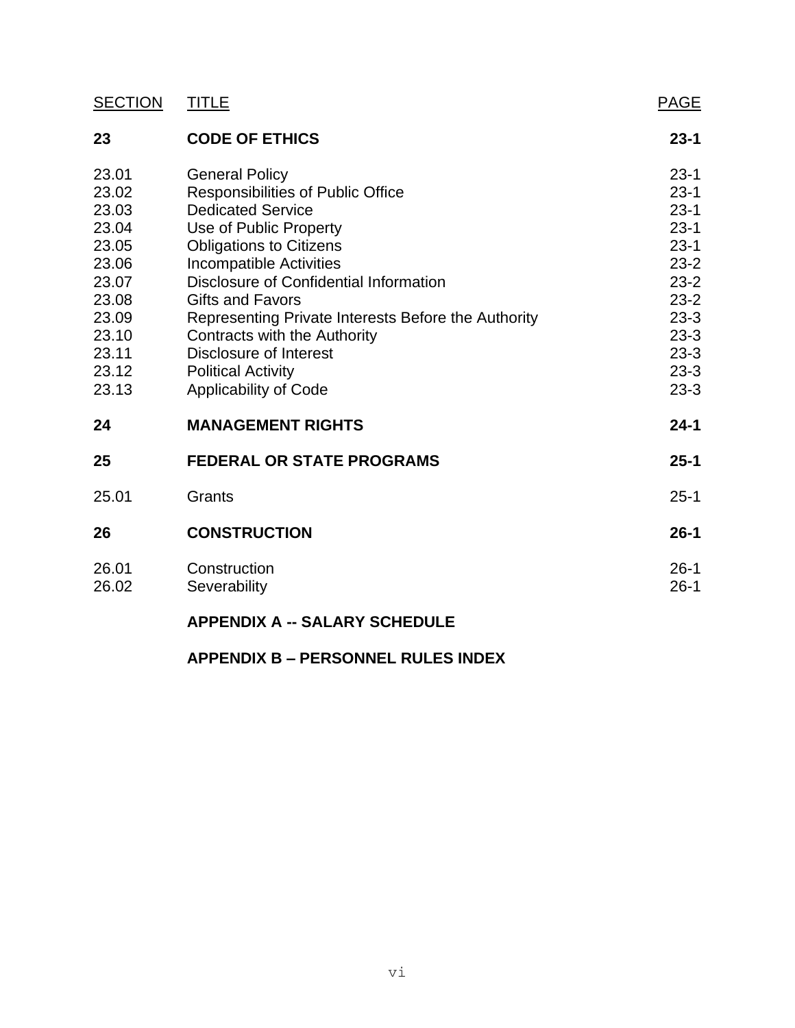| SECTION | TITLE | PAGE |
|---|---|---|
| **23** | **CODE OF ETHICS** | **23-1** |
| 23.01 | General Policy | 23-1 |
| 23.02 | Responsibilities of Public Office | 23-1 |
| 23.03 | Dedicated Service | 23-1 |
| 23.04 | Use of Public Property | 23-1 |
| 23.05 | Obligations to Citizens | 23-1 |
| 23.06 | Incompatible Activities | 23-2 |
| 23.07 | Disclosure of Confidential Information | 23-2 |
| 23.08 | Gifts and Favors | 23-2 |
| 23.09 | Representing Private Interests Before the Authority | 23-3 |
| 23.10 | Contracts with the Authority | 23-3 |
| 23.11 | Disclosure of Interest | 23-3 |
| 23.12 | Political Activity | 23-3 |
| 23.13 | Applicability of Code | 23-3 |
| **24** | **MANAGEMENT RIGHTS** | **24-1** |
| **25** | **FEDERAL OR STATE PROGRAMS** | **25-1** |
| 25.01 | Grants | 25-1 |
| **26** | **CONSTRUCTION** | **26-1** |
| 26.01 | Construction | 26-1 |
| 26.02 | Severability | 26-1 |
| | **APPENDIX A -- SALARY SCHEDULE** | |
| | **APPENDIX B – PERSONNEL RULES INDEX** | |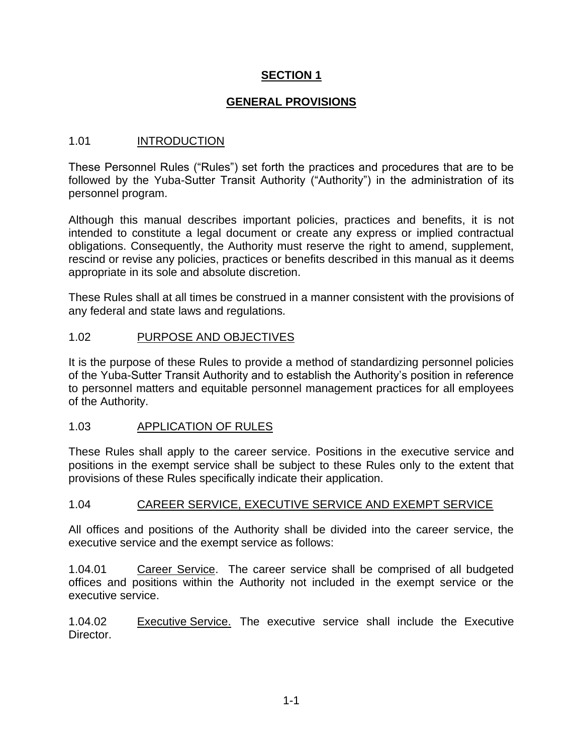# SECTION 1

## GENERAL PROVISIONS

### 1.01 INTRODUCTION

These Personnel Rules ("Rules") set forth the practices and procedures that are to be followed by the Yuba-Sutter Transit Authority ("Authority") in the administration of its personnel program.

Although this manual describes important policies, practices and benefits, it is not intended to constitute a legal document or create any express or implied contractual obligations. Consequently, the Authority must reserve the right to amend, supplement, rescind or revise any policies, practices or benefits described in this manual as it deems appropriate in its sole and absolute discretion.

These Rules shall at all times be construed in a manner consistent with the provisions of any federal and state laws and regulations.

### 1.02 PURPOSE AND OBJECTIVES

It is the purpose of these Rules to provide a method of standardizing personnel policies of the Yuba-Sutter Transit Authority and to establish the Authority's position in reference to personnel matters and equitable personnel management practices for all employees of the Authority.

### 1.03 APPLICATION OF RULES

These Rules shall apply to the career service. Positions in the executive service and positions in the exempt service shall be subject to these Rules only to the extent that provisions of these Rules specifically indicate their application.

### 1.04 CAREER SERVICE, EXECUTIVE SERVICE AND EXEMPT SERVICE

All offices and positions of the Authority shall be divided into the career service, the executive service and the exempt service as follows:

1.04.01 Career Service. The career service shall be comprised of all budgeted offices and positions within the Authority not included in the exempt service or the executive service.

1.04.02 Executive Service. The executive service shall include the Executive Director.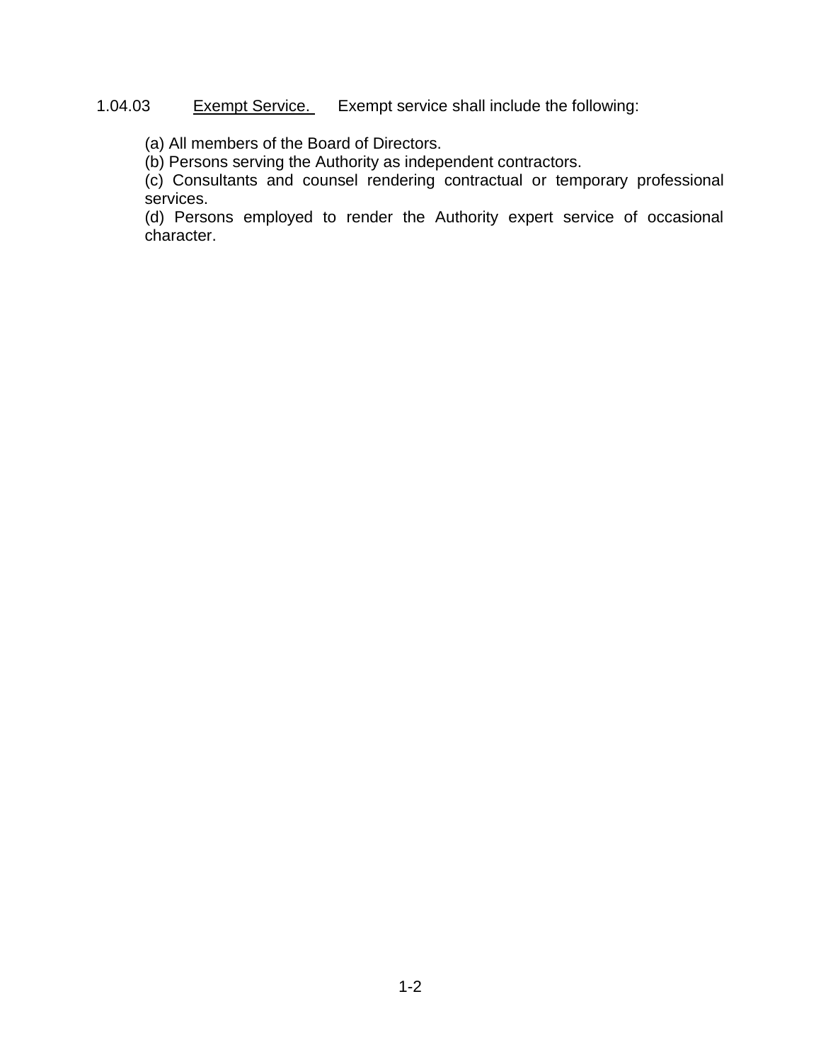1.04.03 Exempt Service. Exempt service shall include the following:

(a) All members of the Board of Directors.
(b) Persons serving the Authority as independent contractors.
(c) Consultants and counsel rendering contractual or temporary professional services.
(d) Persons employed to render the Authority expert service of occasional character.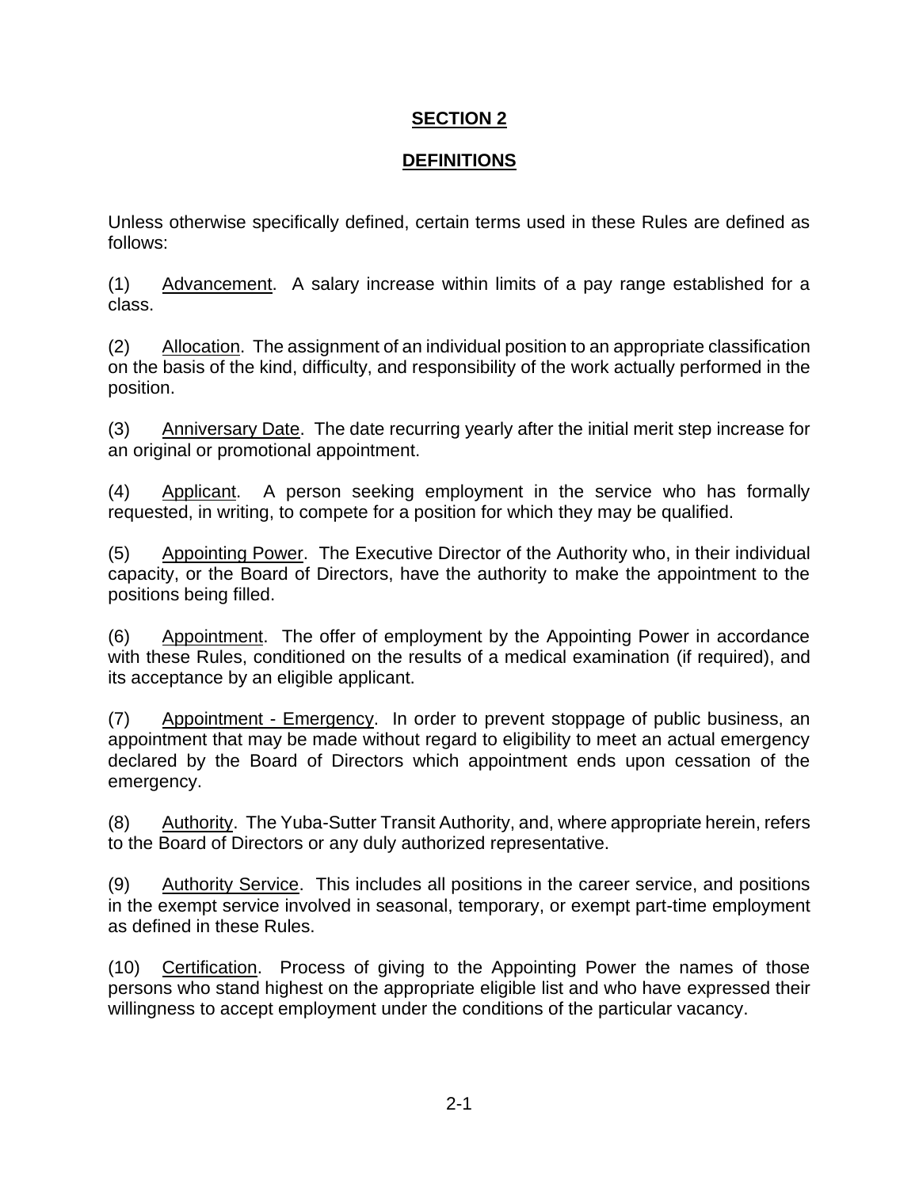## SECTION 2

## DEFINITIONS

Unless otherwise specifically defined, certain terms used in these Rules are defined as follows:

(1) Advancement. A salary increase within limits of a pay range established for a class.

(2) Allocation. The assignment of an individual position to an appropriate classification on the basis of the kind, difficulty, and responsibility of the work actually performed in the position.

(3) Anniversary Date. The date recurring yearly after the initial merit step increase for an original or promotional appointment.

(4) Applicant. A person seeking employment in the service who has formally requested, in writing, to compete for a position for which they may be qualified.

(5) Appointing Power. The Executive Director of the Authority who, in their individual capacity, or the Board of Directors, have the authority to make the appointment to the positions being filled.

(6) Appointment. The offer of employment by the Appointing Power in accordance with these Rules, conditioned on the results of a medical examination (if required), and its acceptance by an eligible applicant.

(7) Appointment - Emergency. In order to prevent stoppage of public business, an appointment that may be made without regard to eligibility to meet an actual emergency declared by the Board of Directors which appointment ends upon cessation of the emergency.

(8) Authority. The Yuba-Sutter Transit Authority, and, where appropriate herein, refers to the Board of Directors or any duly authorized representative.

(9) Authority Service. This includes all positions in the career service, and positions in the exempt service involved in seasonal, temporary, or exempt part-time employment as defined in these Rules.

(10) Certification. Process of giving to the Appointing Power the names of those persons who stand highest on the appropriate eligible list and who have expressed their willingness to accept employment under the conditions of the particular vacancy.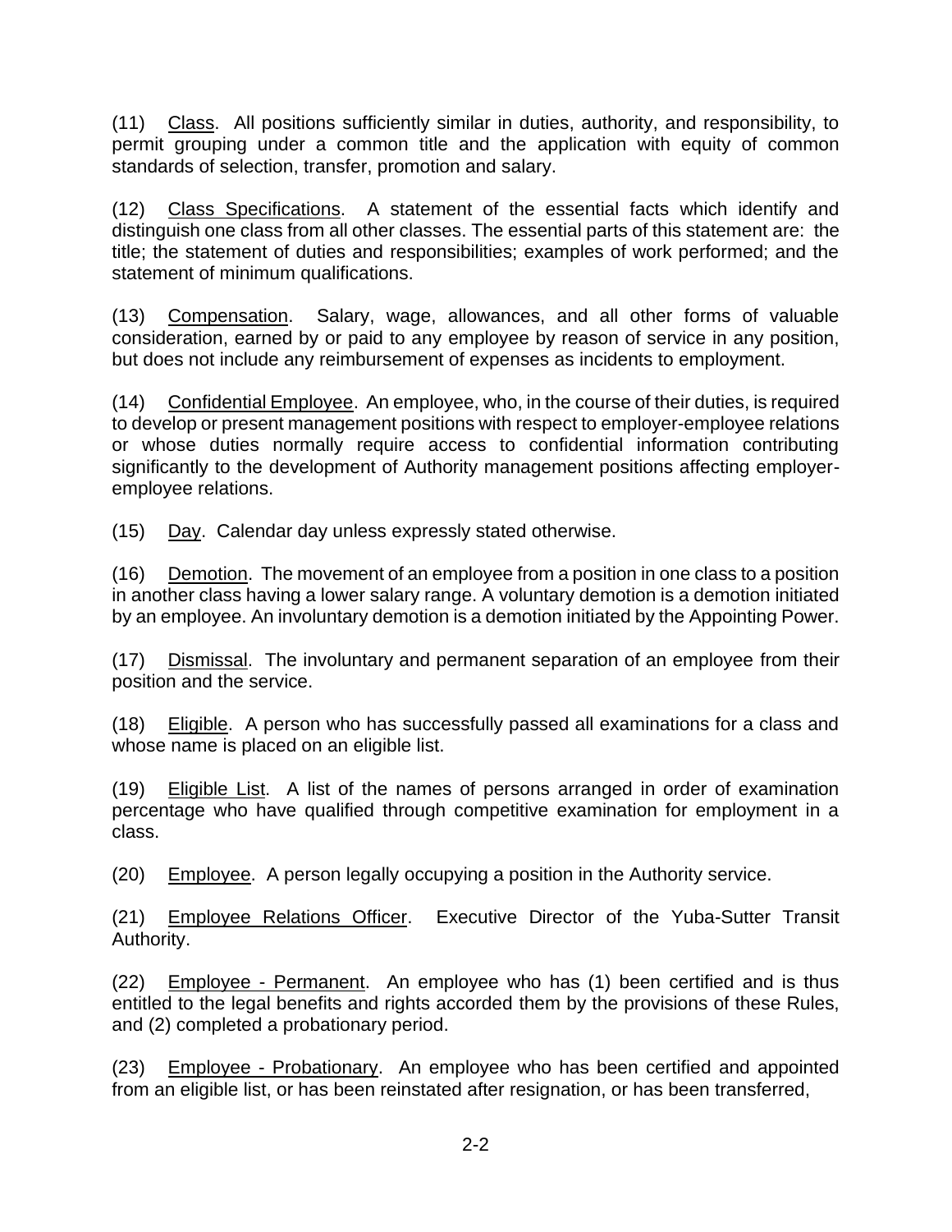(11) Class. All positions sufficiently similar in duties, authority, and responsibility, to permit grouping under a common title and the application with equity of common standards of selection, transfer, promotion and salary.

(12) Class Specifications. A statement of the essential facts which identify and distinguish one class from all other classes. The essential parts of this statement are: the title; the statement of duties and responsibilities; examples of work performed; and the statement of minimum qualifications.

(13) Compensation. Salary, wage, allowances, and all other forms of valuable consideration, earned by or paid to any employee by reason of service in any position, but does not include any reimbursement of expenses as incidents to employment.

(14) Confidential Employee. An employee, who, in the course of their duties, is required to develop or present management positions with respect to employer-employee relations or whose duties normally require access to confidential information contributing significantly to the development of Authority management positions affecting employer-employee relations.

(15) Day. Calendar day unless expressly stated otherwise.

(16) Demotion. The movement of an employee from a position in one class to a position in another class having a lower salary range. A voluntary demotion is a demotion initiated by an employee. An involuntary demotion is a demotion initiated by the Appointing Power.

(17) Dismissal. The involuntary and permanent separation of an employee from their position and the service.

(18) Eligible. A person who has successfully passed all examinations for a class and whose name is placed on an eligible list.

(19) Eligible List. A list of the names of persons arranged in order of examination percentage who have qualified through competitive examination for employment in a class.

(20) Employee. A person legally occupying a position in the Authority service.

(21) Employee Relations Officer. Executive Director of the Yuba-Sutter Transit Authority.

(22) Employee - Permanent. An employee who has (1) been certified and is thus entitled to the legal benefits and rights accorded them by the provisions of these Rules, and (2) completed a probationary period.

(23) Employee - Probationary. An employee who has been certified and appointed from an eligible list, or has been reinstated after resignation, or has been transferred,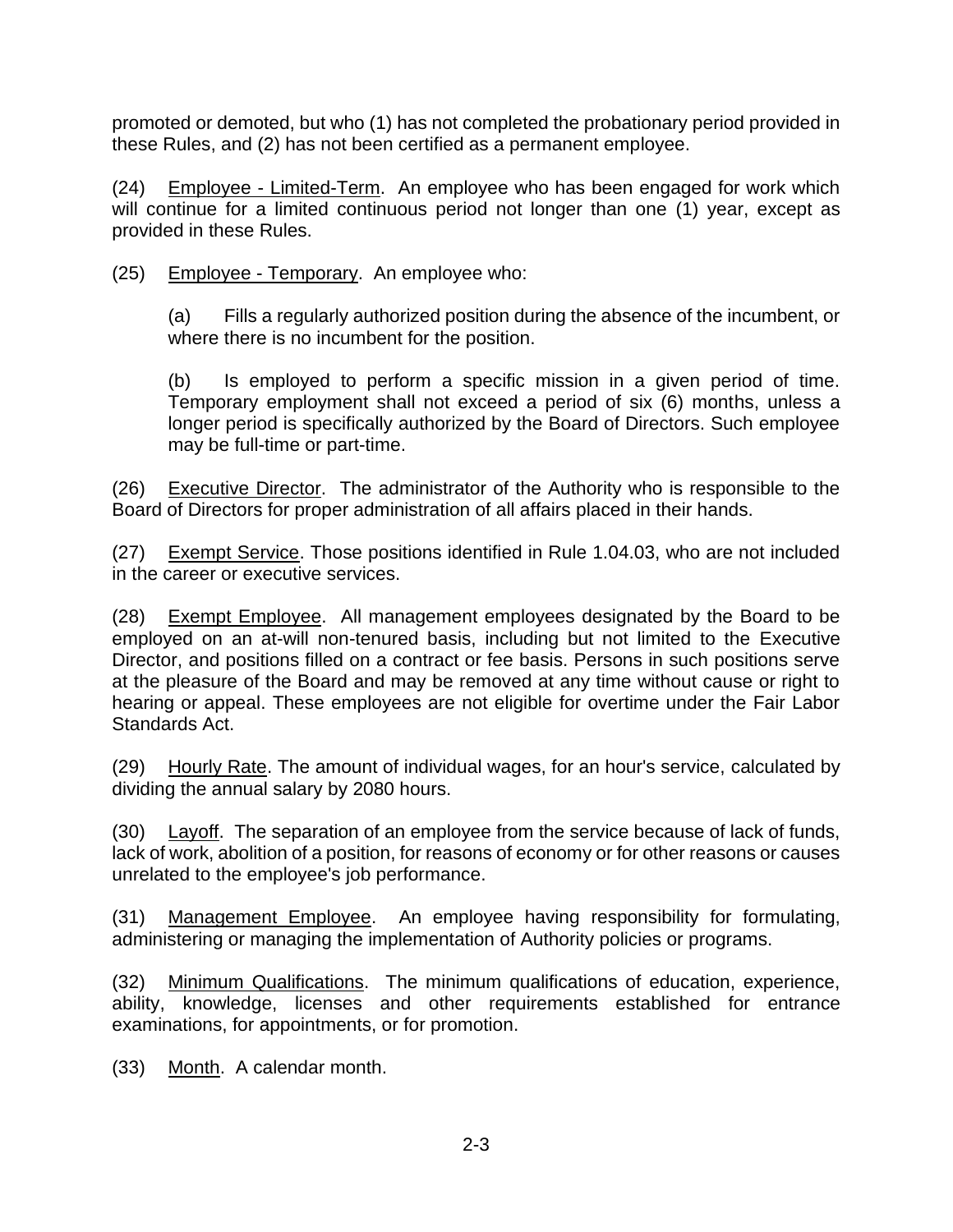promoted or demoted, but who (1) has not completed the probationary period provided in these Rules, and (2) has not been certified as a permanent employee.

(24) Employee - Limited-Term. An employee who has been engaged for work which will continue for a limited continuous period not longer than one (1) year, except as provided in these Rules.

(25) Employee - Temporary. An employee who:

(a) Fills a regularly authorized position during the absence of the incumbent, or where there is no incumbent for the position.

(b) Is employed to perform a specific mission in a given period of time. Temporary employment shall not exceed a period of six (6) months, unless a longer period is specifically authorized by the Board of Directors. Such employee may be full-time or part-time.

(26) Executive Director. The administrator of the Authority who is responsible to the Board of Directors for proper administration of all affairs placed in their hands.

(27) Exempt Service. Those positions identified in Rule 1.04.03, who are not included in the career or executive services.

(28) Exempt Employee. All management employees designated by the Board to be employed on an at-will non-tenured basis, including but not limited to the Executive Director, and positions filled on a contract or fee basis. Persons in such positions serve at the pleasure of the Board and may be removed at any time without cause or right to hearing or appeal. These employees are not eligible for overtime under the Fair Labor Standards Act.

(29) Hourly Rate. The amount of individual wages, for an hour's service, calculated by dividing the annual salary by 2080 hours.

(30) Layoff. The separation of an employee from the service because of lack of funds, lack of work, abolition of a position, for reasons of economy or for other reasons or causes unrelated to the employee's job performance.

(31) Management Employee. An employee having responsibility for formulating, administering or managing the implementation of Authority policies or programs.

(32) Minimum Qualifications. The minimum qualifications of education, experience, ability, knowledge, licenses and other requirements established for entrance examinations, for appointments, or for promotion.

(33) Month. A calendar month.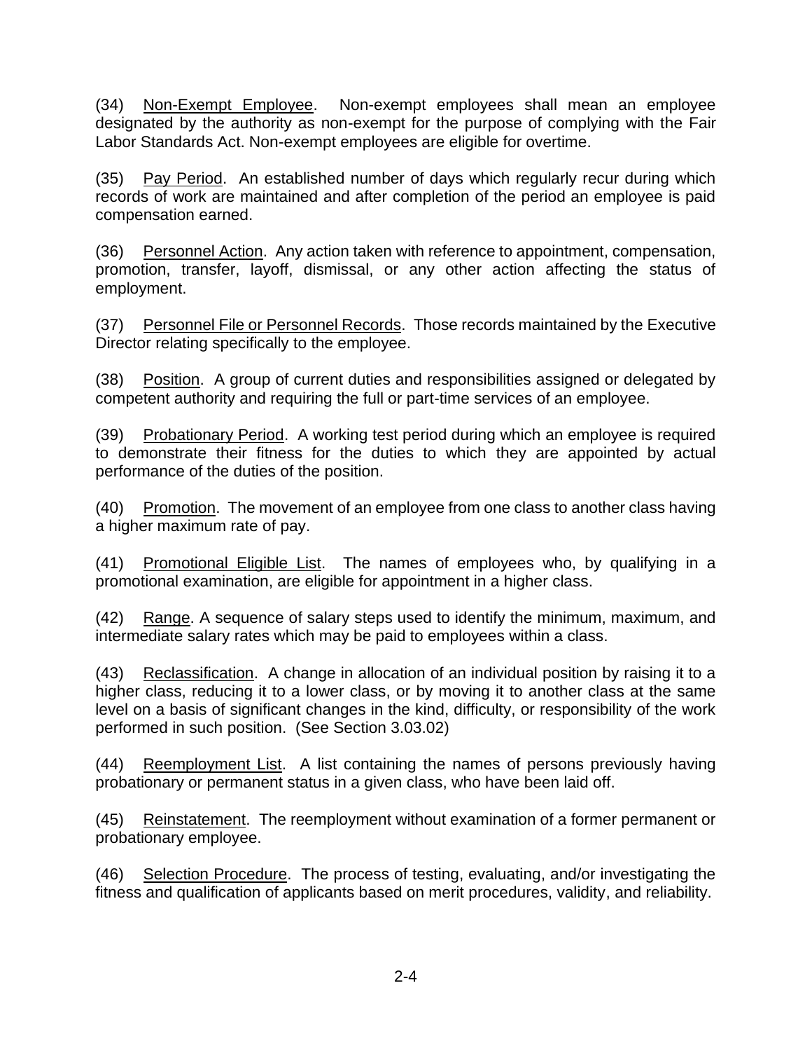(34) Non-Exempt Employee. Non-exempt employees shall mean an employee designated by the authority as non-exempt for the purpose of complying with the Fair Labor Standards Act. Non-exempt employees are eligible for overtime.

(35) Pay Period. An established number of days which regularly recur during which records of work are maintained and after completion of the period an employee is paid compensation earned.

(36) Personnel Action. Any action taken with reference to appointment, compensation, promotion, transfer, layoff, dismissal, or any other action affecting the status of employment.

(37) Personnel File or Personnel Records. Those records maintained by the Executive Director relating specifically to the employee.

(38) Position. A group of current duties and responsibilities assigned or delegated by competent authority and requiring the full or part-time services of an employee.

(39) Probationary Period. A working test period during which an employee is required to demonstrate their fitness for the duties to which they are appointed by actual performance of the duties of the position.

(40) Promotion. The movement of an employee from one class to another class having a higher maximum rate of pay.

(41) Promotional Eligible List. The names of employees who, by qualifying in a promotional examination, are eligible for appointment in a higher class.

(42) Range. A sequence of salary steps used to identify the minimum, maximum, and intermediate salary rates which may be paid to employees within a class.

(43) Reclassification. A change in allocation of an individual position by raising it to a higher class, reducing it to a lower class, or by moving it to another class at the same level on a basis of significant changes in the kind, difficulty, or responsibility of the work performed in such position. (See Section 3.03.02)

(44) Reemployment List. A list containing the names of persons previously having probationary or permanent status in a given class, who have been laid off.

(45) Reinstatement. The reemployment without examination of a former permanent or probationary employee.

(46) Selection Procedure. The process of testing, evaluating, and/or investigating the fitness and qualification of applicants based on merit procedures, validity, and reliability.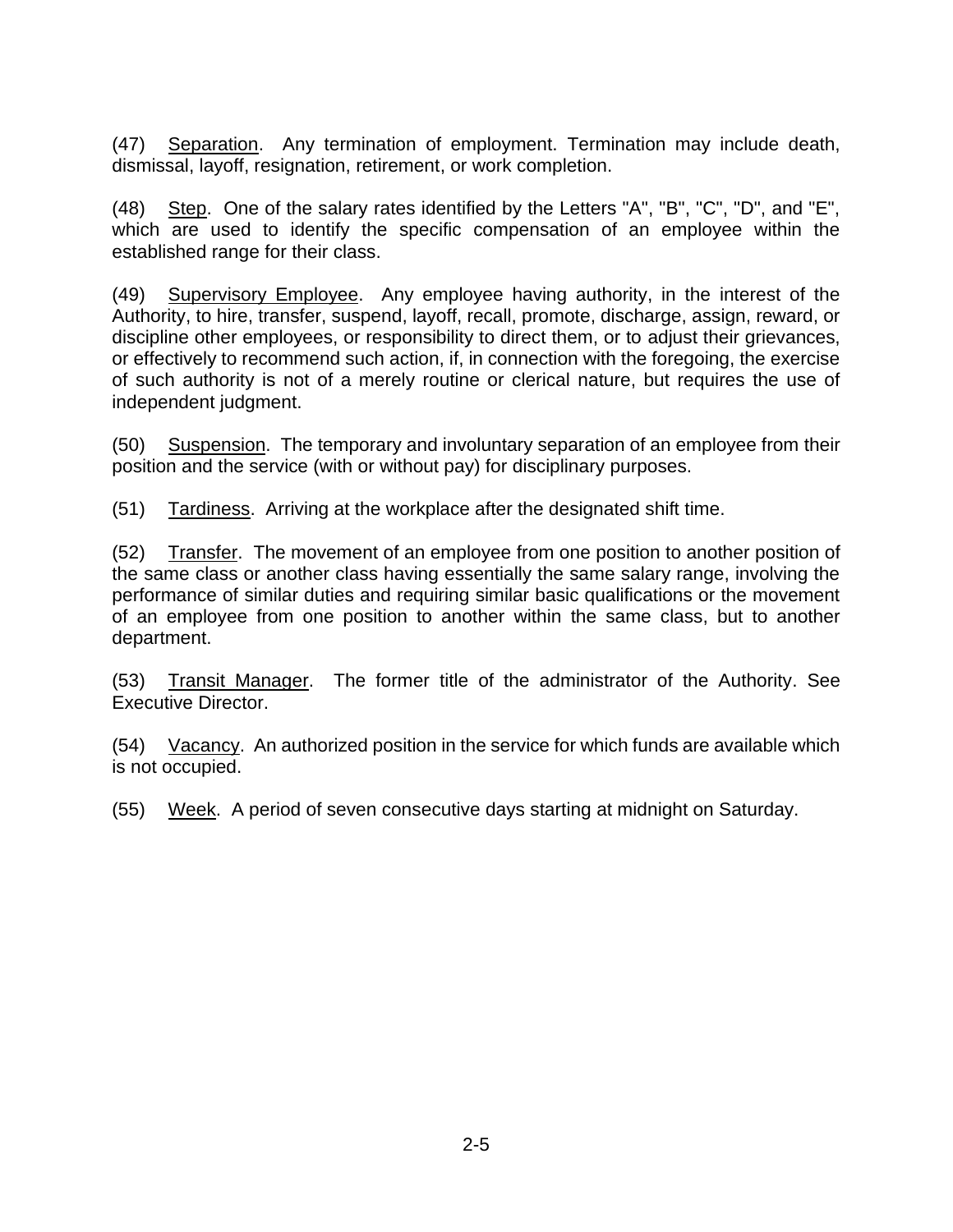(47) Separation. Any termination of employment. Termination may include death, dismissal, layoff, resignation, retirement, or work completion.

(48) Step. One of the salary rates identified by the Letters "A", "B", "C", "D", and "E", which are used to identify the specific compensation of an employee within the established range for their class.

(49) Supervisory Employee. Any employee having authority, in the interest of the Authority, to hire, transfer, suspend, layoff, recall, promote, discharge, assign, reward, or discipline other employees, or responsibility to direct them, or to adjust their grievances, or effectively to recommend such action, if, in connection with the foregoing, the exercise of such authority is not of a merely routine or clerical nature, but requires the use of independent judgment.

(50) Suspension. The temporary and involuntary separation of an employee from their position and the service (with or without pay) for disciplinary purposes.

(51) Tardiness. Arriving at the workplace after the designated shift time.

(52) Transfer. The movement of an employee from one position to another position of the same class or another class having essentially the same salary range, involving the performance of similar duties and requiring similar basic qualifications or the movement of an employee from one position to another within the same class, but to another department.

(53) Transit Manager. The former title of the administrator of the Authority. See Executive Director.

(54) Vacancy. An authorized position in the service for which funds are available which is not occupied.

(55) Week. A period of seven consecutive days starting at midnight on Saturday.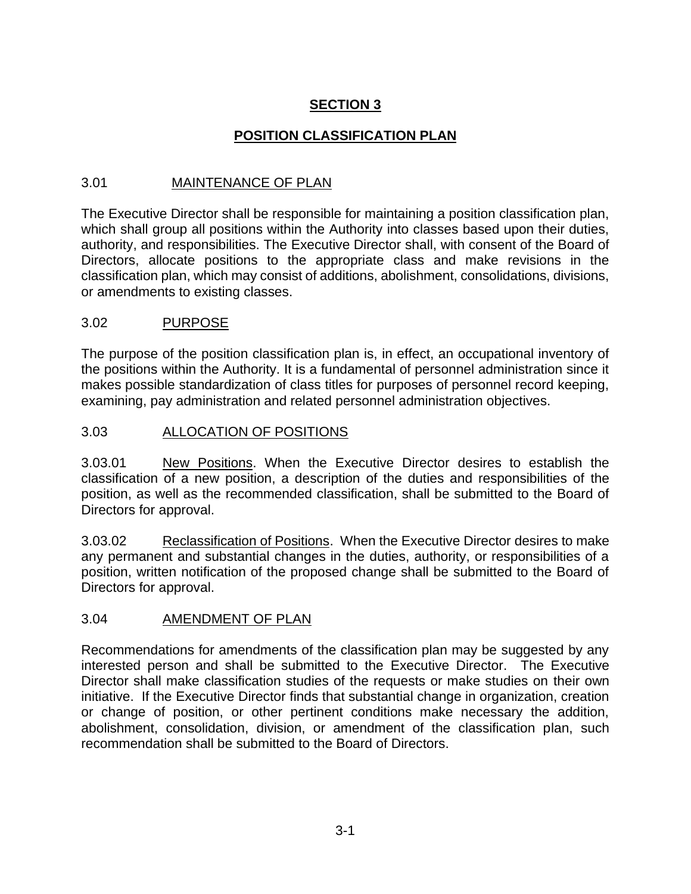# SECTION 3

## POSITION CLASSIFICATION PLAN

### 3.01 MAINTENANCE OF PLAN

The Executive Director shall be responsible for maintaining a position classification plan, which shall group all positions within the Authority into classes based upon their duties, authority, and responsibilities. The Executive Director shall, with consent of the Board of Directors, allocate positions to the appropriate class and make revisions in the classification plan, which may consist of additions, abolishment, consolidations, divisions, or amendments to existing classes.

### 3.02 PURPOSE

The purpose of the position classification plan is, in effect, an occupational inventory of the positions within the Authority. It is a fundamental of personnel administration since it makes possible standardization of class titles for purposes of personnel record keeping, examining, pay administration and related personnel administration objectives.

### 3.03 ALLOCATION OF POSITIONS

3.03.01 New Positions. When the Executive Director desires to establish the classification of a new position, a description of the duties and responsibilities of the position, as well as the recommended classification, shall be submitted to the Board of Directors for approval.

3.03.02 Reclassification of Positions. When the Executive Director desires to make any permanent and substantial changes in the duties, authority, or responsibilities of a position, written notification of the proposed change shall be submitted to the Board of Directors for approval.

### 3.04 AMENDMENT OF PLAN

Recommendations for amendments of the classification plan may be suggested by any interested person and shall be submitted to the Executive Director. The Executive Director shall make classification studies of the requests or make studies on their own initiative. If the Executive Director finds that substantial change in organization, creation or change of position, or other pertinent conditions make necessary the addition, abolishment, consolidation, division, or amendment of the classification plan, such recommendation shall be submitted to the Board of Directors.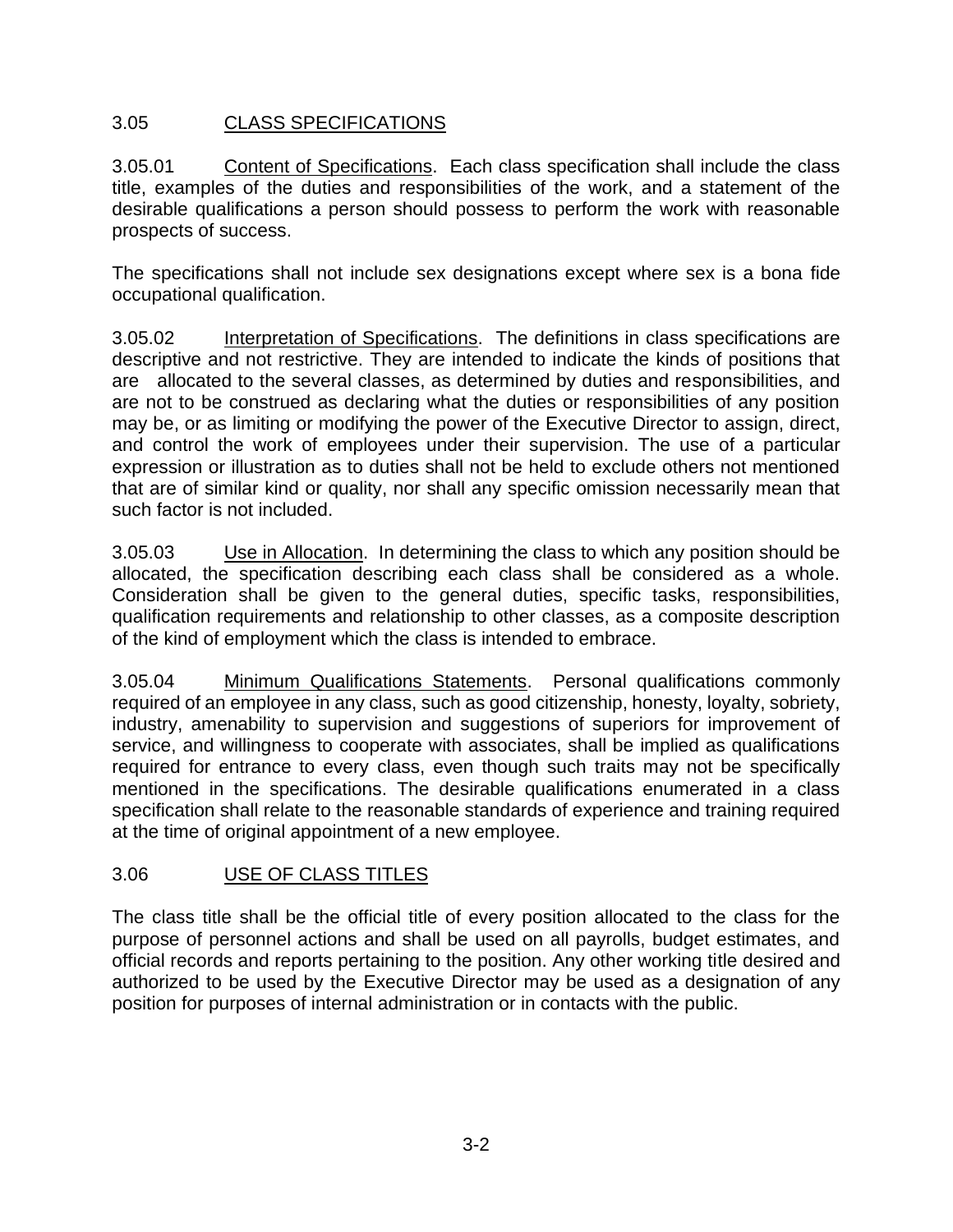## 3.05 CLASS SPECIFICATIONS

3.05.01 Content of Specifications. Each class specification shall include the class title, examples of the duties and responsibilities of the work, and a statement of the desirable qualifications a person should possess to perform the work with reasonable prospects of success.

The specifications shall not include sex designations except where sex is a bona fide occupational qualification.

3.05.02 Interpretation of Specifications. The definitions in class specifications are descriptive and not restrictive. They are intended to indicate the kinds of positions that are allocated to the several classes, as determined by duties and responsibilities, and are not to be construed as declaring what the duties or responsibilities of any position may be, or as limiting or modifying the power of the Executive Director to assign, direct, and control the work of employees under their supervision. The use of a particular expression or illustration as to duties shall not be held to exclude others not mentioned that are of similar kind or quality, nor shall any specific omission necessarily mean that such factor is not included.

3.05.03 Use in Allocation. In determining the class to which any position should be allocated, the specification describing each class shall be considered as a whole. Consideration shall be given to the general duties, specific tasks, responsibilities, qualification requirements and relationship to other classes, as a composite description of the kind of employment which the class is intended to embrace.

3.05.04 Minimum Qualifications Statements. Personal qualifications commonly required of an employee in any class, such as good citizenship, honesty, loyalty, sobriety, industry, amenability to supervision and suggestions of superiors for improvement of service, and willingness to cooperate with associates, shall be implied as qualifications required for entrance to every class, even though such traits may not be specifically mentioned in the specifications. The desirable qualifications enumerated in a class specification shall relate to the reasonable standards of experience and training required at the time of original appointment of a new employee.

## 3.06 USE OF CLASS TITLES

The class title shall be the official title of every position allocated to the class for the purpose of personnel actions and shall be used on all payrolls, budget estimates, and official records and reports pertaining to the position. Any other working title desired and authorized to be used by the Executive Director may be used as a designation of any position for purposes of internal administration or in contacts with the public.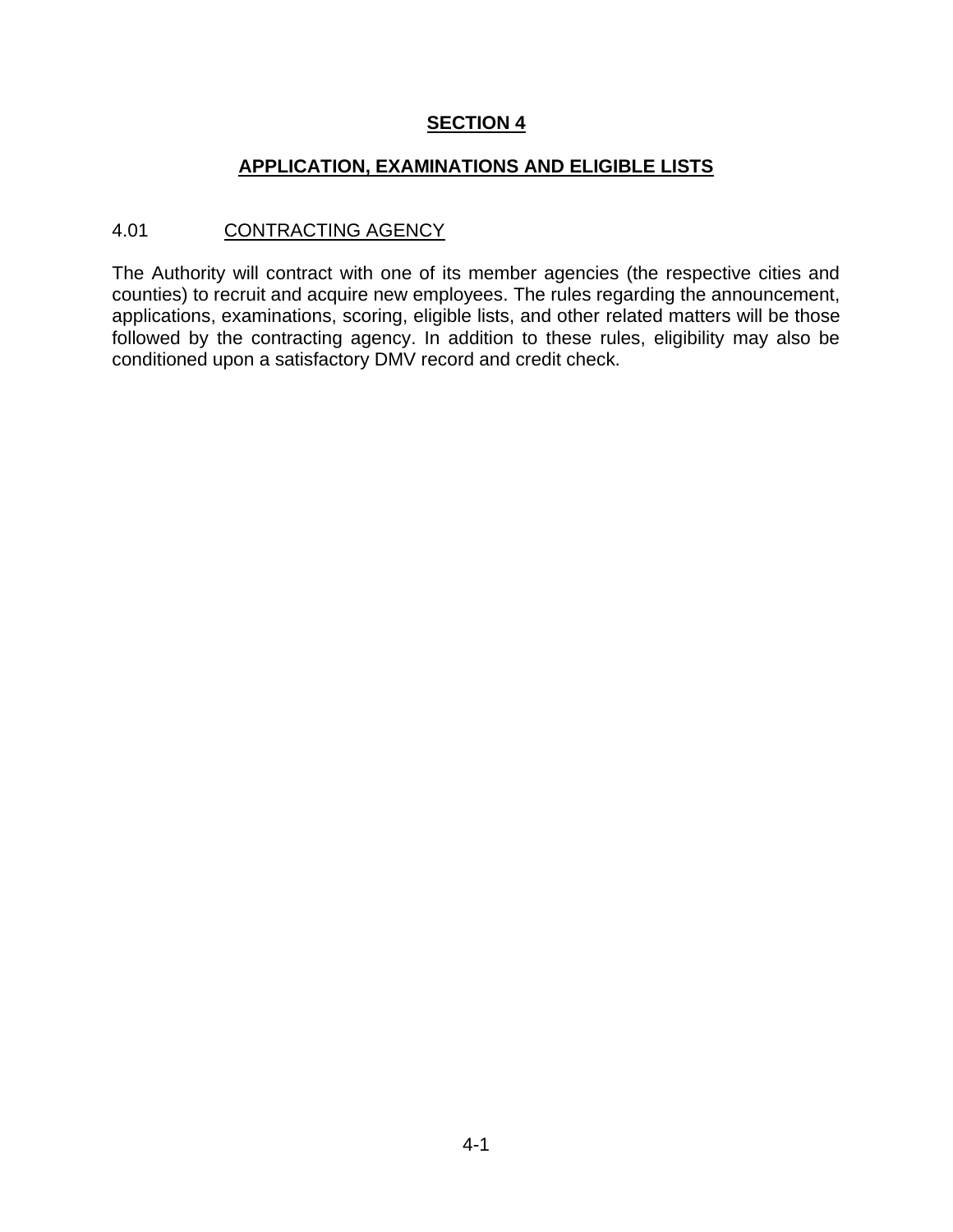# SECTION 4

## APPLICATION, EXAMINATIONS AND ELIGIBLE LISTS

### 4.01 CONTRACTING AGENCY

The Authority will contract with one of its member agencies (the respective cities and counties) to recruit and acquire new employees. The rules regarding the announcement, applications, examinations, scoring, eligible lists, and other related matters will be those followed by the contracting agency. In addition to these rules, eligibility may also be conditioned upon a satisfactory DMV record and credit check.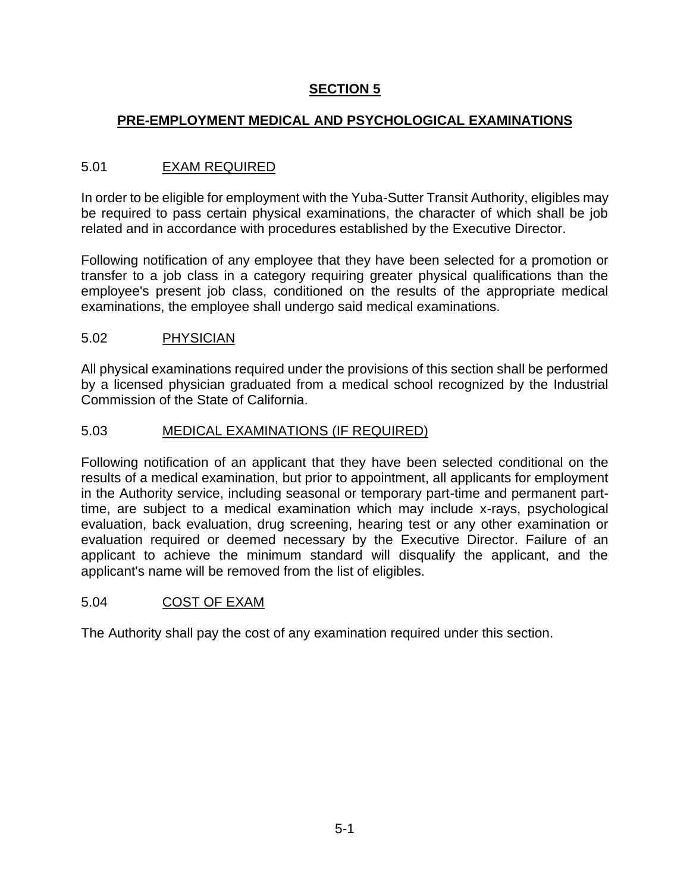# SECTION 5

## PRE-EMPLOYMENT MEDICAL AND PSYCHOLOGICAL EXAMINATIONS

### 5.01 EXAM REQUIRED

In order to be eligible for employment with the Yuba-Sutter Transit Authority, eligibles may be required to pass certain physical examinations, the character of which shall be job related and in accordance with procedures established by the Executive Director.

Following notification of any employee that they have been selected for a promotion or transfer to a job class in a category requiring greater physical qualifications than the employee's present job class, conditioned on the results of the appropriate medical examinations, the employee shall undergo said medical examinations.

### 5.02 PHYSICIAN

All physical examinations required under the provisions of this section shall be performed by a licensed physician graduated from a medical school recognized by the Industrial Commission of the State of California.

### 5.03 MEDICAL EXAMINATIONS (IF REQUIRED)

Following notification of an applicant that they have been selected conditional on the results of a medical examination, but prior to appointment, all applicants for employment in the Authority service, including seasonal or temporary part-time and permanent part-time, are subject to a medical examination which may include x-rays, psychological evaluation, back evaluation, drug screening, hearing test or any other examination or evaluation required or deemed necessary by the Executive Director. Failure of an applicant to achieve the minimum standard will disqualify the applicant, and the applicant's name will be removed from the list of eligibles.

### 5.04 COST OF EXAM

The Authority shall pay the cost of any examination required under this section.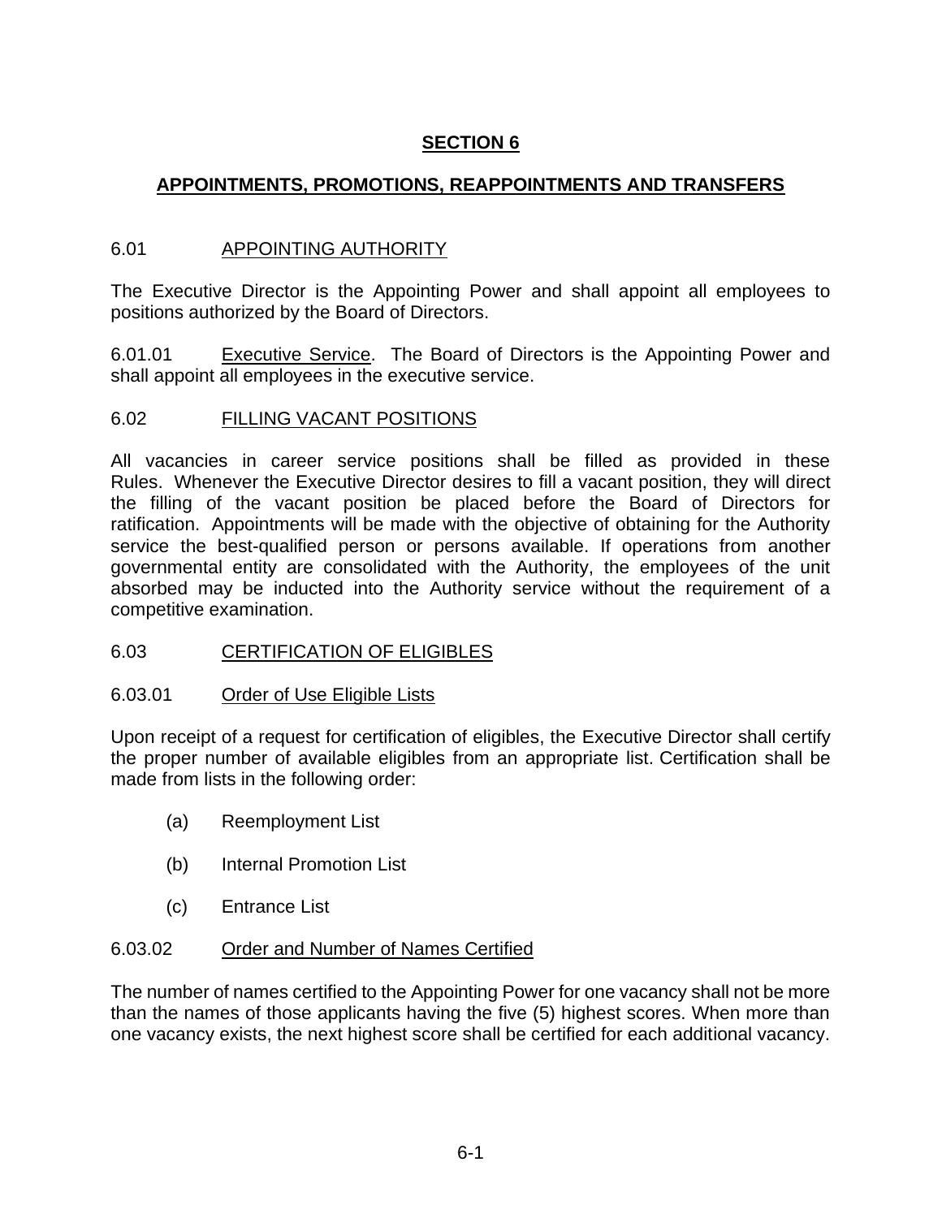# SECTION 6

## APPOINTMENTS, PROMOTIONS, REAPPOINTMENTS AND TRANSFERS

### 6.01 APPOINTING AUTHORITY

The Executive Director is the Appointing Power and shall appoint all employees to positions authorized by the Board of Directors.

6.01.01 Executive Service. The Board of Directors is the Appointing Power and shall appoint all employees in the executive service.

### 6.02 FILLING VACANT POSITIONS

All vacancies in career service positions shall be filled as provided in these Rules. Whenever the Executive Director desires to fill a vacant position, they will direct the filling of the vacant position be placed before the Board of Directors for ratification. Appointments will be made with the objective of obtaining for the Authority service the best-qualified person or persons available. If operations from another governmental entity are consolidated with the Authority, the employees of the unit absorbed may be inducted into the Authority service without the requirement of a competitive examination.

### 6.03 CERTIFICATION OF ELIGIBLES

#### 6.03.01 Order of Use Eligible Lists

Upon receipt of a request for certification of eligibles, the Executive Director shall certify the proper number of available eligibles from an appropriate list. Certification shall be made from lists in the following order:

(a) Reemployment List

(b) Internal Promotion List

(c) Entrance List

#### 6.03.02 Order and Number of Names Certified

The number of names certified to the Appointing Power for one vacancy shall not be more than the names of those applicants having the five (5) highest scores. When more than one vacancy exists, the next highest score shall be certified for each additional vacancy.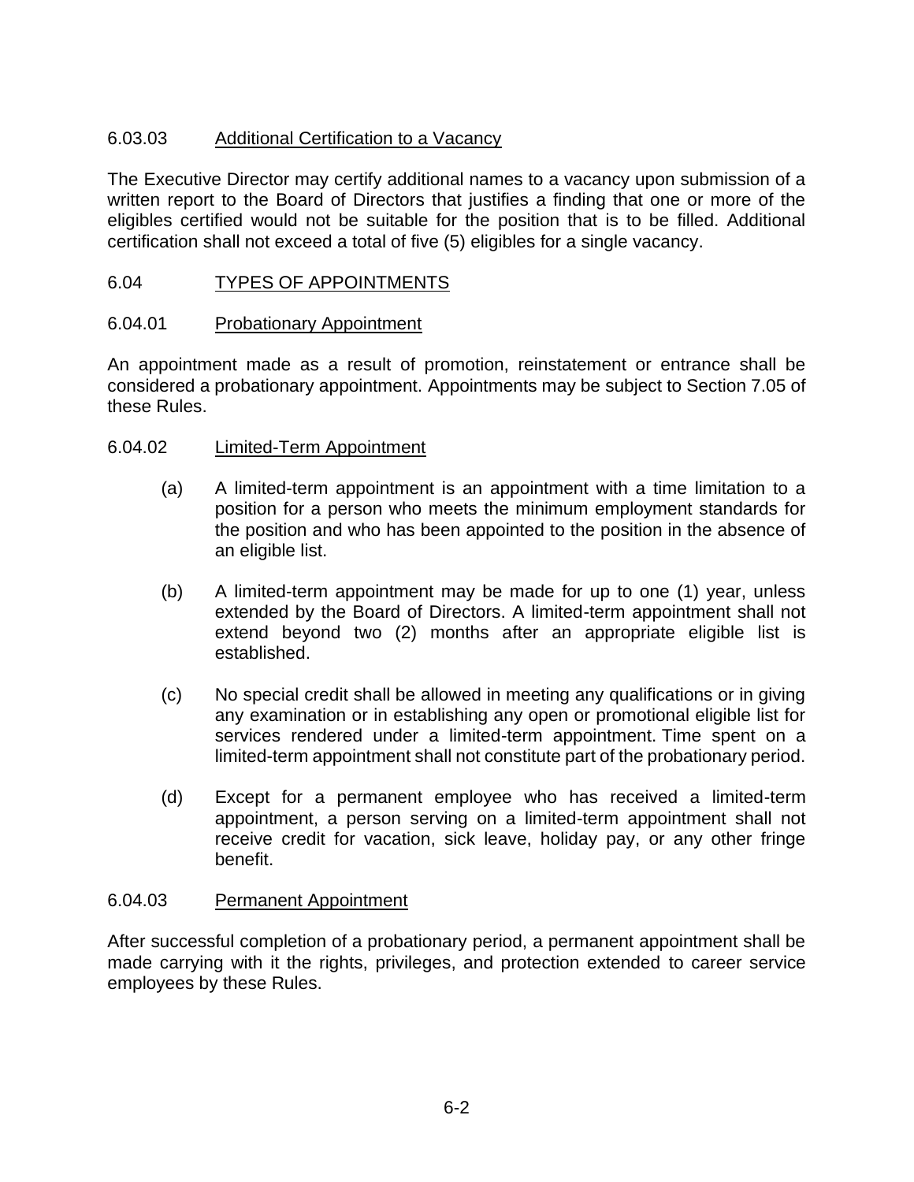### 6.03.03 Additional Certification to a Vacancy

The Executive Director may certify additional names to a vacancy upon submission of a written report to the Board of Directors that justifies a finding that one or more of the eligibles certified would not be suitable for the position that is to be filled. Additional certification shall not exceed a total of five (5) eligibles for a single vacancy.

## 6.04 TYPES OF APPOINTMENTS

### 6.04.01 Probationary Appointment

An appointment made as a result of promotion, reinstatement or entrance shall be considered a probationary appointment. Appointments may be subject to Section 7.05 of these Rules.

### 6.04.02 Limited-Term Appointment

(a) A limited-term appointment is an appointment with a time limitation to a position for a person who meets the minimum employment standards for the position and who has been appointed to the position in the absence of an eligible list.

(b) A limited-term appointment may be made for up to one (1) year, unless extended by the Board of Directors. A limited-term appointment shall not extend beyond two (2) months after an appropriate eligible list is established.

(c) No special credit shall be allowed in meeting any qualifications or in giving any examination or in establishing any open or promotional eligible list for services rendered under a limited-term appointment. Time spent on a limited-term appointment shall not constitute part of the probationary period.

(d) Except for a permanent employee who has received a limited-term appointment, a person serving on a limited-term appointment shall not receive credit for vacation, sick leave, holiday pay, or any other fringe benefit.

### 6.04.03 Permanent Appointment

After successful completion of a probationary period, a permanent appointment shall be made carrying with it the rights, privileges, and protection extended to career service employees by these Rules.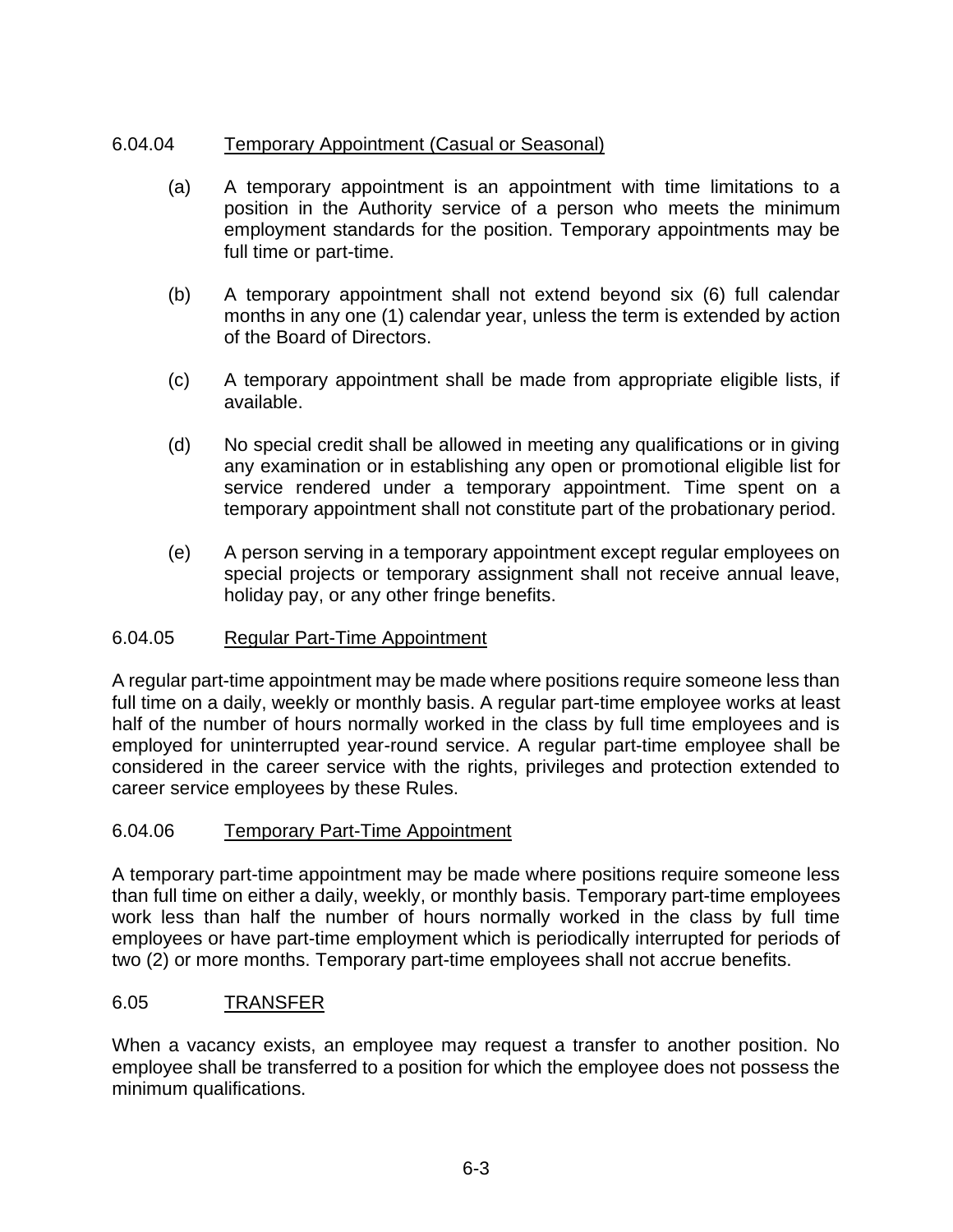### 6.04.04 Temporary Appointment (Casual or Seasonal)

(a) A temporary appointment is an appointment with time limitations to a position in the Authority service of a person who meets the minimum employment standards for the position. Temporary appointments may be full time or part-time.

(b) A temporary appointment shall not extend beyond six (6) full calendar months in any one (1) calendar year, unless the term is extended by action of the Board of Directors.

(c) A temporary appointment shall be made from appropriate eligible lists, if available.

(d) No special credit shall be allowed in meeting any qualifications or in giving any examination or in establishing any open or promotional eligible list for service rendered under a temporary appointment. Time spent on a temporary appointment shall not constitute part of the probationary period.

(e) A person serving in a temporary appointment except regular employees on special projects or temporary assignment shall not receive annual leave, holiday pay, or any other fringe benefits.

### 6.04.05 Regular Part-Time Appointment

A regular part-time appointment may be made where positions require someone less than full time on a daily, weekly or monthly basis. A regular part-time employee works at least half of the number of hours normally worked in the class by full time employees and is employed for uninterrupted year-round service. A regular part-time employee shall be considered in the career service with the rights, privileges and protection extended to career service employees by these Rules.

### 6.04.06 Temporary Part-Time Appointment

A temporary part-time appointment may be made where positions require someone less than full time on either a daily, weekly, or monthly basis. Temporary part-time employees work less than half the number of hours normally worked in the class by full time employees or have part-time employment which is periodically interrupted for periods of two (2) or more months. Temporary part-time employees shall not accrue benefits.

## 6.05 TRANSFER

When a vacancy exists, an employee may request a transfer to another position. No employee shall be transferred to a position for which the employee does not possess the minimum qualifications.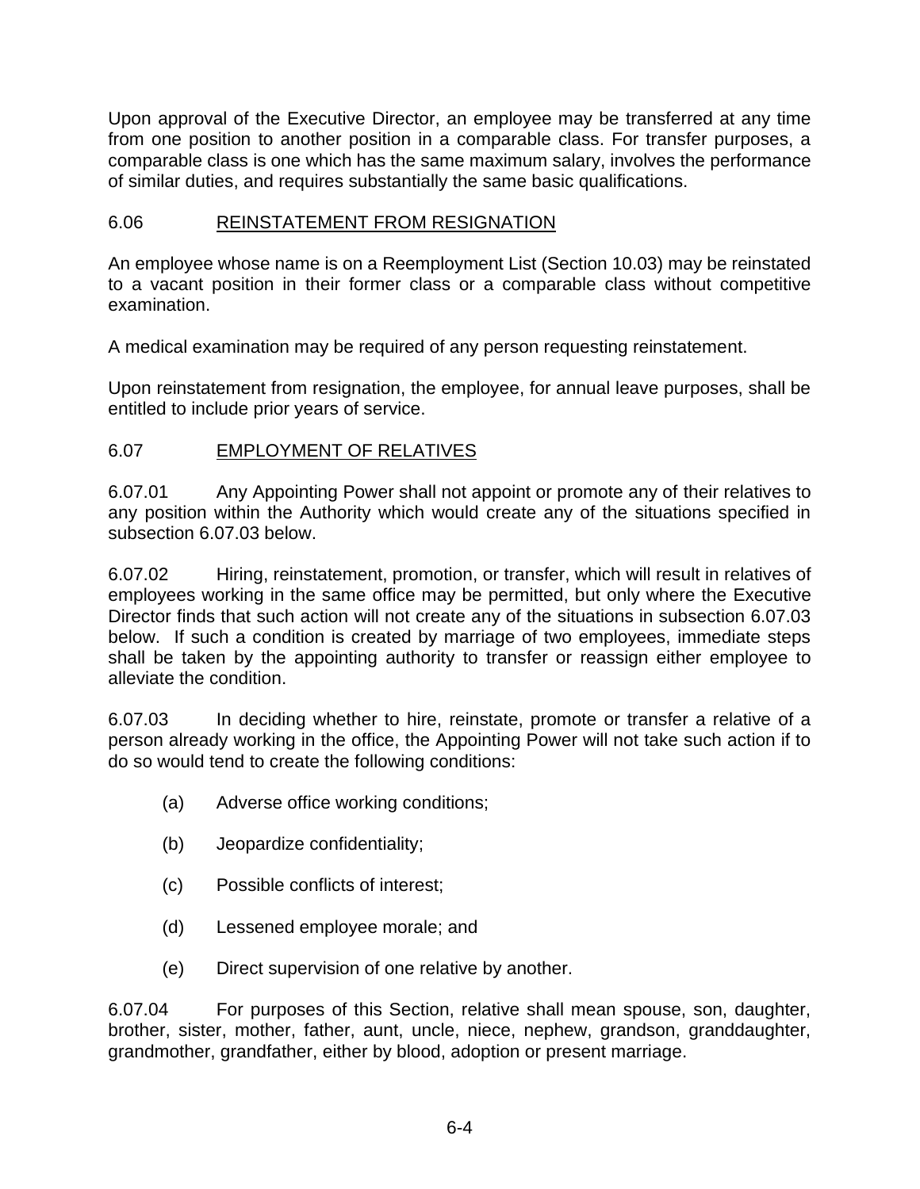Upon approval of the Executive Director, an employee may be transferred at any time from one position to another position in a comparable class. For transfer purposes, a comparable class is one which has the same maximum salary, involves the performance of similar duties, and requires substantially the same basic qualifications.

## 6.06 REINSTATEMENT FROM RESIGNATION

An employee whose name is on a Reemployment List (Section 10.03) may be reinstated to a vacant position in their former class or a comparable class without competitive examination.

A medical examination may be required of any person requesting reinstatement.

Upon reinstatement from resignation, the employee, for annual leave purposes, shall be entitled to include prior years of service.

## 6.07 EMPLOYMENT OF RELATIVES

6.07.01 Any Appointing Power shall not appoint or promote any of their relatives to any position within the Authority which would create any of the situations specified in subsection 6.07.03 below.

6.07.02 Hiring, reinstatement, promotion, or transfer, which will result in relatives of employees working in the same office may be permitted, but only where the Executive Director finds that such action will not create any of the situations in subsection 6.07.03 below. If such a condition is created by marriage of two employees, immediate steps shall be taken by the appointing authority to transfer or reassign either employee to alleviate the condition.

6.07.03 In deciding whether to hire, reinstate, promote or transfer a relative of a person already working in the office, the Appointing Power will not take such action if to do so would tend to create the following conditions:

(a) Adverse office working conditions;

(b) Jeopardize confidentiality;

(c) Possible conflicts of interest;

(d) Lessened employee morale; and

(e) Direct supervision of one relative by another.

6.07.04 For purposes of this Section, relative shall mean spouse, son, daughter, brother, sister, mother, father, aunt, uncle, niece, nephew, grandson, granddaughter, grandmother, grandfather, either by blood, adoption or present marriage.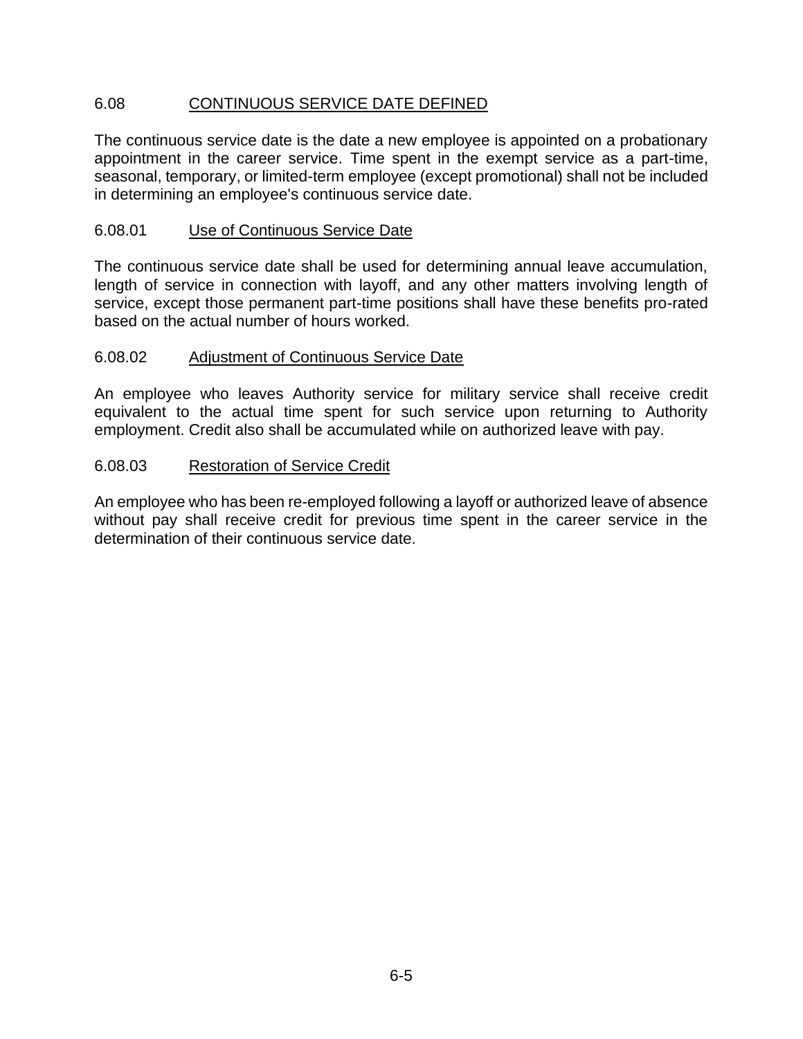## 6.08 CONTINUOUS SERVICE DATE DEFINED

The continuous service date is the date a new employee is appointed on a probationary appointment in the career service. Time spent in the exempt service as a part-time, seasonal, temporary, or limited-term employee (except promotional) shall not be included in determining an employee's continuous service date.

### 6.08.01 Use of Continuous Service Date

The continuous service date shall be used for determining annual leave accumulation, length of service in connection with layoff, and any other matters involving length of service, except those permanent part-time positions shall have these benefits pro-rated based on the actual number of hours worked.

### 6.08.02 Adjustment of Continuous Service Date

An employee who leaves Authority service for military service shall receive credit equivalent to the actual time spent for such service upon returning to Authority employment. Credit also shall be accumulated while on authorized leave with pay.

### 6.08.03 Restoration of Service Credit

An employee who has been re-employed following a layoff or authorized leave of absence without pay shall receive credit for previous time spent in the career service in the determination of their continuous service date.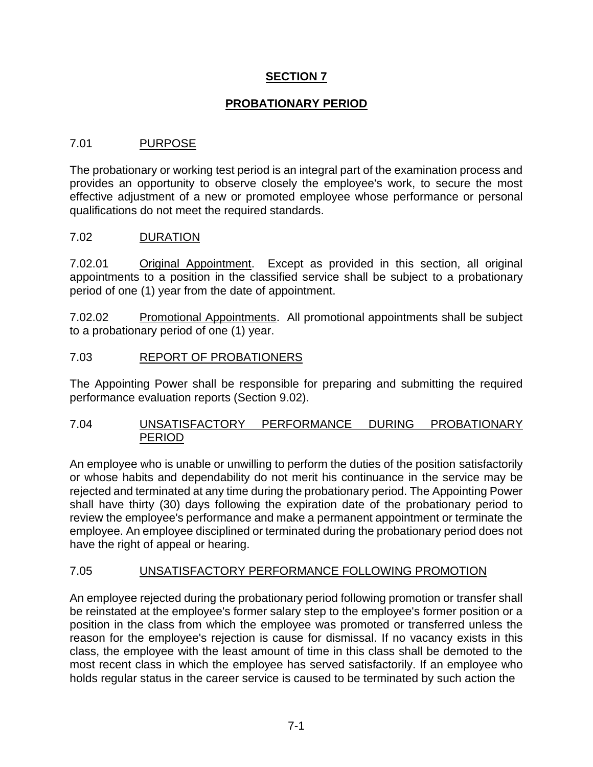# SECTION 7

## PROBATIONARY PERIOD

### 7.01 PURPOSE

The probationary or working test period is an integral part of the examination process and provides an opportunity to observe closely the employee's work, to secure the most effective adjustment of a new or promoted employee whose performance or personal qualifications do not meet the required standards.

### 7.02 DURATION

7.02.01 Original Appointment. Except as provided in this section, all original appointments to a position in the classified service shall be subject to a probationary period of one (1) year from the date of appointment.

7.02.02 Promotional Appointments. All promotional appointments shall be subject to a probationary period of one (1) year.

### 7.03 REPORT OF PROBATIONERS

The Appointing Power shall be responsible for preparing and submitting the required performance evaluation reports (Section 9.02).

### 7.04 UNSATISFACTORY PERFORMANCE DURING PROBATIONARY PERIOD

An employee who is unable or unwilling to perform the duties of the position satisfactorily or whose habits and dependability do not merit his continuance in the service may be rejected and terminated at any time during the probationary period. The Appointing Power shall have thirty (30) days following the expiration date of the probationary period to review the employee's performance and make a permanent appointment or terminate the employee. An employee disciplined or terminated during the probationary period does not have the right of appeal or hearing.

### 7.05 UNSATISFACTORY PERFORMANCE FOLLOWING PROMOTION

An employee rejected during the probationary period following promotion or transfer shall be reinstated at the employee's former salary step to the employee's former position or a position in the class from which the employee was promoted or transferred unless the reason for the employee's rejection is cause for dismissal. If no vacancy exists in this class, the employee with the least amount of time in this class shall be demoted to the most recent class in which the employee has served satisfactorily. If an employee who holds regular status in the career service is caused to be terminated by such action the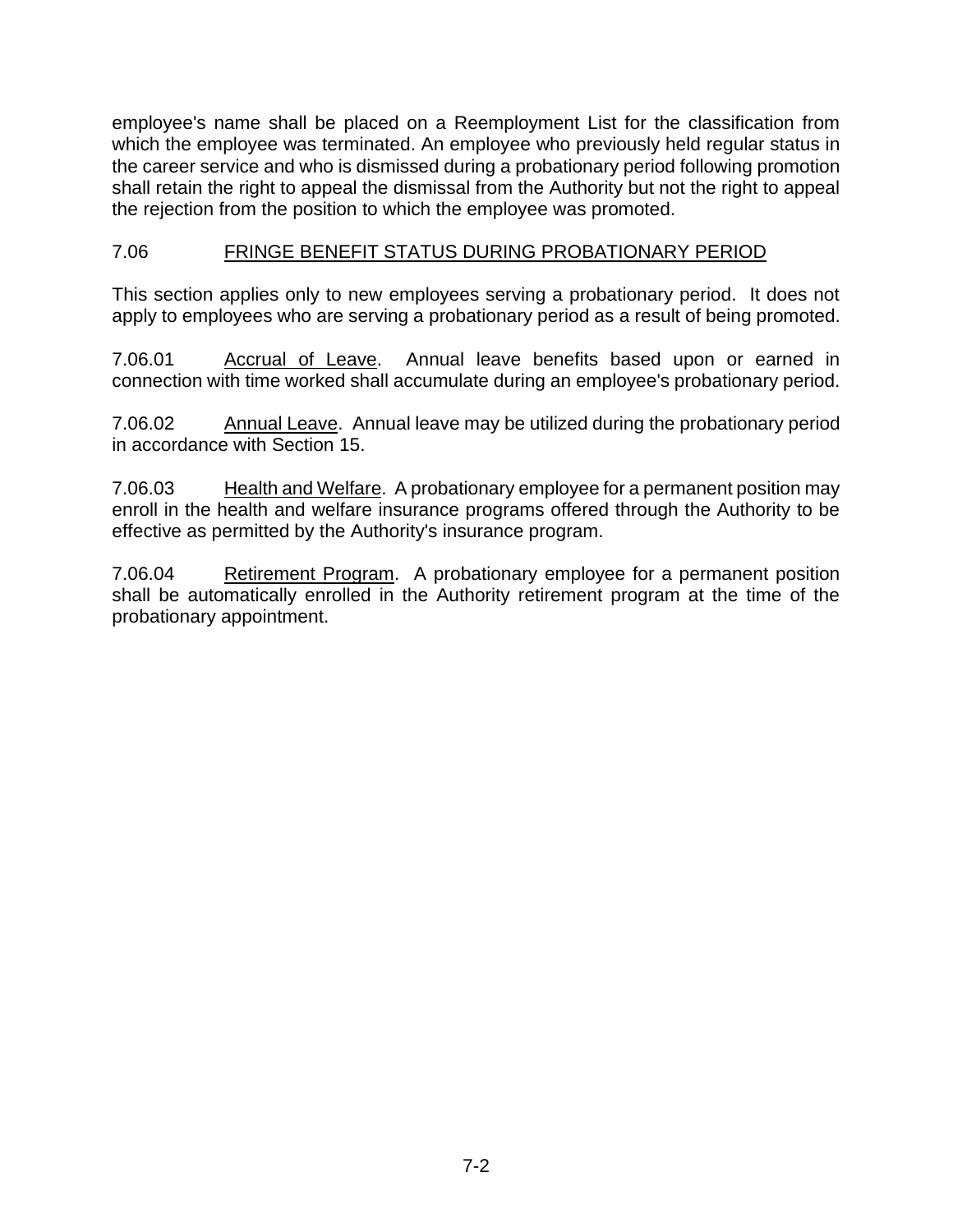employee's name shall be placed on a Reemployment List for the classification from which the employee was terminated. An employee who previously held regular status in the career service and who is dismissed during a probationary period following promotion shall retain the right to appeal the dismissal from the Authority but not the right to appeal the rejection from the position to which the employee was promoted.

## 7.06 FRINGE BENEFIT STATUS DURING PROBATIONARY PERIOD

This section applies only to new employees serving a probationary period. It does not apply to employees who are serving a probationary period as a result of being promoted.

7.06.01 Accrual of Leave. Annual leave benefits based upon or earned in connection with time worked shall accumulate during an employee's probationary period.

7.06.02 Annual Leave. Annual leave may be utilized during the probationary period in accordance with Section 15.

7.06.03 Health and Welfare. A probationary employee for a permanent position may enroll in the health and welfare insurance programs offered through the Authority to be effective as permitted by the Authority's insurance program.

7.06.04 Retirement Program. A probationary employee for a permanent position shall be automatically enrolled in the Authority retirement program at the time of the probationary appointment.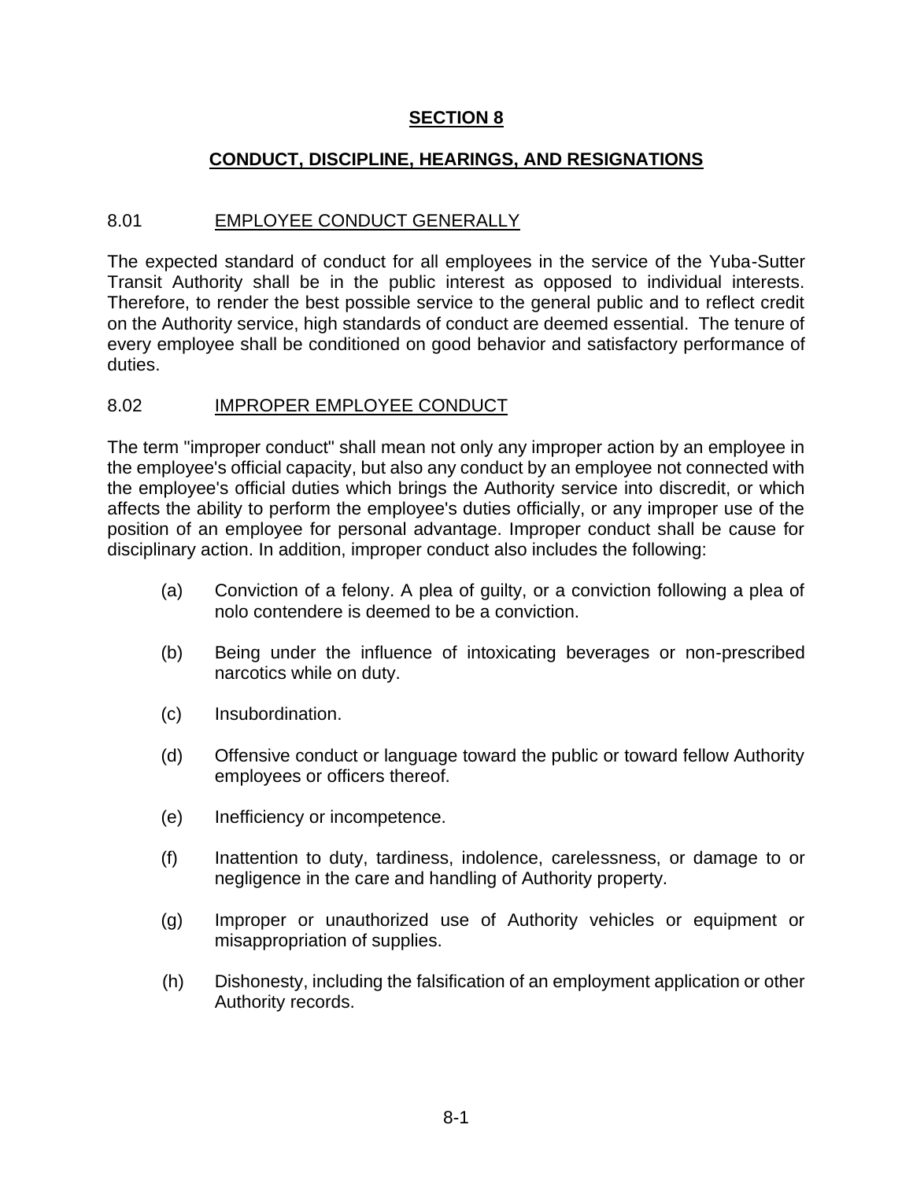# SECTION 8

## CONDUCT, DISCIPLINE, HEARINGS, AND RESIGNATIONS

### 8.01 EMPLOYEE CONDUCT GENERALLY

The expected standard of conduct for all employees in the service of the Yuba-Sutter Transit Authority shall be in the public interest as opposed to individual interests. Therefore, to render the best possible service to the general public and to reflect credit on the Authority service, high standards of conduct are deemed essential. The tenure of every employee shall be conditioned on good behavior and satisfactory performance of duties.

### 8.02 IMPROPER EMPLOYEE CONDUCT

The term "improper conduct" shall mean not only any improper action by an employee in the employee's official capacity, but also any conduct by an employee not connected with the employee's official duties which brings the Authority service into discredit, or which affects the ability to perform the employee's duties officially, or any improper use of the position of an employee for personal advantage. Improper conduct shall be cause for disciplinary action. In addition, improper conduct also includes the following:

(a) Conviction of a felony. A plea of guilty, or a conviction following a plea of nolo contendere is deemed to be a conviction.

(b) Being under the influence of intoxicating beverages or non-prescribed narcotics while on duty.

(c) Insubordination.

(d) Offensive conduct or language toward the public or toward fellow Authority employees or officers thereof.

(e) Inefficiency or incompetence.

(f) Inattention to duty, tardiness, indolence, carelessness, or damage to or negligence in the care and handling of Authority property.

(g) Improper or unauthorized use of Authority vehicles or equipment or misappropriation of supplies.

(h) Dishonesty, including the falsification of an employment application or other Authority records.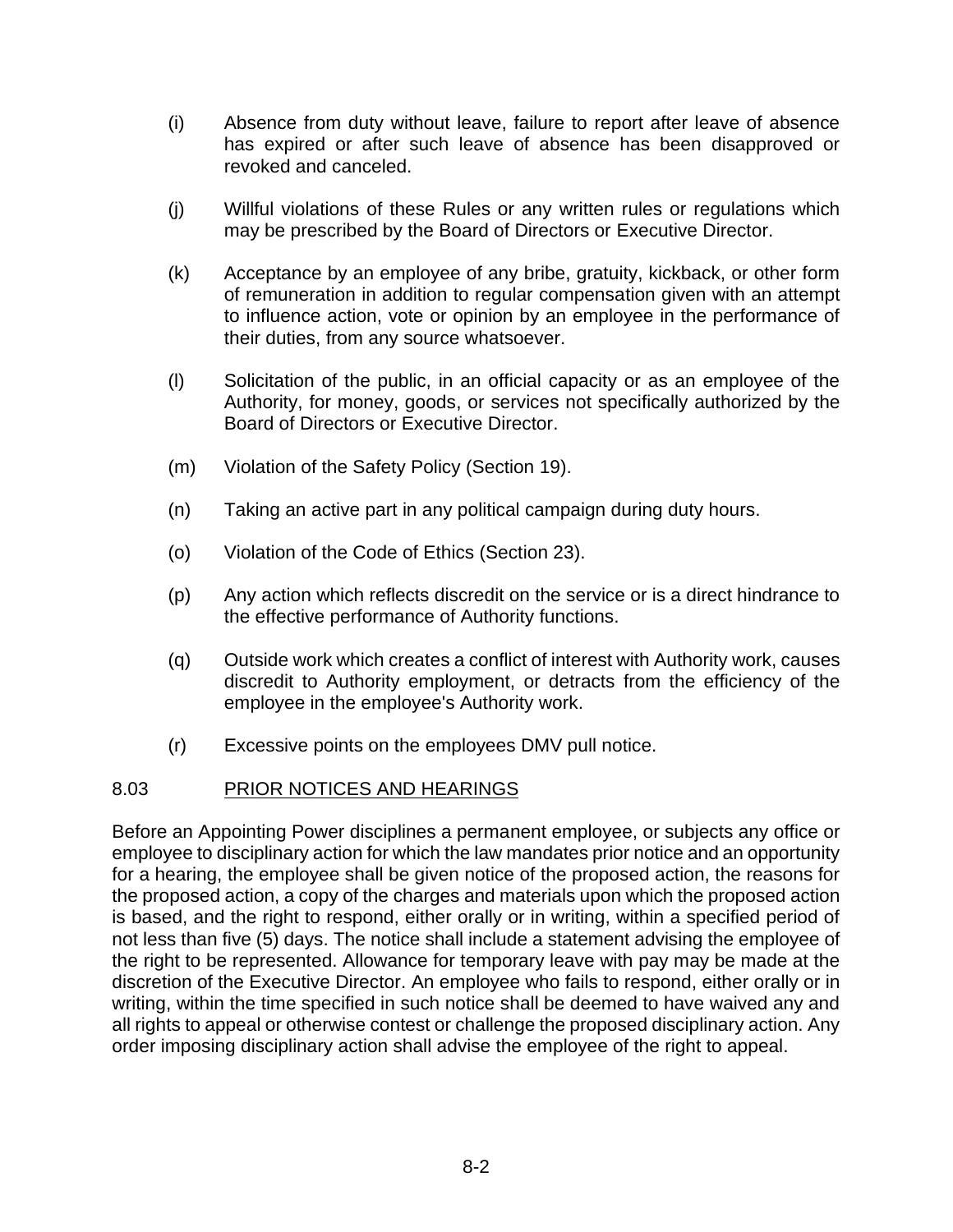(i) Absence from duty without leave, failure to report after leave of absence has expired or after such leave of absence has been disapproved or revoked and canceled.

(j) Willful violations of these Rules or any written rules or regulations which may be prescribed by the Board of Directors or Executive Director.

(k) Acceptance by an employee of any bribe, gratuity, kickback, or other form of remuneration in addition to regular compensation given with an attempt to influence action, vote or opinion by an employee in the performance of their duties, from any source whatsoever.

(l) Solicitation of the public, in an official capacity or as an employee of the Authority, for money, goods, or services not specifically authorized by the Board of Directors or Executive Director.

(m) Violation of the Safety Policy (Section 19).

(n) Taking an active part in any political campaign during duty hours.

(o) Violation of the Code of Ethics (Section 23).

(p) Any action which reflects discredit on the service or is a direct hindrance to the effective performance of Authority functions.

(q) Outside work which creates a conflict of interest with Authority work, causes discredit to Authority employment, or detracts from the efficiency of the employee in the employee's Authority work.

(r) Excessive points on the employees DMV pull notice.

## 8.03 PRIOR NOTICES AND HEARINGS

Before an Appointing Power disciplines a permanent employee, or subjects any office or employee to disciplinary action for which the law mandates prior notice and an opportunity for a hearing, the employee shall be given notice of the proposed action, the reasons for the proposed action, a copy of the charges and materials upon which the proposed action is based, and the right to respond, either orally or in writing, within a specified period of not less than five (5) days. The notice shall include a statement advising the employee of the right to be represented. Allowance for temporary leave with pay may be made at the discretion of the Executive Director. An employee who fails to respond, either orally or in writing, within the time specified in such notice shall be deemed to have waived any and all rights to appeal or otherwise contest or challenge the proposed disciplinary action. Any order imposing disciplinary action shall advise the employee of the right to appeal.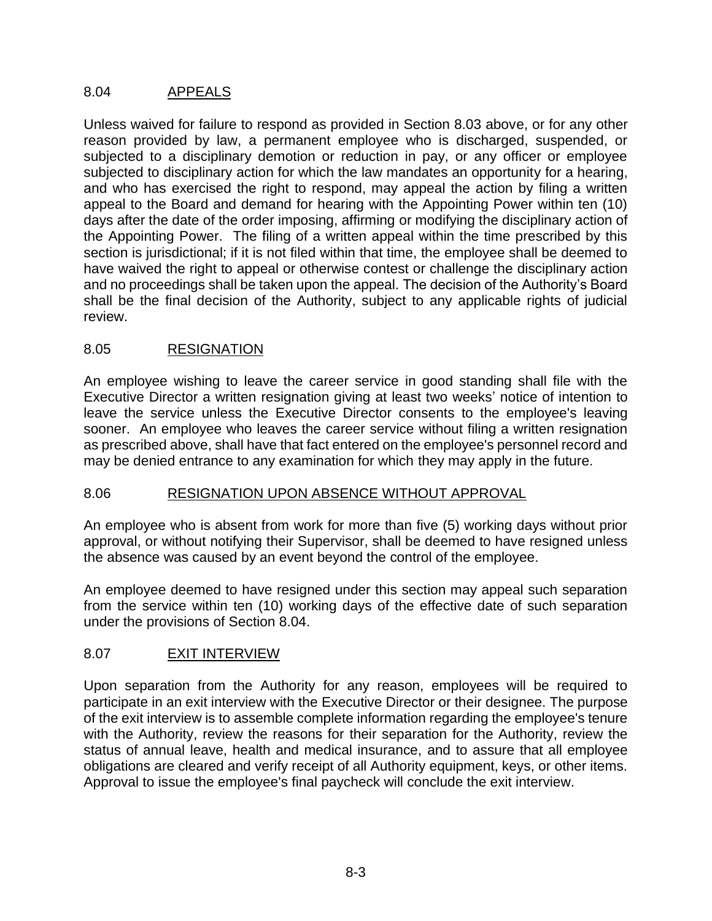## 8.04 APPEALS

Unless waived for failure to respond as provided in Section 8.03 above, or for any other reason provided by law, a permanent employee who is discharged, suspended, or subjected to a disciplinary demotion or reduction in pay, or any officer or employee subjected to disciplinary action for which the law mandates an opportunity for a hearing, and who has exercised the right to respond, may appeal the action by filing a written appeal to the Board and demand for hearing with the Appointing Power within ten (10) days after the date of the order imposing, affirming or modifying the disciplinary action of the Appointing Power. The filing of a written appeal within the time prescribed by this section is jurisdictional; if it is not filed within that time, the employee shall be deemed to have waived the right to appeal or otherwise contest or challenge the disciplinary action and no proceedings shall be taken upon the appeal. The decision of the Authority's Board shall be the final decision of the Authority, subject to any applicable rights of judicial review.

## 8.05 RESIGNATION

An employee wishing to leave the career service in good standing shall file with the Executive Director a written resignation giving at least two weeks' notice of intention to leave the service unless the Executive Director consents to the employee's leaving sooner. An employee who leaves the career service without filing a written resignation as prescribed above, shall have that fact entered on the employee's personnel record and may be denied entrance to any examination for which they may apply in the future.

## 8.06 RESIGNATION UPON ABSENCE WITHOUT APPROVAL

An employee who is absent from work for more than five (5) working days without prior approval, or without notifying their Supervisor, shall be deemed to have resigned unless the absence was caused by an event beyond the control of the employee.

An employee deemed to have resigned under this section may appeal such separation from the service within ten (10) working days of the effective date of such separation under the provisions of Section 8.04.

## 8.07 EXIT INTERVIEW

Upon separation from the Authority for any reason, employees will be required to participate in an exit interview with the Executive Director or their designee. The purpose of the exit interview is to assemble complete information regarding the employee's tenure with the Authority, review the reasons for their separation for the Authority, review the status of annual leave, health and medical insurance, and to assure that all employee obligations are cleared and verify receipt of all Authority equipment, keys, or other items. Approval to issue the employee's final paycheck will conclude the exit interview.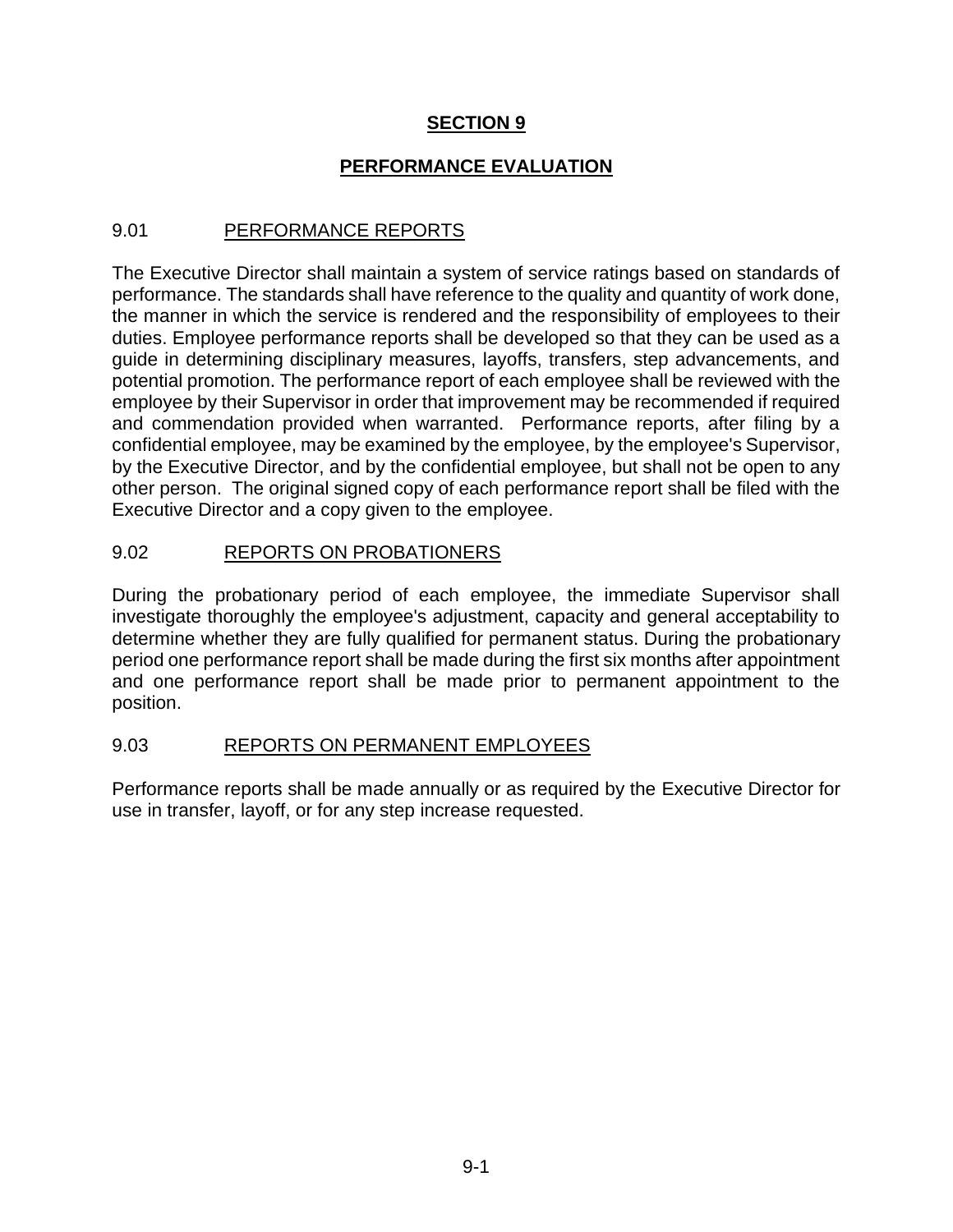# SECTION 9

## PERFORMANCE EVALUATION

### 9.01 PERFORMANCE REPORTS

The Executive Director shall maintain a system of service ratings based on standards of performance. The standards shall have reference to the quality and quantity of work done, the manner in which the service is rendered and the responsibility of employees to their duties. Employee performance reports shall be developed so that they can be used as a guide in determining disciplinary measures, layoffs, transfers, step advancements, and potential promotion. The performance report of each employee shall be reviewed with the employee by their Supervisor in order that improvement may be recommended if required and commendation provided when warranted. Performance reports, after filing by a confidential employee, may be examined by the employee, by the employee's Supervisor, by the Executive Director, and by the confidential employee, but shall not be open to any other person. The original signed copy of each performance report shall be filed with the Executive Director and a copy given to the employee.

### 9.02 REPORTS ON PROBATIONERS

During the probationary period of each employee, the immediate Supervisor shall investigate thoroughly the employee's adjustment, capacity and general acceptability to determine whether they are fully qualified for permanent status. During the probationary period one performance report shall be made during the first six months after appointment and one performance report shall be made prior to permanent appointment to the position.

### 9.03 REPORTS ON PERMANENT EMPLOYEES

Performance reports shall be made annually or as required by the Executive Director for use in transfer, layoff, or for any step increase requested.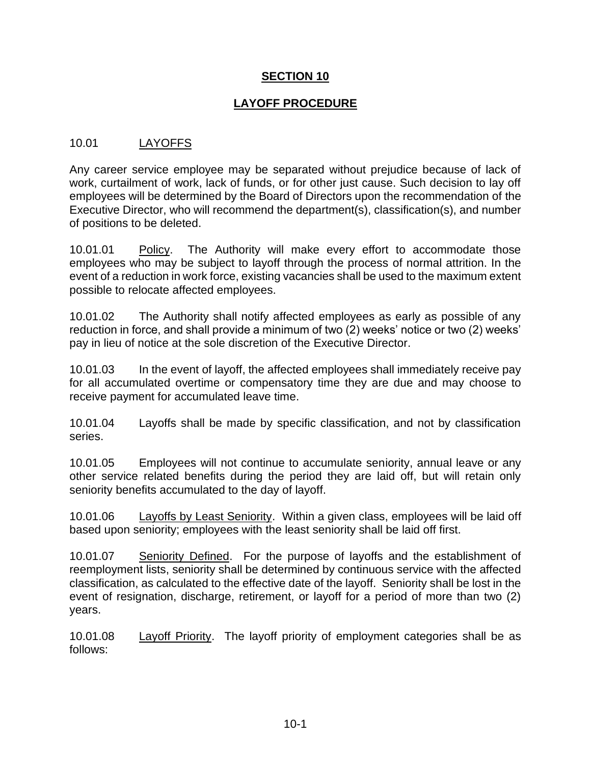# SECTION 10

## LAYOFF PROCEDURE

### 10.01 LAYOFFS

Any career service employee may be separated without prejudice because of lack of work, curtailment of work, lack of funds, or for other just cause. Such decision to lay off employees will be determined by the Board of Directors upon the recommendation of the Executive Director, who will recommend the department(s), classification(s), and number of positions to be deleted.

10.01.01 Policy. The Authority will make every effort to accommodate those employees who may be subject to layoff through the process of normal attrition. In the event of a reduction in work force, existing vacancies shall be used to the maximum extent possible to relocate affected employees.

10.01.02 The Authority shall notify affected employees as early as possible of any reduction in force, and shall provide a minimum of two (2) weeks' notice or two (2) weeks' pay in lieu of notice at the sole discretion of the Executive Director.

10.01.03 In the event of layoff, the affected employees shall immediately receive pay for all accumulated overtime or compensatory time they are due and may choose to receive payment for accumulated leave time.

10.01.04 Layoffs shall be made by specific classification, and not by classification series.

10.01.05 Employees will not continue to accumulate seniority, annual leave or any other service related benefits during the period they are laid off, but will retain only seniority benefits accumulated to the day of layoff.

10.01.06 Layoffs by Least Seniority. Within a given class, employees will be laid off based upon seniority; employees with the least seniority shall be laid off first.

10.01.07 Seniority Defined. For the purpose of layoffs and the establishment of reemployment lists, seniority shall be determined by continuous service with the affected classification, as calculated to the effective date of the layoff. Seniority shall be lost in the event of resignation, discharge, retirement, or layoff for a period of more than two (2) years.

10.01.08 Layoff Priority. The layoff priority of employment categories shall be as follows: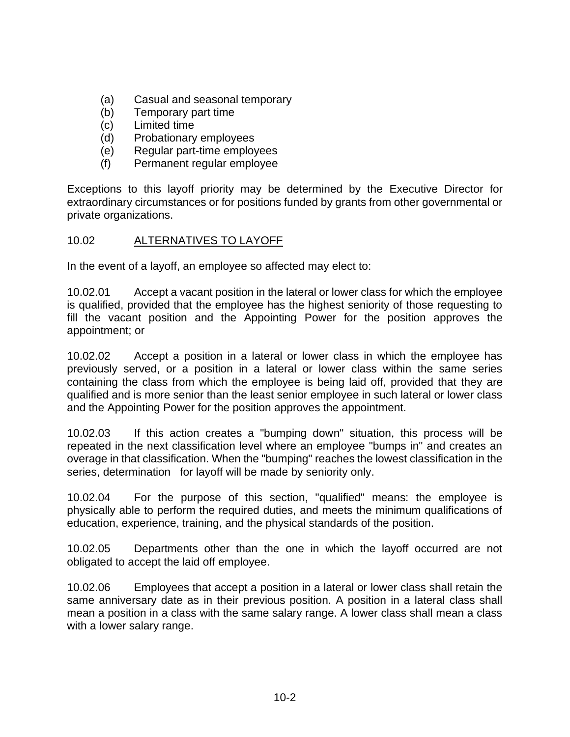(a) Casual and seasonal temporary
(b) Temporary part time
(c) Limited time
(d) Probationary employees
(e) Regular part-time employees
(f) Permanent regular employee

Exceptions to this layoff priority may be determined by the Executive Director for extraordinary circumstances or for positions funded by grants from other governmental or private organizations.

## 10.02 ALTERNATIVES TO LAYOFF

In the event of a layoff, an employee so affected may elect to:

10.02.01 Accept a vacant position in the lateral or lower class for which the employee is qualified, provided that the employee has the highest seniority of those requesting to fill the vacant position and the Appointing Power for the position approves the appointment; or

10.02.02 Accept a position in a lateral or lower class in which the employee has previously served, or a position in a lateral or lower class within the same series containing the class from which the employee is being laid off, provided that they are qualified and is more senior than the least senior employee in such lateral or lower class and the Appointing Power for the position approves the appointment.

10.02.03 If this action creates a "bumping down" situation, this process will be repeated in the next classification level where an employee "bumps in" and creates an overage in that classification. When the "bumping" reaches the lowest classification in the series, determination for layoff will be made by seniority only.

10.02.04 For the purpose of this section, "qualified" means: the employee is physically able to perform the required duties, and meets the minimum qualifications of education, experience, training, and the physical standards of the position.

10.02.05 Departments other than the one in which the layoff occurred are not obligated to accept the laid off employee.

10.02.06 Employees that accept a position in a lateral or lower class shall retain the same anniversary date as in their previous position. A position in a lateral class shall mean a position in a class with the same salary range. A lower class shall mean a class with a lower salary range.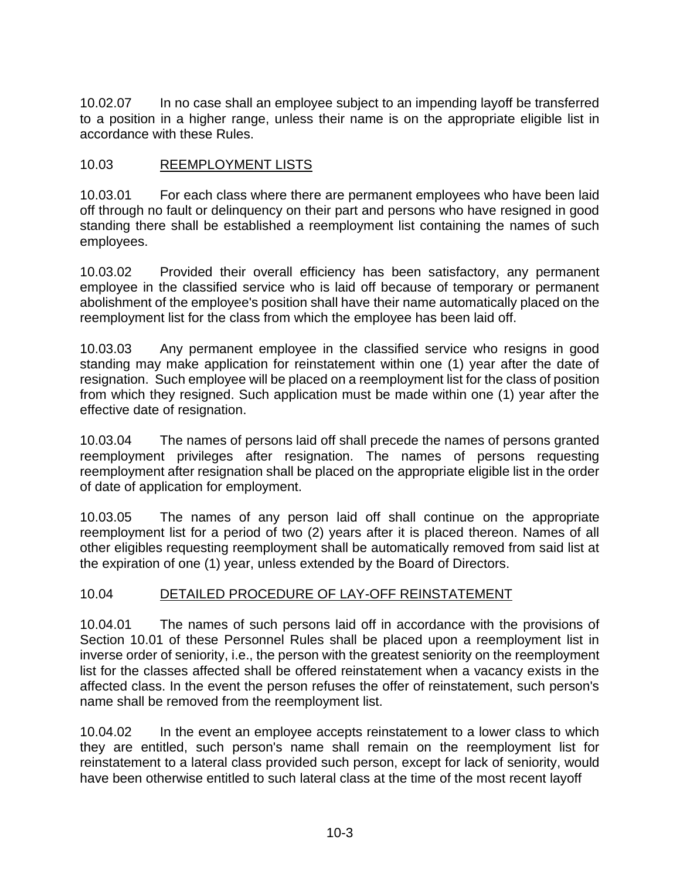10.02.07 In no case shall an employee subject to an impending layoff be transferred to a position in a higher range, unless their name is on the appropriate eligible list in accordance with these Rules.

## 10.03 REEMPLOYMENT LISTS

10.03.01 For each class where there are permanent employees who have been laid off through no fault or delinquency on their part and persons who have resigned in good standing there shall be established a reemployment list containing the names of such employees.

10.03.02 Provided their overall efficiency has been satisfactory, any permanent employee in the classified service who is laid off because of temporary or permanent abolishment of the employee's position shall have their name automatically placed on the reemployment list for the class from which the employee has been laid off.

10.03.03 Any permanent employee in the classified service who resigns in good standing may make application for reinstatement within one (1) year after the date of resignation. Such employee will be placed on a reemployment list for the class of position from which they resigned. Such application must be made within one (1) year after the effective date of resignation.

10.03.04 The names of persons laid off shall precede the names of persons granted reemployment privileges after resignation. The names of persons requesting reemployment after resignation shall be placed on the appropriate eligible list in the order of date of application for employment.

10.03.05 The names of any person laid off shall continue on the appropriate reemployment list for a period of two (2) years after it is placed thereon. Names of all other eligibles requesting reemployment shall be automatically removed from said list at the expiration of one (1) year, unless extended by the Board of Directors.

## 10.04 DETAILED PROCEDURE OF LAY-OFF REINSTATEMENT

10.04.01 The names of such persons laid off in accordance with the provisions of Section 10.01 of these Personnel Rules shall be placed upon a reemployment list in inverse order of seniority, i.e., the person with the greatest seniority on the reemployment list for the classes affected shall be offered reinstatement when a vacancy exists in the affected class. In the event the person refuses the offer of reinstatement, such person's name shall be removed from the reemployment list.

10.04.02 In the event an employee accepts reinstatement to a lower class to which they are entitled, such person's name shall remain on the reemployment list for reinstatement to a lateral class provided such person, except for lack of seniority, would have been otherwise entitled to such lateral class at the time of the most recent layoff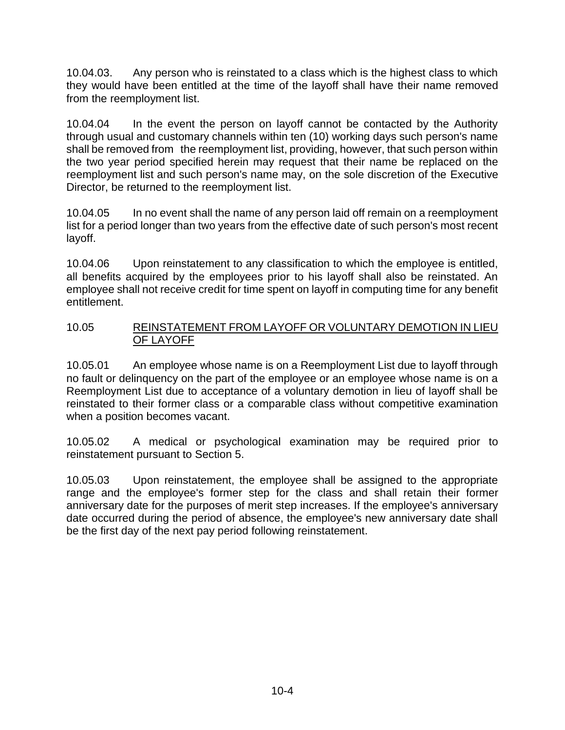10.04.03. Any person who is reinstated to a class which is the highest class to which they would have been entitled at the time of the layoff shall have their name removed from the reemployment list.

10.04.04 In the event the person on layoff cannot be contacted by the Authority through usual and customary channels within ten (10) working days such person's name shall be removed from the reemployment list, providing, however, that such person within the two year period specified herein may request that their name be replaced on the reemployment list and such person's name may, on the sole discretion of the Executive Director, be returned to the reemployment list.

10.04.05 In no event shall the name of any person laid off remain on a reemployment list for a period longer than two years from the effective date of such person's most recent layoff.

10.04.06 Upon reinstatement to any classification to which the employee is entitled, all benefits acquired by the employees prior to his layoff shall also be reinstated. An employee shall not receive credit for time spent on layoff in computing time for any benefit entitlement.

## 10.05 REINSTATEMENT FROM LAYOFF OR VOLUNTARY DEMOTION IN LIEU OF LAYOFF

10.05.01 An employee whose name is on a Reemployment List due to layoff through no fault or delinquency on the part of the employee or an employee whose name is on a Reemployment List due to acceptance of a voluntary demotion in lieu of layoff shall be reinstated to their former class or a comparable class without competitive examination when a position becomes vacant.

10.05.02 A medical or psychological examination may be required prior to reinstatement pursuant to Section 5.

10.05.03 Upon reinstatement, the employee shall be assigned to the appropriate range and the employee's former step for the class and shall retain their former anniversary date for the purposes of merit step increases. If the employee's anniversary date occurred during the period of absence, the employee's new anniversary date shall be the first day of the next pay period following reinstatement.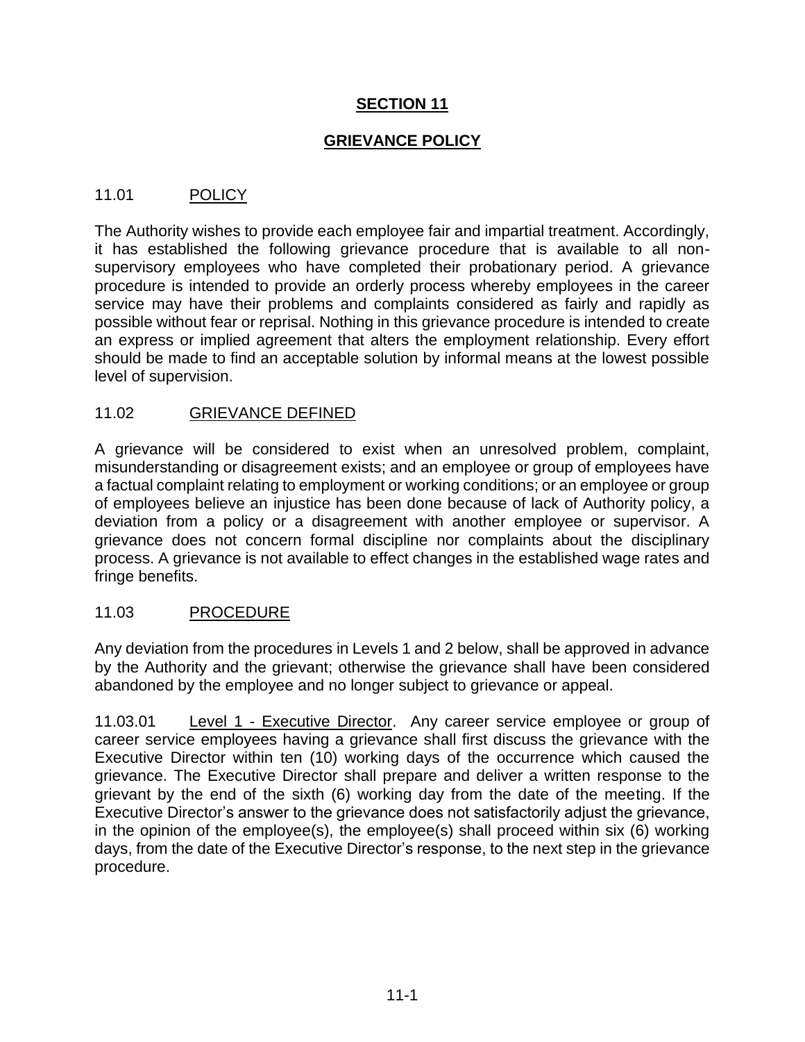# SECTION 11

# GRIEVANCE POLICY

## 11.01 POLICY

The Authority wishes to provide each employee fair and impartial treatment. Accordingly, it has established the following grievance procedure that is available to all non-supervisory employees who have completed their probationary period. A grievance procedure is intended to provide an orderly process whereby employees in the career service may have their problems and complaints considered as fairly and rapidly as possible without fear or reprisal. Nothing in this grievance procedure is intended to create an express or implied agreement that alters the employment relationship. Every effort should be made to find an acceptable solution by informal means at the lowest possible level of supervision.

## 11.02 GRIEVANCE DEFINED

A grievance will be considered to exist when an unresolved problem, complaint, misunderstanding or disagreement exists; and an employee or group of employees have a factual complaint relating to employment or working conditions; or an employee or group of employees believe an injustice has been done because of lack of Authority policy, a deviation from a policy or a disagreement with another employee or supervisor. A grievance does not concern formal discipline nor complaints about the disciplinary process. A grievance is not available to effect changes in the established wage rates and fringe benefits.

## 11.03 PROCEDURE

Any deviation from the procedures in Levels 1 and 2 below, shall be approved in advance by the Authority and the grievant; otherwise the grievance shall have been considered abandoned by the employee and no longer subject to grievance or appeal.

11.03.01 Level 1 - Executive Director. Any career service employee or group of career service employees having a grievance shall first discuss the grievance with the Executive Director within ten (10) working days of the occurrence which caused the grievance. The Executive Director shall prepare and deliver a written response to the grievant by the end of the sixth (6) working day from the date of the meeting. If the Executive Director's answer to the grievance does not satisfactorily adjust the grievance, in the opinion of the employee(s), the employee(s) shall proceed within six (6) working days, from the date of the Executive Director's response, to the next step in the grievance procedure.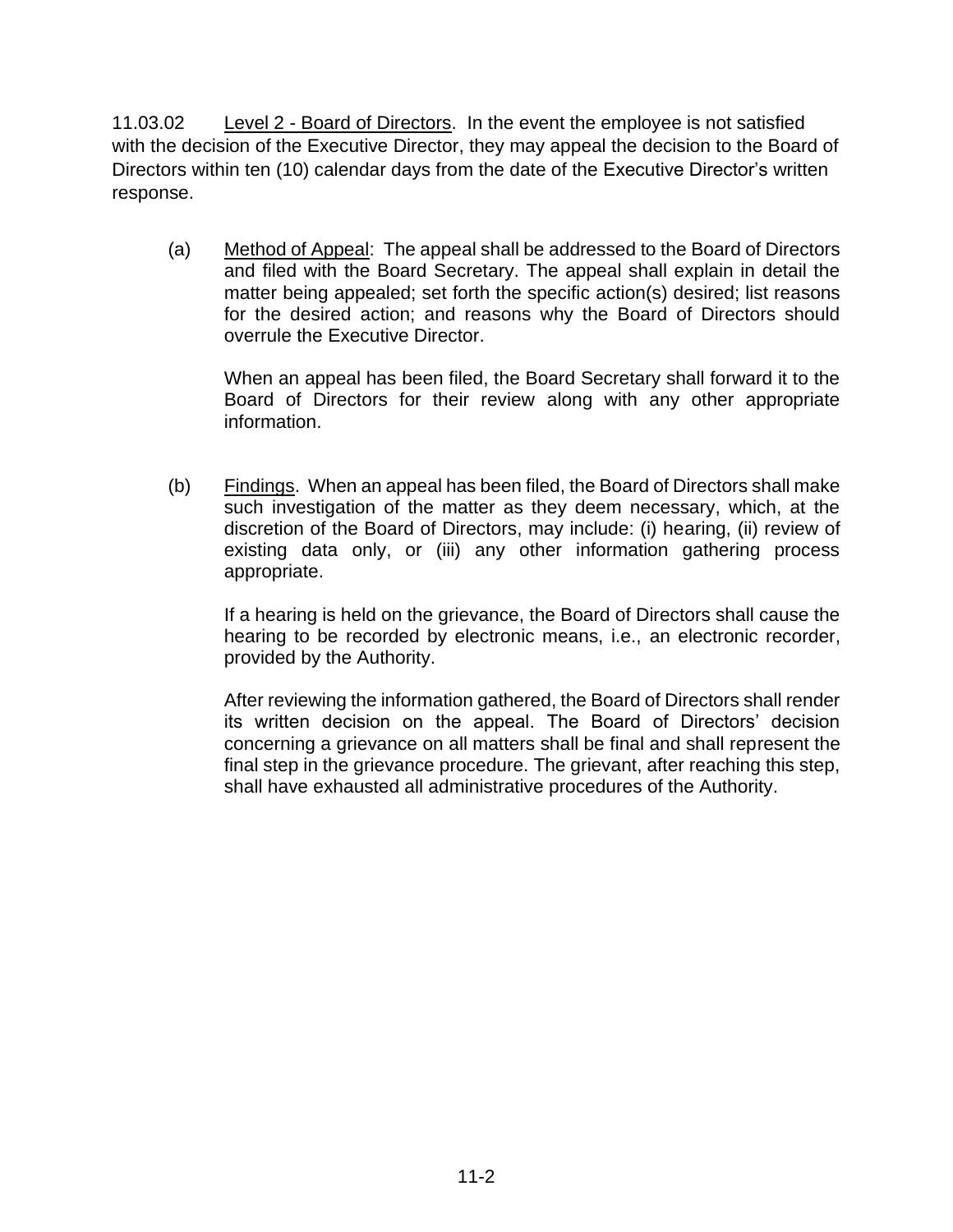11.03.02 Level 2 - Board of Directors. In the event the employee is not satisfied with the decision of the Executive Director, they may appeal the decision to the Board of Directors within ten (10) calendar days from the date of the Executive Director's written response.

(a) Method of Appeal: The appeal shall be addressed to the Board of Directors and filed with the Board Secretary. The appeal shall explain in detail the matter being appealed; set forth the specific action(s) desired; list reasons for the desired action; and reasons why the Board of Directors should overrule the Executive Director.

When an appeal has been filed, the Board Secretary shall forward it to the Board of Directors for their review along with any other appropriate information.

(b) Findings. When an appeal has been filed, the Board of Directors shall make such investigation of the matter as they deem necessary, which, at the discretion of the Board of Directors, may include: (i) hearing, (ii) review of existing data only, or (iii) any other information gathering process appropriate.

If a hearing is held on the grievance, the Board of Directors shall cause the hearing to be recorded by electronic means, i.e., an electronic recorder, provided by the Authority.

After reviewing the information gathered, the Board of Directors shall render its written decision on the appeal. The Board of Directors' decision concerning a grievance on all matters shall be final and shall represent the final step in the grievance procedure. The grievant, after reaching this step, shall have exhausted all administrative procedures of the Authority.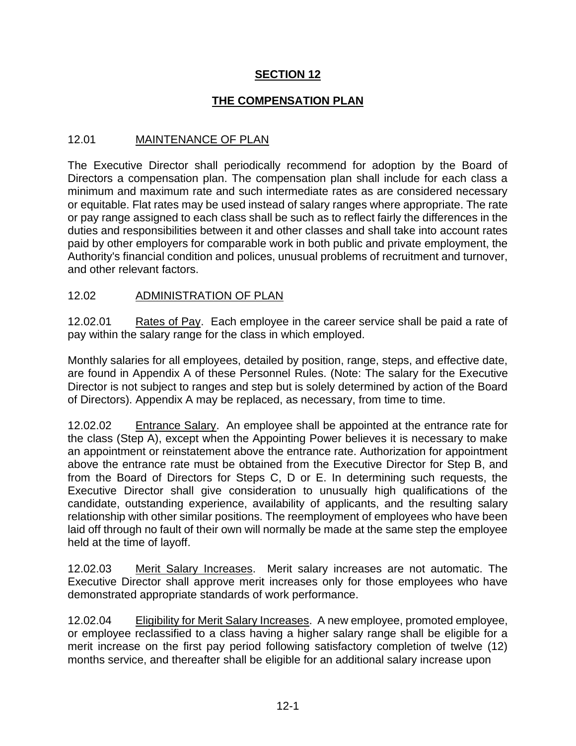# SECTION 12

## THE COMPENSATION PLAN

### 12.01 MAINTENANCE OF PLAN

The Executive Director shall periodically recommend for adoption by the Board of Directors a compensation plan. The compensation plan shall include for each class a minimum and maximum rate and such intermediate rates as are considered necessary or equitable. Flat rates may be used instead of salary ranges where appropriate. The rate or pay range assigned to each class shall be such as to reflect fairly the differences in the duties and responsibilities between it and other classes and shall take into account rates paid by other employers for comparable work in both public and private employment, the Authority's financial condition and polices, unusual problems of recruitment and turnover, and other relevant factors.

### 12.02 ADMINISTRATION OF PLAN

12.02.01 Rates of Pay. Each employee in the career service shall be paid a rate of pay within the salary range for the class in which employed.

Monthly salaries for all employees, detailed by position, range, steps, and effective date, are found in Appendix A of these Personnel Rules. (Note: The salary for the Executive Director is not subject to ranges and step but is solely determined by action of the Board of Directors). Appendix A may be replaced, as necessary, from time to time.

12.02.02 Entrance Salary. An employee shall be appointed at the entrance rate for the class (Step A), except when the Appointing Power believes it is necessary to make an appointment or reinstatement above the entrance rate. Authorization for appointment above the entrance rate must be obtained from the Executive Director for Step B, and from the Board of Directors for Steps C, D or E. In determining such requests, the Executive Director shall give consideration to unusually high qualifications of the candidate, outstanding experience, availability of applicants, and the resulting salary relationship with other similar positions. The reemployment of employees who have been laid off through no fault of their own will normally be made at the same step the employee held at the time of layoff.

12.02.03 Merit Salary Increases. Merit salary increases are not automatic. The Executive Director shall approve merit increases only for those employees who have demonstrated appropriate standards of work performance.

12.02.04 Eligibility for Merit Salary Increases. A new employee, promoted employee, or employee reclassified to a class having a higher salary range shall be eligible for a merit increase on the first pay period following satisfactory completion of twelve (12) months service, and thereafter shall be eligible for an additional salary increase upon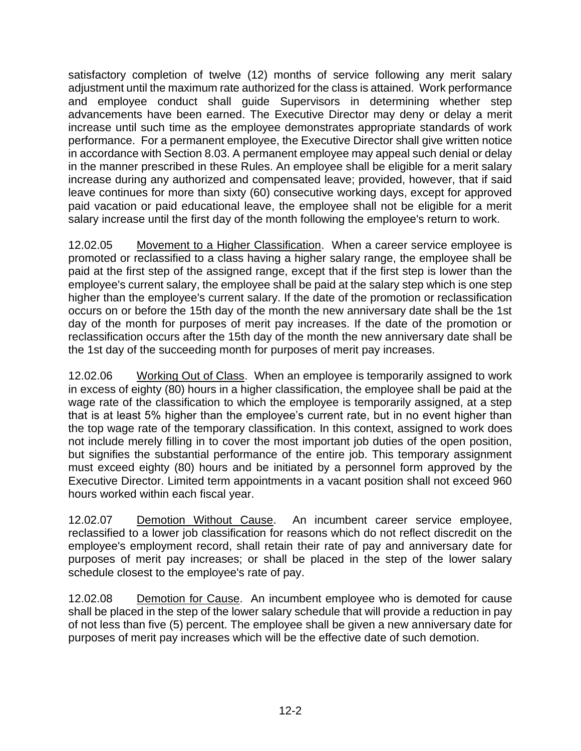satisfactory completion of twelve (12) months of service following any merit salary adjustment until the maximum rate authorized for the class is attained. Work performance and employee conduct shall guide Supervisors in determining whether step advancements have been earned. The Executive Director may deny or delay a merit increase until such time as the employee demonstrates appropriate standards of work performance. For a permanent employee, the Executive Director shall give written notice in accordance with Section 8.03. A permanent employee may appeal such denial or delay in the manner prescribed in these Rules. An employee shall be eligible for a merit salary increase during any authorized and compensated leave; provided, however, that if said leave continues for more than sixty (60) consecutive working days, except for approved paid vacation or paid educational leave, the employee shall not be eligible for a merit salary increase until the first day of the month following the employee's return to work.

12.02.05 Movement to a Higher Classification. When a career service employee is promoted or reclassified to a class having a higher salary range, the employee shall be paid at the first step of the assigned range, except that if the first step is lower than the employee's current salary, the employee shall be paid at the salary step which is one step higher than the employee's current salary. If the date of the promotion or reclassification occurs on or before the 15th day of the month the new anniversary date shall be the 1st day of the month for purposes of merit pay increases. If the date of the promotion or reclassification occurs after the 15th day of the month the new anniversary date shall be the 1st day of the succeeding month for purposes of merit pay increases.

12.02.06 Working Out of Class. When an employee is temporarily assigned to work in excess of eighty (80) hours in a higher classification, the employee shall be paid at the wage rate of the classification to which the employee is temporarily assigned, at a step that is at least 5% higher than the employee's current rate, but in no event higher than the top wage rate of the temporary classification. In this context, assigned to work does not include merely filling in to cover the most important job duties of the open position, but signifies the substantial performance of the entire job. This temporary assignment must exceed eighty (80) hours and be initiated by a personnel form approved by the Executive Director. Limited term appointments in a vacant position shall not exceed 960 hours worked within each fiscal year.

12.02.07 Demotion Without Cause. An incumbent career service employee, reclassified to a lower job classification for reasons which do not reflect discredit on the employee's employment record, shall retain their rate of pay and anniversary date for purposes of merit pay increases; or shall be placed in the step of the lower salary schedule closest to the employee's rate of pay.

12.02.08 Demotion for Cause. An incumbent employee who is demoted for cause shall be placed in the step of the lower salary schedule that will provide a reduction in pay of not less than five (5) percent. The employee shall be given a new anniversary date for purposes of merit pay increases which will be the effective date of such demotion.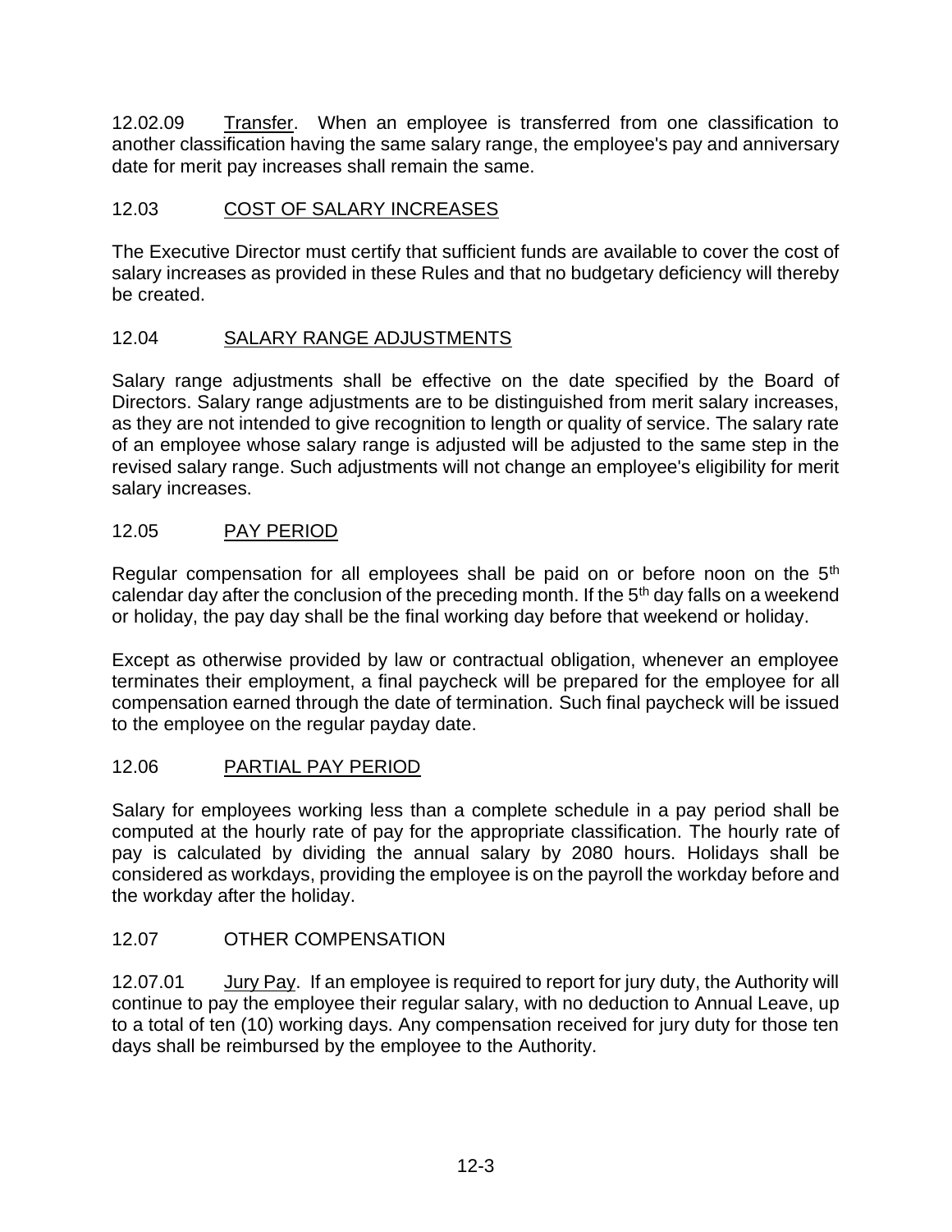12.02.09 Transfer. When an employee is transferred from one classification to another classification having the same salary range, the employee's pay and anniversary date for merit pay increases shall remain the same.

## 12.03 COST OF SALARY INCREASES

The Executive Director must certify that sufficient funds are available to cover the cost of salary increases as provided in these Rules and that no budgetary deficiency will thereby be created.

## 12.04 SALARY RANGE ADJUSTMENTS

Salary range adjustments shall be effective on the date specified by the Board of Directors. Salary range adjustments are to be distinguished from merit salary increases, as they are not intended to give recognition to length or quality of service. The salary rate of an employee whose salary range is adjusted will be adjusted to the same step in the revised salary range. Such adjustments will not change an employee's eligibility for merit salary increases.

## 12.05 PAY PERIOD

Regular compensation for all employees shall be paid on or before noon on the 5th calendar day after the conclusion of the preceding month. If the 5th day falls on a weekend or holiday, the pay day shall be the final working day before that weekend or holiday.

Except as otherwise provided by law or contractual obligation, whenever an employee terminates their employment, a final paycheck will be prepared for the employee for all compensation earned through the date of termination. Such final paycheck will be issued to the employee on the regular payday date.

## 12.06 PARTIAL PAY PERIOD

Salary for employees working less than a complete schedule in a pay period shall be computed at the hourly rate of pay for the appropriate classification. The hourly rate of pay is calculated by dividing the annual salary by 2080 hours. Holidays shall be considered as workdays, providing the employee is on the payroll the workday before and the workday after the holiday.

## 12.07 OTHER COMPENSATION

12.07.01 Jury Pay. If an employee is required to report for jury duty, the Authority will continue to pay the employee their regular salary, with no deduction to Annual Leave, up to a total of ten (10) working days. Any compensation received for jury duty for those ten days shall be reimbursed by the employee to the Authority.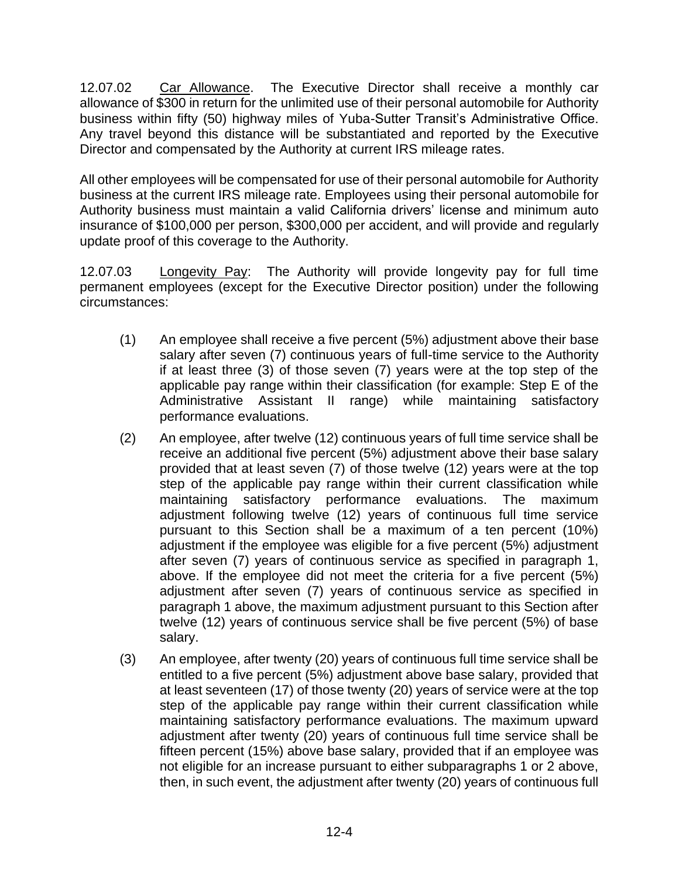12.07.02 Car Allowance. The Executive Director shall receive a monthly car allowance of $300 in return for the unlimited use of their personal automobile for Authority business within fifty (50) highway miles of Yuba-Sutter Transit's Administrative Office. Any travel beyond this distance will be substantiated and reported by the Executive Director and compensated by the Authority at current IRS mileage rates.

All other employees will be compensated for use of their personal automobile for Authority business at the current IRS mileage rate. Employees using their personal automobile for Authority business must maintain a valid California drivers' license and minimum auto insurance of $100,000 per person, $300,000 per accident, and will provide and regularly update proof of this coverage to the Authority.

12.07.03 Longevity Pay: The Authority will provide longevity pay for full time permanent employees (except for the Executive Director position) under the following circumstances:

(1) An employee shall receive a five percent (5%) adjustment above their base salary after seven (7) continuous years of full-time service to the Authority if at least three (3) of those seven (7) years were at the top step of the applicable pay range within their classification (for example: Step E of the Administrative Assistant II range) while maintaining satisfactory performance evaluations.

(2) An employee, after twelve (12) continuous years of full time service shall be receive an additional five percent (5%) adjustment above their base salary provided that at least seven (7) of those twelve (12) years were at the top step of the applicable pay range within their current classification while maintaining satisfactory performance evaluations. The maximum adjustment following twelve (12) years of continuous full time service pursuant to this Section shall be a maximum of a ten percent (10%) adjustment if the employee was eligible for a five percent (5%) adjustment after seven (7) years of continuous service as specified in paragraph 1, above. If the employee did not meet the criteria for a five percent (5%) adjustment after seven (7) years of continuous service as specified in paragraph 1 above, the maximum adjustment pursuant to this Section after twelve (12) years of continuous service shall be five percent (5%) of base salary.

(3) An employee, after twenty (20) years of continuous full time service shall be entitled to a five percent (5%) adjustment above base salary, provided that at least seventeen (17) of those twenty (20) years of service were at the top step of the applicable pay range within their current classification while maintaining satisfactory performance evaluations. The maximum upward adjustment after twenty (20) years of continuous full time service shall be fifteen percent (15%) above base salary, provided that if an employee was not eligible for an increase pursuant to either subparagraphs 1 or 2 above, then, in such event, the adjustment after twenty (20) years of continuous full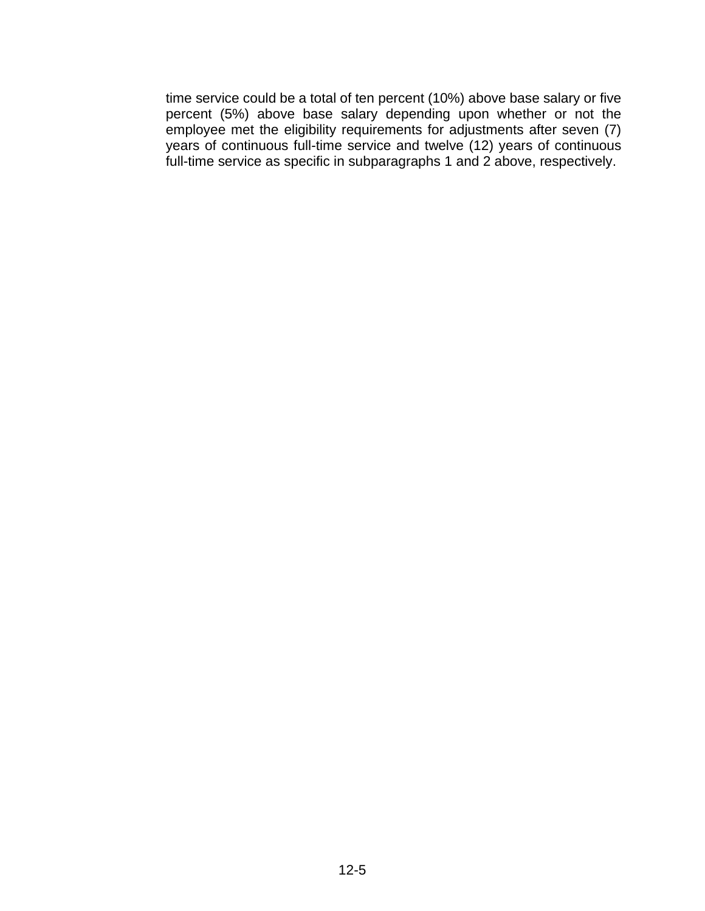time service could be a total of ten percent (10%) above base salary or five percent (5%) above base salary depending upon whether or not the employee met the eligibility requirements for adjustments after seven (7) years of continuous full-time service and twelve (12) years of continuous full-time service as specific in subparagraphs 1 and 2 above, respectively.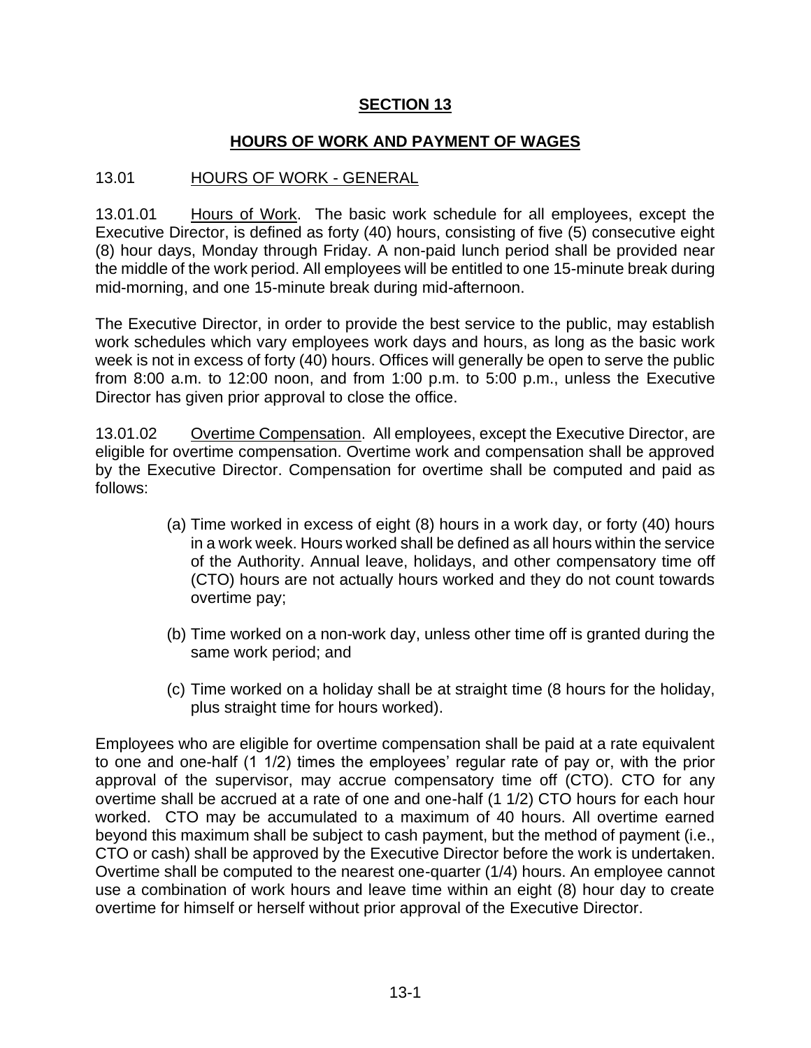# SECTION 13

## HOURS OF WORK AND PAYMENT OF WAGES

### 13.01 HOURS OF WORK - GENERAL

13.01.01 Hours of Work. The basic work schedule for all employees, except the Executive Director, is defined as forty (40) hours, consisting of five (5) consecutive eight (8) hour days, Monday through Friday. A non-paid lunch period shall be provided near the middle of the work period. All employees will be entitled to one 15-minute break during mid-morning, and one 15-minute break during mid-afternoon.

The Executive Director, in order to provide the best service to the public, may establish work schedules which vary employees work days and hours, as long as the basic work week is not in excess of forty (40) hours. Offices will generally be open to serve the public from 8:00 a.m. to 12:00 noon, and from 1:00 p.m. to 5:00 p.m., unless the Executive Director has given prior approval to close the office.

13.01.02 Overtime Compensation. All employees, except the Executive Director, are eligible for overtime compensation. Overtime work and compensation shall be approved by the Executive Director. Compensation for overtime shall be computed and paid as follows:

(a) Time worked in excess of eight (8) hours in a work day, or forty (40) hours in a work week. Hours worked shall be defined as all hours within the service of the Authority. Annual leave, holidays, and other compensatory time off (CTO) hours are not actually hours worked and they do not count towards overtime pay;

(b) Time worked on a non-work day, unless other time off is granted during the same work period; and

(c) Time worked on a holiday shall be at straight time (8 hours for the holiday, plus straight time for hours worked).

Employees who are eligible for overtime compensation shall be paid at a rate equivalent to one and one-half (1 1/2) times the employees' regular rate of pay or, with the prior approval of the supervisor, may accrue compensatory time off (CTO). CTO for any overtime shall be accrued at a rate of one and one-half (1 1/2) CTO hours for each hour worked. CTO may be accumulated to a maximum of 40 hours. All overtime earned beyond this maximum shall be subject to cash payment, but the method of payment (i.e., CTO or cash) shall be approved by the Executive Director before the work is undertaken. Overtime shall be computed to the nearest one-quarter (1/4) hours. An employee cannot use a combination of work hours and leave time within an eight (8) hour day to create overtime for himself or herself without prior approval of the Executive Director.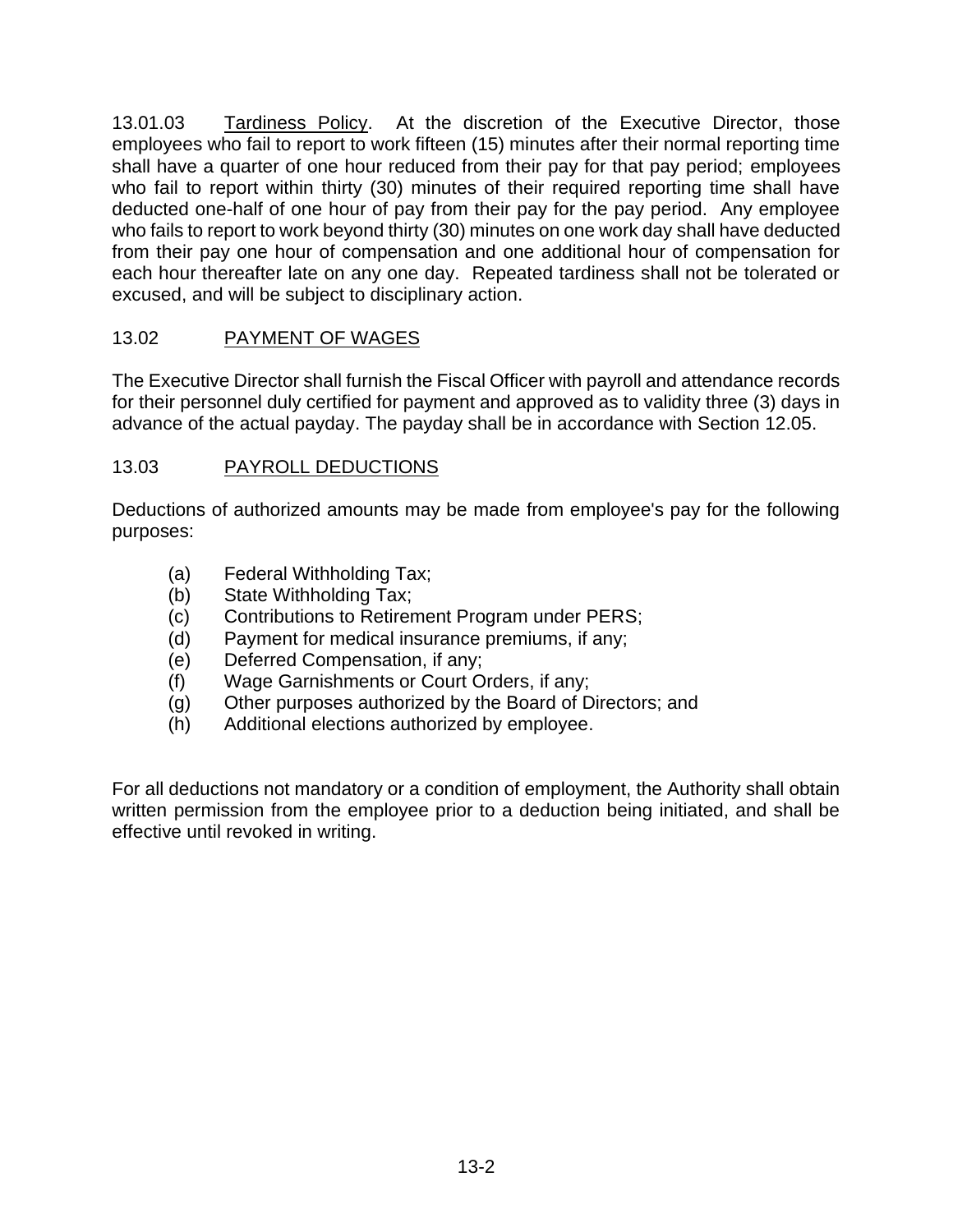13.01.03 Tardiness Policy. At the discretion of the Executive Director, those employees who fail to report to work fifteen (15) minutes after their normal reporting time shall have a quarter of one hour reduced from their pay for that pay period; employees who fail to report within thirty (30) minutes of their required reporting time shall have deducted one-half of one hour of pay from their pay for the pay period. Any employee who fails to report to work beyond thirty (30) minutes on one work day shall have deducted from their pay one hour of compensation and one additional hour of compensation for each hour thereafter late on any one day. Repeated tardiness shall not be tolerated or excused, and will be subject to disciplinary action.

## 13.02 PAYMENT OF WAGES

The Executive Director shall furnish the Fiscal Officer with payroll and attendance records for their personnel duly certified for payment and approved as to validity three (3) days in advance of the actual payday. The payday shall be in accordance with Section 12.05.

## 13.03 PAYROLL DEDUCTIONS

Deductions of authorized amounts may be made from employee's pay for the following purposes:

(a) Federal Withholding Tax;
(b) State Withholding Tax;
(c) Contributions to Retirement Program under PERS;
(d) Payment for medical insurance premiums, if any;
(e) Deferred Compensation, if any;
(f) Wage Garnishments or Court Orders, if any;
(g) Other purposes authorized by the Board of Directors; and
(h) Additional elections authorized by employee.

For all deductions not mandatory or a condition of employment, the Authority shall obtain written permission from the employee prior to a deduction being initiated, and shall be effective until revoked in writing.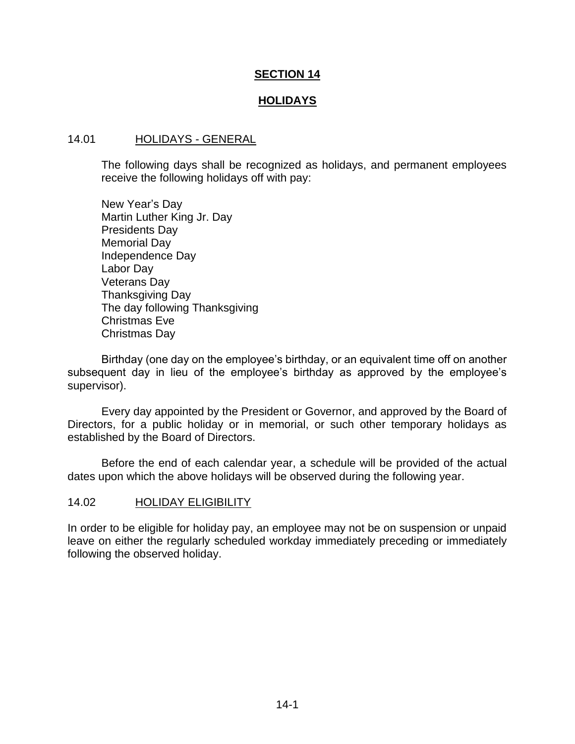# SECTION 14

# HOLIDAYS

## 14.01 HOLIDAYS - GENERAL

The following days shall be recognized as holidays, and permanent employees receive the following holidays off with pay:

New Year's Day
Martin Luther King Jr. Day
Presidents Day
Memorial Day
Independence Day
Labor Day
Veterans Day
Thanksgiving Day
The day following Thanksgiving
Christmas Eve
Christmas Day

Birthday (one day on the employee's birthday, or an equivalent time off on another subsequent day in lieu of the employee's birthday as approved by the employee's supervisor).

Every day appointed by the President or Governor, and approved by the Board of Directors, for a public holiday or in memorial, or such other temporary holidays as established by the Board of Directors.

Before the end of each calendar year, a schedule will be provided of the actual dates upon which the above holidays will be observed during the following year.

## 14.02 HOLIDAY ELIGIBILITY

In order to be eligible for holiday pay, an employee may not be on suspension or unpaid leave on either the regularly scheduled workday immediately preceding or immediately following the observed holiday.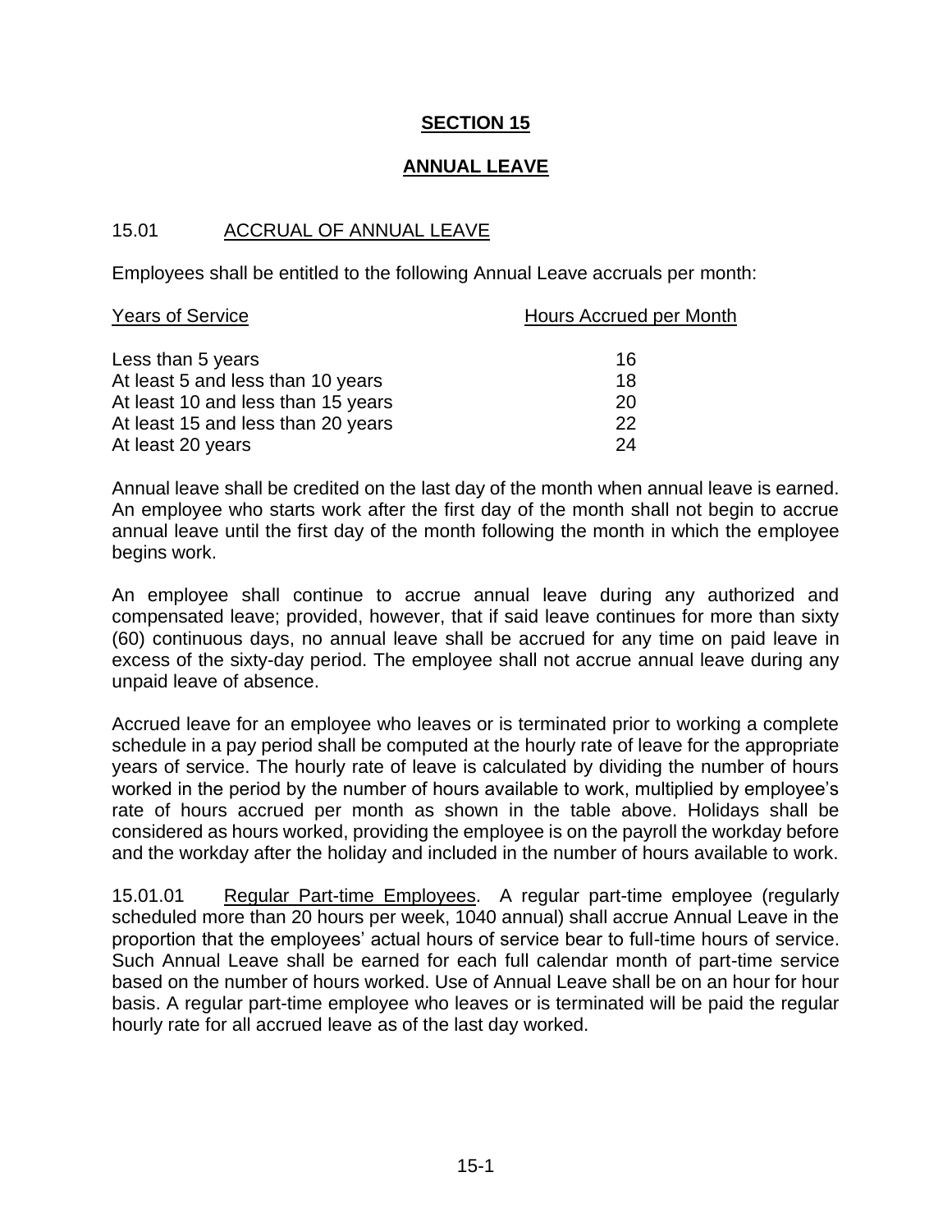# SECTION 15

## ANNUAL LEAVE

### 15.01 ACCRUAL OF ANNUAL LEAVE

Employees shall be entitled to the following Annual Leave accruals per month:

| Years of Service | Hours Accrued per Month |
|---|---|
| Less than 5 years | 16 |
| At least 5 and less than 10 years | 18 |
| At least 10 and less than 15 years | 20 |
| At least 15 and less than 20 years | 22 |
| At least 20 years | 24 |

Annual leave shall be credited on the last day of the month when annual leave is earned. An employee who starts work after the first day of the month shall not begin to accrue annual leave until the first day of the month following the month in which the employee begins work.

An employee shall continue to accrue annual leave during any authorized and compensated leave; provided, however, that if said leave continues for more than sixty (60) continuous days, no annual leave shall be accrued for any time on paid leave in excess of the sixty-day period. The employee shall not accrue annual leave during any unpaid leave of absence.

Accrued leave for an employee who leaves or is terminated prior to working a complete schedule in a pay period shall be computed at the hourly rate of leave for the appropriate years of service. The hourly rate of leave is calculated by dividing the number of hours worked in the period by the number of hours available to work, multiplied by employee's rate of hours accrued per month as shown in the table above. Holidays shall be considered as hours worked, providing the employee is on the payroll the workday before and the workday after the holiday and included in the number of hours available to work.

15.01.01 Regular Part-time Employees. A regular part-time employee (regularly scheduled more than 20 hours per week, 1040 annual) shall accrue Annual Leave in the proportion that the employees' actual hours of service bear to full-time hours of service. Such Annual Leave shall be earned for each full calendar month of part-time service based on the number of hours worked. Use of Annual Leave shall be on an hour for hour basis. A regular part-time employee who leaves or is terminated will be paid the regular hourly rate for all accrued leave as of the last day worked.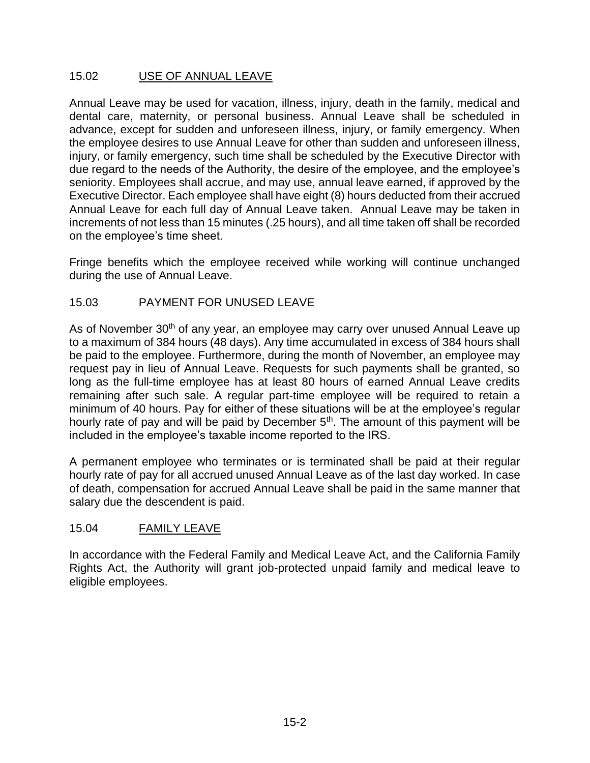## 15.02 USE OF ANNUAL LEAVE

Annual Leave may be used for vacation, illness, injury, death in the family, medical and dental care, maternity, or personal business. Annual Leave shall be scheduled in advance, except for sudden and unforeseen illness, injury, or family emergency. When the employee desires to use Annual Leave for other than sudden and unforeseen illness, injury, or family emergency, such time shall be scheduled by the Executive Director with due regard to the needs of the Authority, the desire of the employee, and the employee's seniority. Employees shall accrue, and may use, annual leave earned, if approved by the Executive Director. Each employee shall have eight (8) hours deducted from their accrued Annual Leave for each full day of Annual Leave taken. Annual Leave may be taken in increments of not less than 15 minutes (.25 hours), and all time taken off shall be recorded on the employee's time sheet.

Fringe benefits which the employee received while working will continue unchanged during the use of Annual Leave.

## 15.03 PAYMENT FOR UNUSED LEAVE

As of November 30th of any year, an employee may carry over unused Annual Leave up to a maximum of 384 hours (48 days). Any time accumulated in excess of 384 hours shall be paid to the employee. Furthermore, during the month of November, an employee may request pay in lieu of Annual Leave. Requests for such payments shall be granted, so long as the full-time employee has at least 80 hours of earned Annual Leave credits remaining after such sale. A regular part-time employee will be required to retain a minimum of 40 hours. Pay for either of these situations will be at the employee's regular hourly rate of pay and will be paid by December 5th. The amount of this payment will be included in the employee's taxable income reported to the IRS.

A permanent employee who terminates or is terminated shall be paid at their regular hourly rate of pay for all accrued unused Annual Leave as of the last day worked. In case of death, compensation for accrued Annual Leave shall be paid in the same manner that salary due the descendent is paid.

## 15.04 FAMILY LEAVE

In accordance with the Federal Family and Medical Leave Act, and the California Family Rights Act, the Authority will grant job-protected unpaid family and medical leave to eligible employees.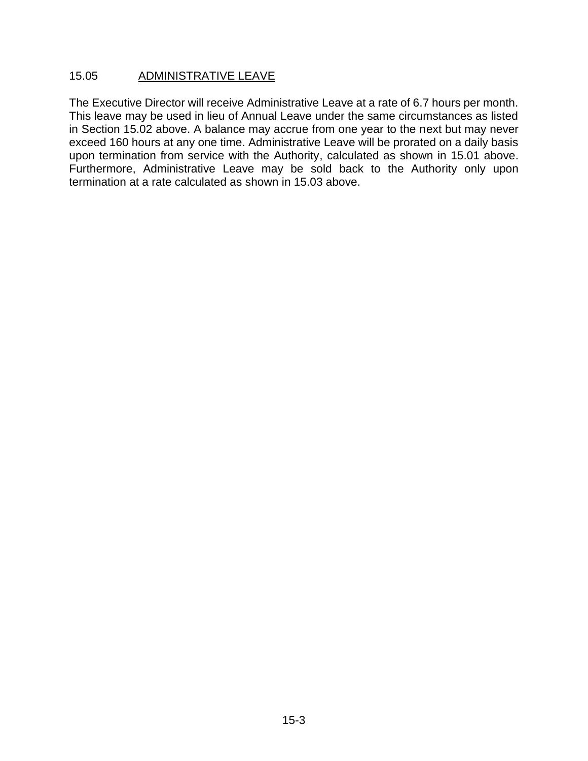### 15.05 ADMINISTRATIVE LEAVE

The Executive Director will receive Administrative Leave at a rate of 6.7 hours per month. This leave may be used in lieu of Annual Leave under the same circumstances as listed in Section 15.02 above. A balance may accrue from one year to the next but may never exceed 160 hours at any one time. Administrative Leave will be prorated on a daily basis upon termination from service with the Authority, calculated as shown in 15.01 above. Furthermore, Administrative Leave may be sold back to the Authority only upon termination at a rate calculated as shown in 15.03 above.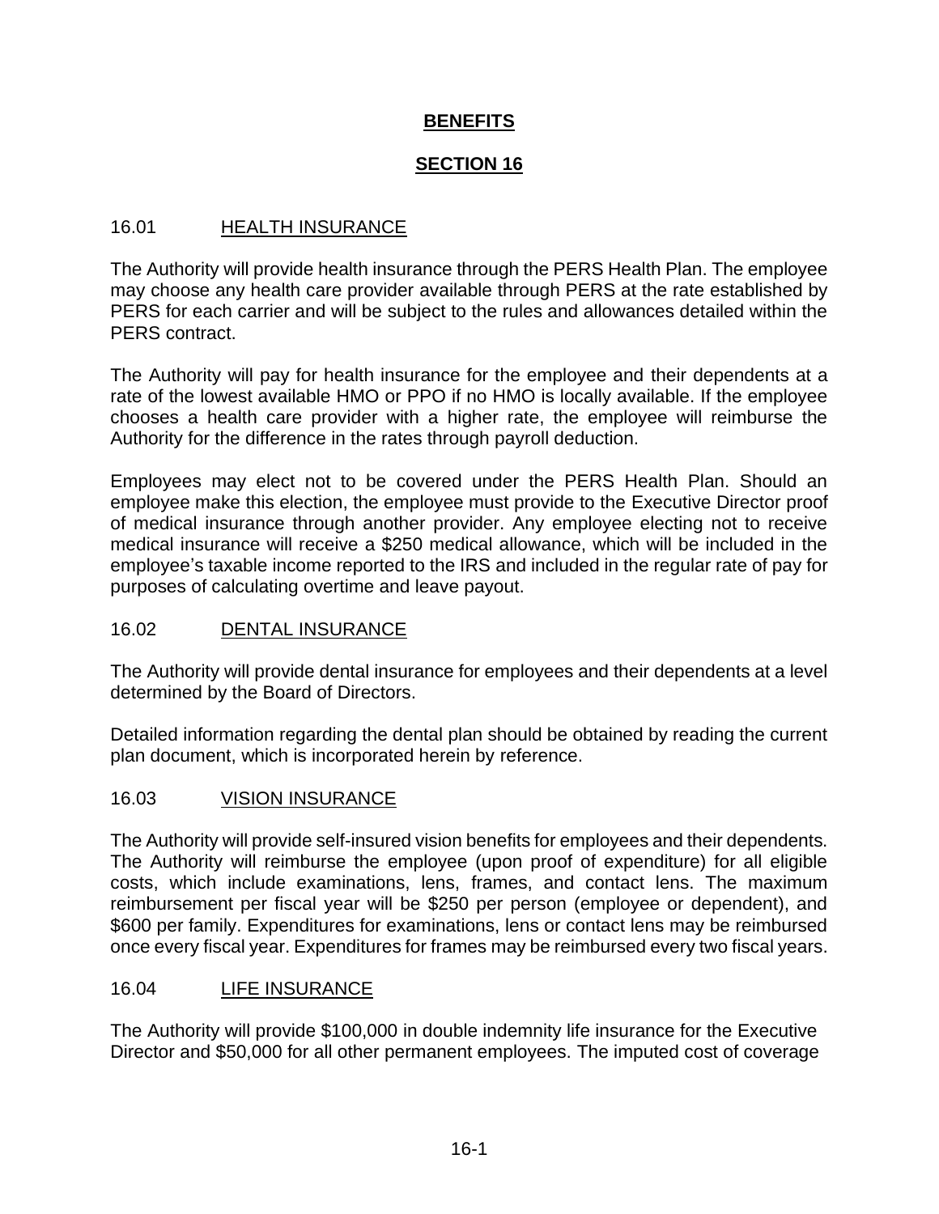# BENEFITS

# SECTION 16

## 16.01 HEALTH INSURANCE

The Authority will provide health insurance through the PERS Health Plan. The employee may choose any health care provider available through PERS at the rate established by PERS for each carrier and will be subject to the rules and allowances detailed within the PERS contract.

The Authority will pay for health insurance for the employee and their dependents at a rate of the lowest available HMO or PPO if no HMO is locally available. If the employee chooses a health care provider with a higher rate, the employee will reimburse the Authority for the difference in the rates through payroll deduction.

Employees may elect not to be covered under the PERS Health Plan. Should an employee make this election, the employee must provide to the Executive Director proof of medical insurance through another provider. Any employee electing not to receive medical insurance will receive a $250 medical allowance, which will be included in the employee's taxable income reported to the IRS and included in the regular rate of pay for purposes of calculating overtime and leave payout.

## 16.02 DENTAL INSURANCE

The Authority will provide dental insurance for employees and their dependents at a level determined by the Board of Directors.

Detailed information regarding the dental plan should be obtained by reading the current plan document, which is incorporated herein by reference.

## 16.03 VISION INSURANCE

The Authority will provide self-insured vision benefits for employees and their dependents. The Authority will reimburse the employee (upon proof of expenditure) for all eligible costs, which include examinations, lens, frames, and contact lens. The maximum reimbursement per fiscal year will be $250 per person (employee or dependent), and $600 per family. Expenditures for examinations, lens or contact lens may be reimbursed once every fiscal year. Expenditures for frames may be reimbursed every two fiscal years.

## 16.04 LIFE INSURANCE

The Authority will provide $100,000 in double indemnity life insurance for the Executive Director and $50,000 for all other permanent employees. The imputed cost of coverage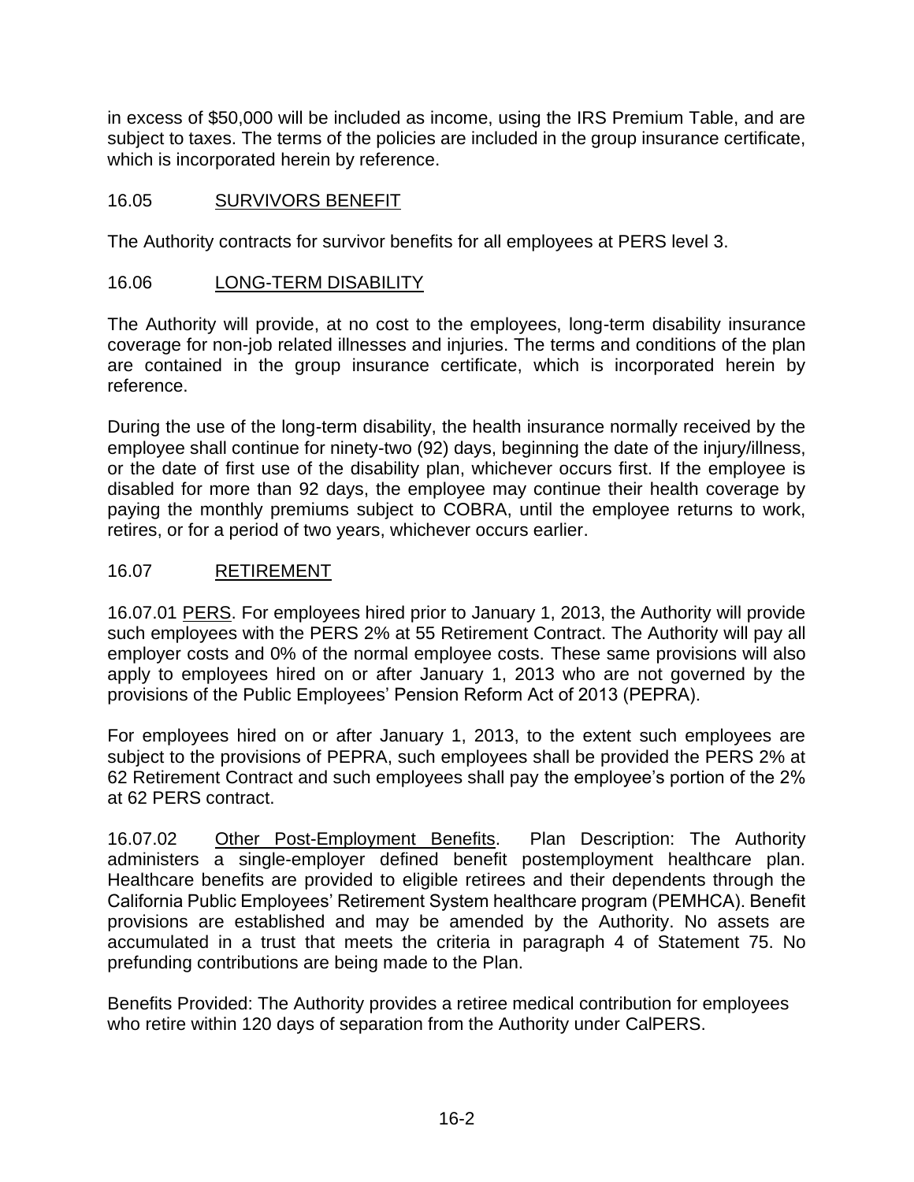in excess of $50,000 will be included as income, using the IRS Premium Table, and are subject to taxes. The terms of the policies are included in the group insurance certificate, which is incorporated herein by reference.

## 16.05 SURVIVORS BENEFIT

The Authority contracts for survivor benefits for all employees at PERS level 3.

## 16.06 LONG-TERM DISABILITY

The Authority will provide, at no cost to the employees, long-term disability insurance coverage for non-job related illnesses and injuries. The terms and conditions of the plan are contained in the group insurance certificate, which is incorporated herein by reference.

During the use of the long-term disability, the health insurance normally received by the employee shall continue for ninety-two (92) days, beginning the date of the injury/illness, or the date of first use of the disability plan, whichever occurs first. If the employee is disabled for more than 92 days, the employee may continue their health coverage by paying the monthly premiums subject to COBRA, until the employee returns to work, retires, or for a period of two years, whichever occurs earlier.

## 16.07 RETIREMENT

16.07.01 PERS. For employees hired prior to January 1, 2013, the Authority will provide such employees with the PERS 2% at 55 Retirement Contract. The Authority will pay all employer costs and 0% of the normal employee costs. These same provisions will also apply to employees hired on or after January 1, 2013 who are not governed by the provisions of the Public Employees' Pension Reform Act of 2013 (PEPRA).

For employees hired on or after January 1, 2013, to the extent such employees are subject to the provisions of PEPRA, such employees shall be provided the PERS 2% at 62 Retirement Contract and such employees shall pay the employee's portion of the 2% at 62 PERS contract.

16.07.02 Other Post-Employment Benefits. Plan Description: The Authority administers a single-employer defined benefit postemployment healthcare plan. Healthcare benefits are provided to eligible retirees and their dependents through the California Public Employees' Retirement System healthcare program (PEMHCA). Benefit provisions are established and may be amended by the Authority. No assets are accumulated in a trust that meets the criteria in paragraph 4 of Statement 75. No prefunding contributions are being made to the Plan.

Benefits Provided: The Authority provides a retiree medical contribution for employees who retire within 120 days of separation from the Authority under CalPERS.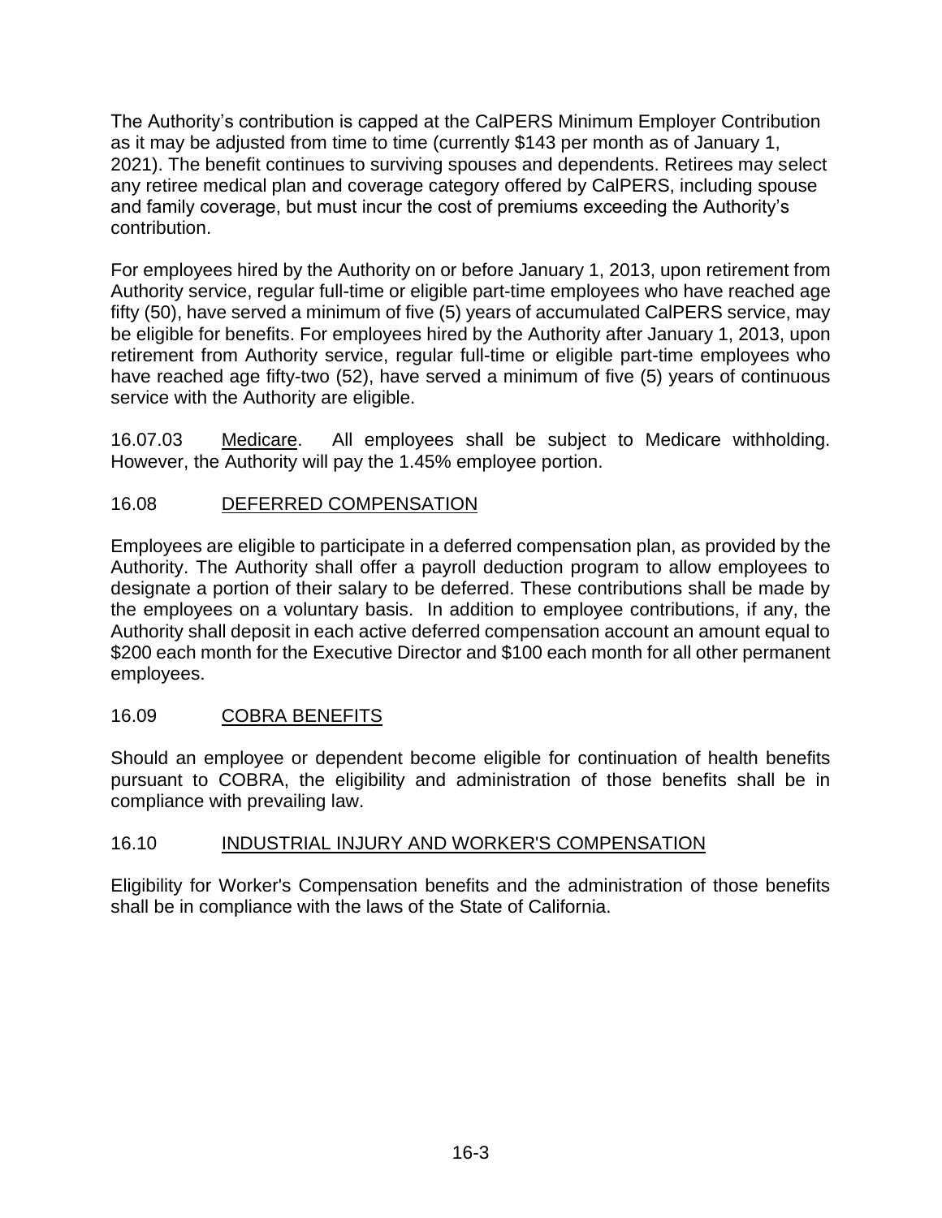The Authority's contribution is capped at the CalPERS Minimum Employer Contribution as it may be adjusted from time to time (currently $143 per month as of January 1, 2021). The benefit continues to surviving spouses and dependents. Retirees may select any retiree medical plan and coverage category offered by CalPERS, including spouse and family coverage, but must incur the cost of premiums exceeding the Authority's contribution.

For employees hired by the Authority on or before January 1, 2013, upon retirement from Authority service, regular full-time or eligible part-time employees who have reached age fifty (50), have served a minimum of five (5) years of accumulated CalPERS service, may be eligible for benefits. For employees hired by the Authority after January 1, 2013, upon retirement from Authority service, regular full-time or eligible part-time employees who have reached age fifty-two (52), have served a minimum of five (5) years of continuous service with the Authority are eligible.

16.07.03 Medicare. All employees shall be subject to Medicare withholding. However, the Authority will pay the 1.45% employee portion.

## 16.08 DEFERRED COMPENSATION

Employees are eligible to participate in a deferred compensation plan, as provided by the Authority. The Authority shall offer a payroll deduction program to allow employees to designate a portion of their salary to be deferred. These contributions shall be made by the employees on a voluntary basis. In addition to employee contributions, if any, the Authority shall deposit in each active deferred compensation account an amount equal to $200 each month for the Executive Director and $100 each month for all other permanent employees.

## 16.09 COBRA BENEFITS

Should an employee or dependent become eligible for continuation of health benefits pursuant to COBRA, the eligibility and administration of those benefits shall be in compliance with prevailing law.

## 16.10 INDUSTRIAL INJURY AND WORKER'S COMPENSATION

Eligibility for Worker's Compensation benefits and the administration of those benefits shall be in compliance with the laws of the State of California.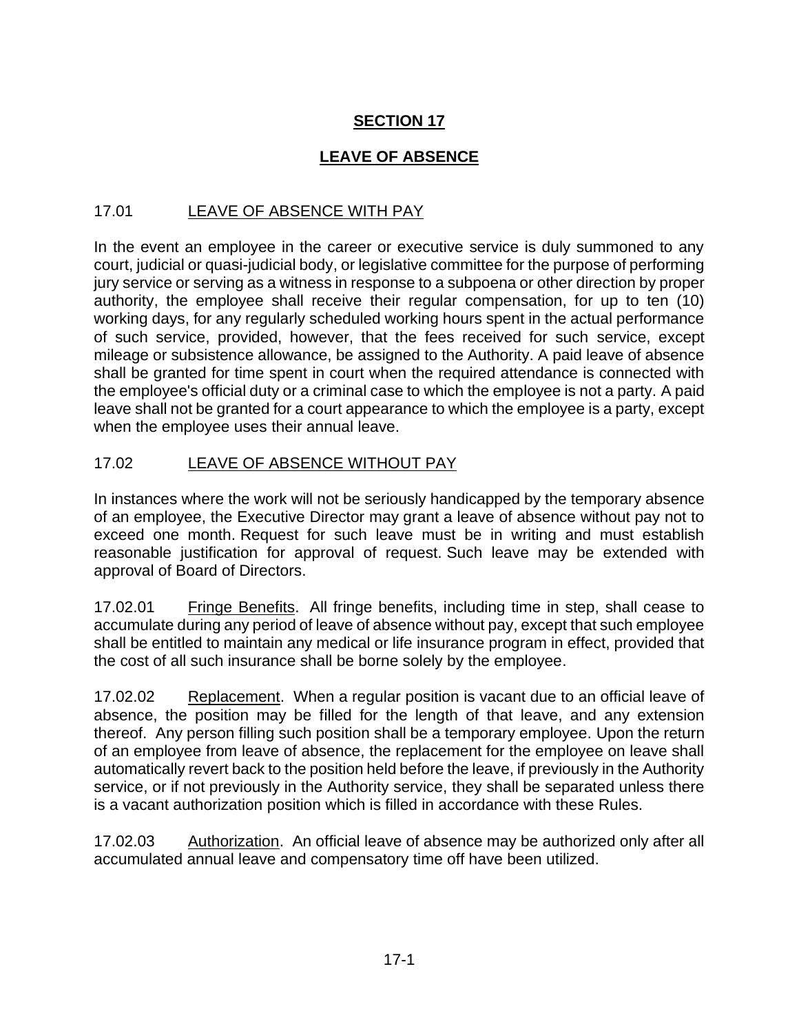# SECTION 17

## LEAVE OF ABSENCE

### 17.01 LEAVE OF ABSENCE WITH PAY

In the event an employee in the career or executive service is duly summoned to any court, judicial or quasi-judicial body, or legislative committee for the purpose of performing jury service or serving as a witness in response to a subpoena or other direction by proper authority, the employee shall receive their regular compensation, for up to ten (10) working days, for any regularly scheduled working hours spent in the actual performance of such service, provided, however, that the fees received for such service, except mileage or subsistence allowance, be assigned to the Authority. A paid leave of absence shall be granted for time spent in court when the required attendance is connected with the employee's official duty or a criminal case to which the employee is not a party. A paid leave shall not be granted for a court appearance to which the employee is a party, except when the employee uses their annual leave.

### 17.02 LEAVE OF ABSENCE WITHOUT PAY

In instances where the work will not be seriously handicapped by the temporary absence of an employee, the Executive Director may grant a leave of absence without pay not to exceed one month. Request for such leave must be in writing and must establish reasonable justification for approval of request. Such leave may be extended with approval of Board of Directors.

17.02.01 Fringe Benefits. All fringe benefits, including time in step, shall cease to accumulate during any period of leave of absence without pay, except that such employee shall be entitled to maintain any medical or life insurance program in effect, provided that the cost of all such insurance shall be borne solely by the employee.

17.02.02 Replacement. When a regular position is vacant due to an official leave of absence, the position may be filled for the length of that leave, and any extension thereof. Any person filling such position shall be a temporary employee. Upon the return of an employee from leave of absence, the replacement for the employee on leave shall automatically revert back to the position held before the leave, if previously in the Authority service, or if not previously in the Authority service, they shall be separated unless there is a vacant authorization position which is filled in accordance with these Rules.

17.02.03 Authorization. An official leave of absence may be authorized only after all accumulated annual leave and compensatory time off have been utilized.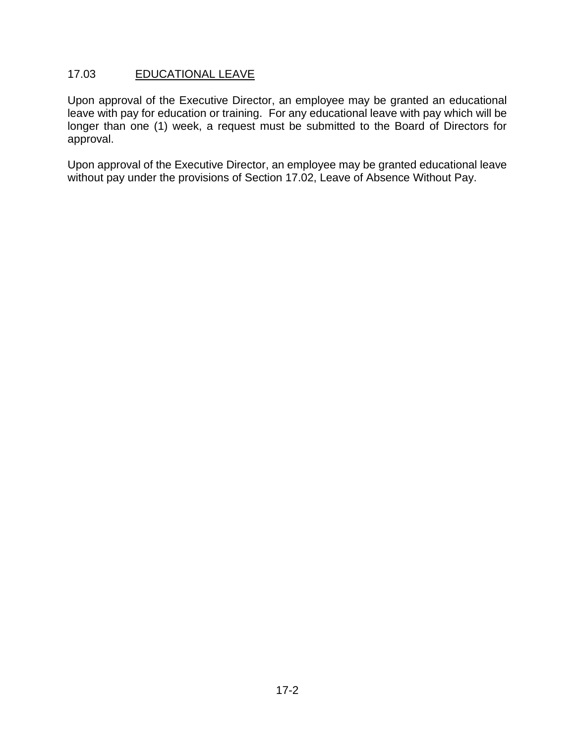## 17.03 EDUCATIONAL LEAVE

Upon approval of the Executive Director, an employee may be granted an educational leave with pay for education or training. For any educational leave with pay which will be longer than one (1) week, a request must be submitted to the Board of Directors for approval.

Upon approval of the Executive Director, an employee may be granted educational leave without pay under the provisions of Section 17.02, Leave of Absence Without Pay.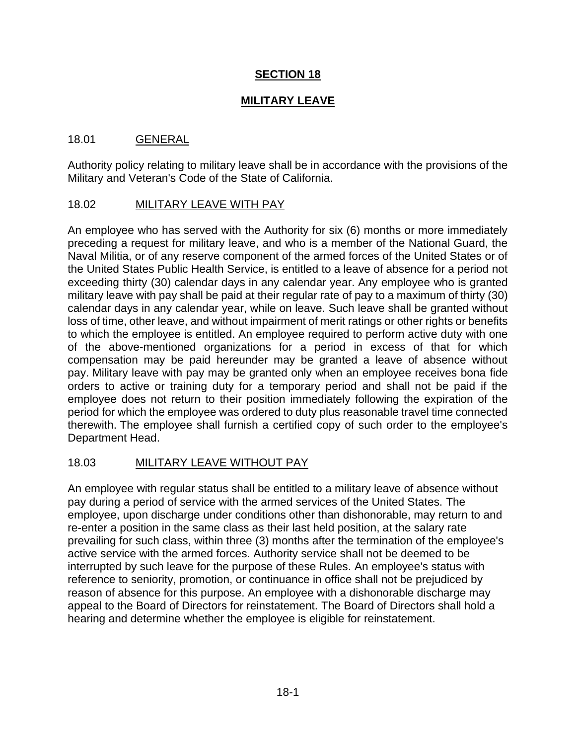# SECTION 18

## MILITARY LEAVE

### 18.01 GENERAL

Authority policy relating to military leave shall be in accordance with the provisions of the Military and Veteran's Code of the State of California.

### 18.02 MILITARY LEAVE WITH PAY

An employee who has served with the Authority for six (6) months or more immediately preceding a request for military leave, and who is a member of the National Guard, the Naval Militia, or of any reserve component of the armed forces of the United States or of the United States Public Health Service, is entitled to a leave of absence for a period not exceeding thirty (30) calendar days in any calendar year. Any employee who is granted military leave with pay shall be paid at their regular rate of pay to a maximum of thirty (30) calendar days in any calendar year, while on leave. Such leave shall be granted without loss of time, other leave, and without impairment of merit ratings or other rights or benefits to which the employee is entitled. An employee required to perform active duty with one of the above-mentioned organizations for a period in excess of that for which compensation may be paid hereunder may be granted a leave of absence without pay. Military leave with pay may be granted only when an employee receives bona fide orders to active or training duty for a temporary period and shall not be paid if the employee does not return to their position immediately following the expiration of the period for which the employee was ordered to duty plus reasonable travel time connected therewith. The employee shall furnish a certified copy of such order to the employee's Department Head.

### 18.03 MILITARY LEAVE WITHOUT PAY

An employee with regular status shall be entitled to a military leave of absence without pay during a period of service with the armed services of the United States. The employee, upon discharge under conditions other than dishonorable, may return to and re-enter a position in the same class as their last held position, at the salary rate prevailing for such class, within three (3) months after the termination of the employee's active service with the armed forces. Authority service shall not be deemed to be interrupted by such leave for the purpose of these Rules. An employee's status with reference to seniority, promotion, or continuance in office shall not be prejudiced by reason of absence for this purpose. An employee with a dishonorable discharge may appeal to the Board of Directors for reinstatement. The Board of Directors shall hold a hearing and determine whether the employee is eligible for reinstatement.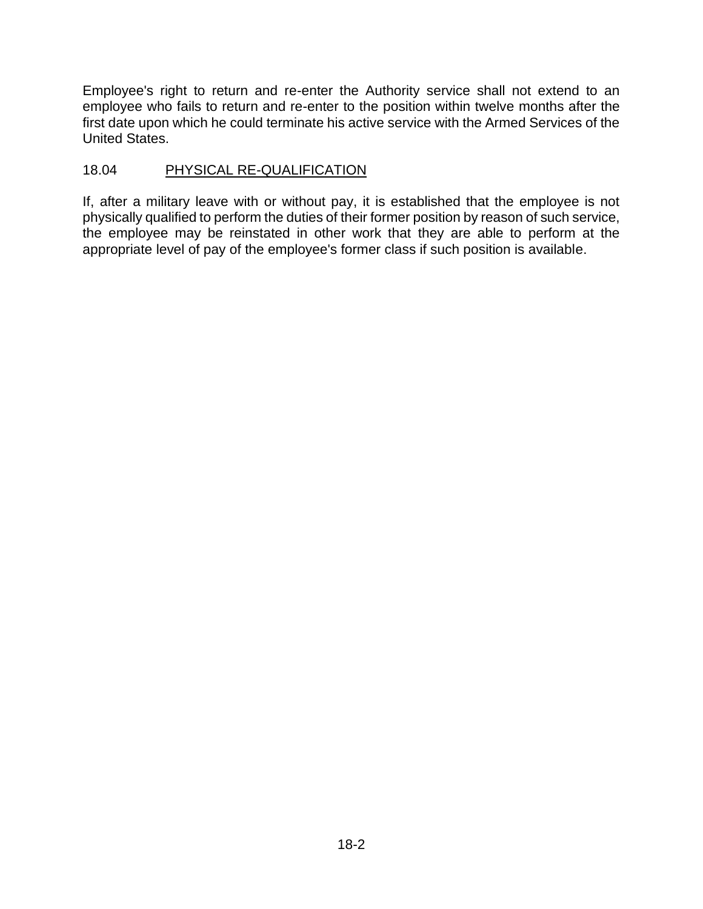Employee's right to return and re-enter the Authority service shall not extend to an employee who fails to return and re-enter to the position within twelve months after the first date upon which he could terminate his active service with the Armed Services of the United States.

### 18.04 PHYSICAL RE-QUALIFICATION

If, after a military leave with or without pay, it is established that the employee is not physically qualified to perform the duties of their former position by reason of such service, the employee may be reinstated in other work that they are able to perform at the appropriate level of pay of the employee's former class if such position is available.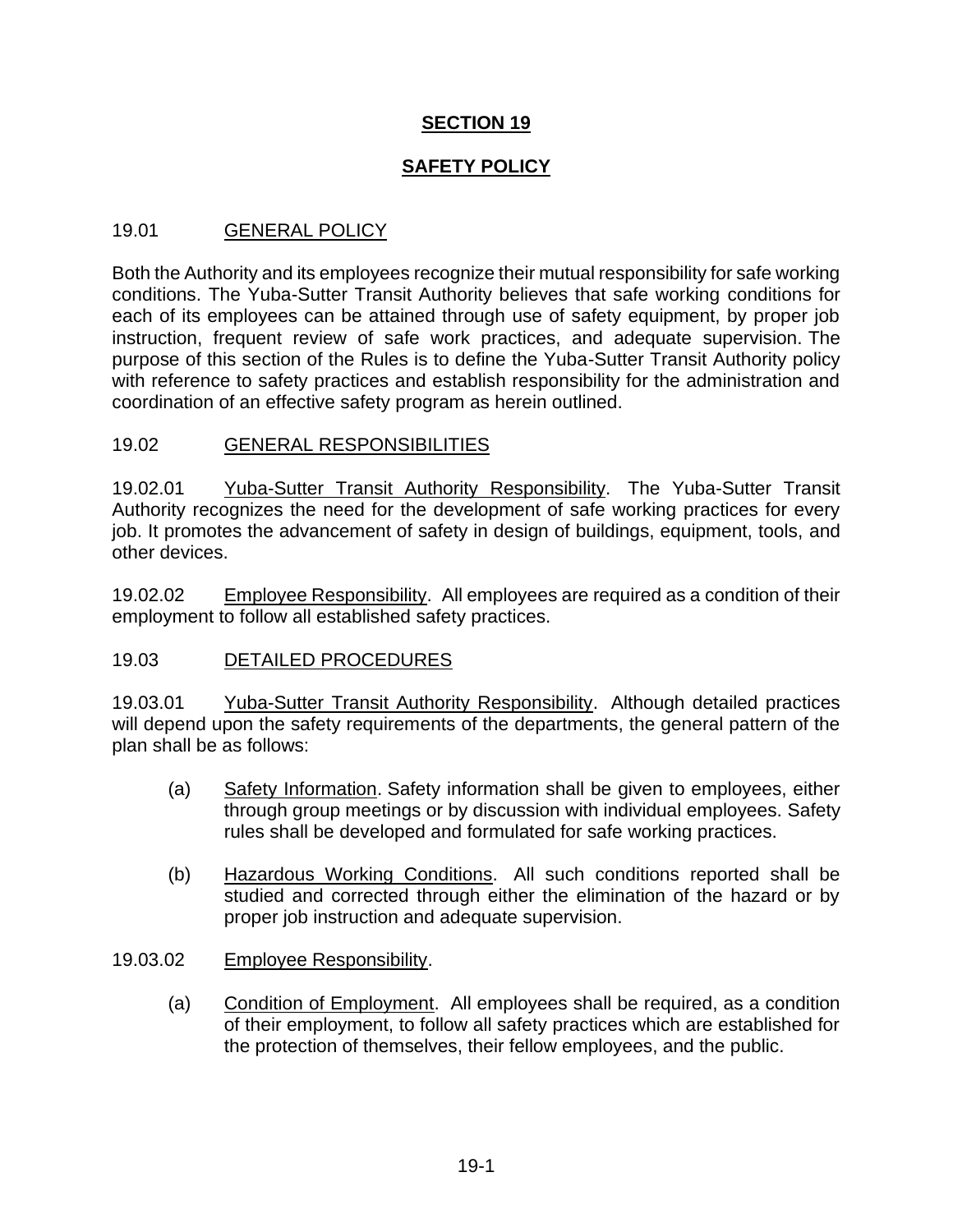# SECTION 19

# SAFETY POLICY

## 19.01 GENERAL POLICY

Both the Authority and its employees recognize their mutual responsibility for safe working conditions. The Yuba-Sutter Transit Authority believes that safe working conditions for each of its employees can be attained through use of safety equipment, by proper job instruction, frequent review of safe work practices, and adequate supervision. The purpose of this section of the Rules is to define the Yuba-Sutter Transit Authority policy with reference to safety practices and establish responsibility for the administration and coordination of an effective safety program as herein outlined.

## 19.02 GENERAL RESPONSIBILITIES

19.02.01 Yuba-Sutter Transit Authority Responsibility. The Yuba-Sutter Transit Authority recognizes the need for the development of safe working practices for every job. It promotes the advancement of safety in design of buildings, equipment, tools, and other devices.

19.02.02 Employee Responsibility. All employees are required as a condition of their employment to follow all established safety practices.

## 19.03 DETAILED PROCEDURES

19.03.01 Yuba-Sutter Transit Authority Responsibility. Although detailed practices will depend upon the safety requirements of the departments, the general pattern of the plan shall be as follows:

(a) Safety Information. Safety information shall be given to employees, either through group meetings or by discussion with individual employees. Safety rules shall be developed and formulated for safe working practices.

(b) Hazardous Working Conditions. All such conditions reported shall be studied and corrected through either the elimination of the hazard or by proper job instruction and adequate supervision.

19.03.02 Employee Responsibility.

(a) Condition of Employment. All employees shall be required, as a condition of their employment, to follow all safety practices which are established for the protection of themselves, their fellow employees, and the public.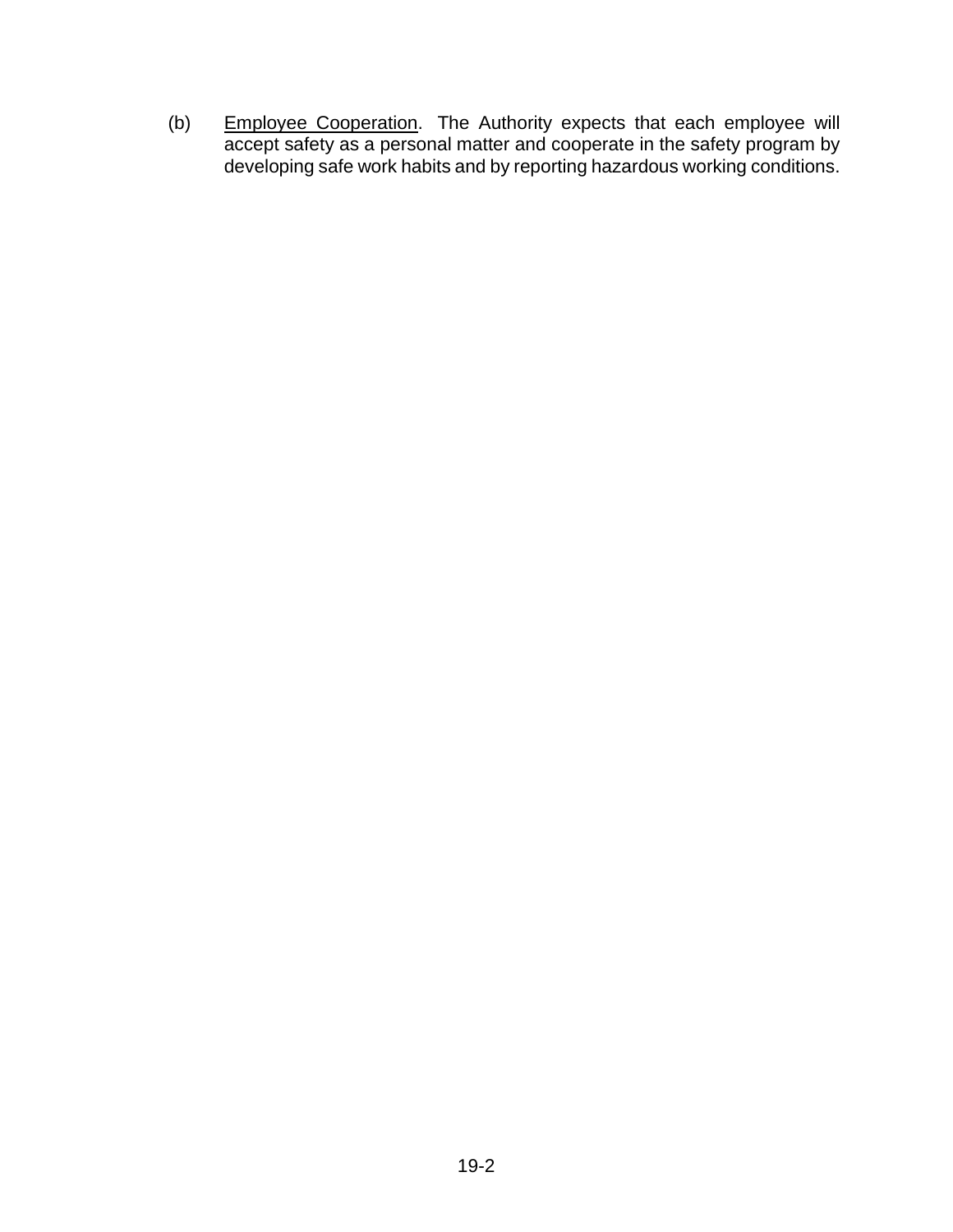(b) Employee Cooperation. The Authority expects that each employee will accept safety as a personal matter and cooperate in the safety program by developing safe work habits and by reporting hazardous working conditions.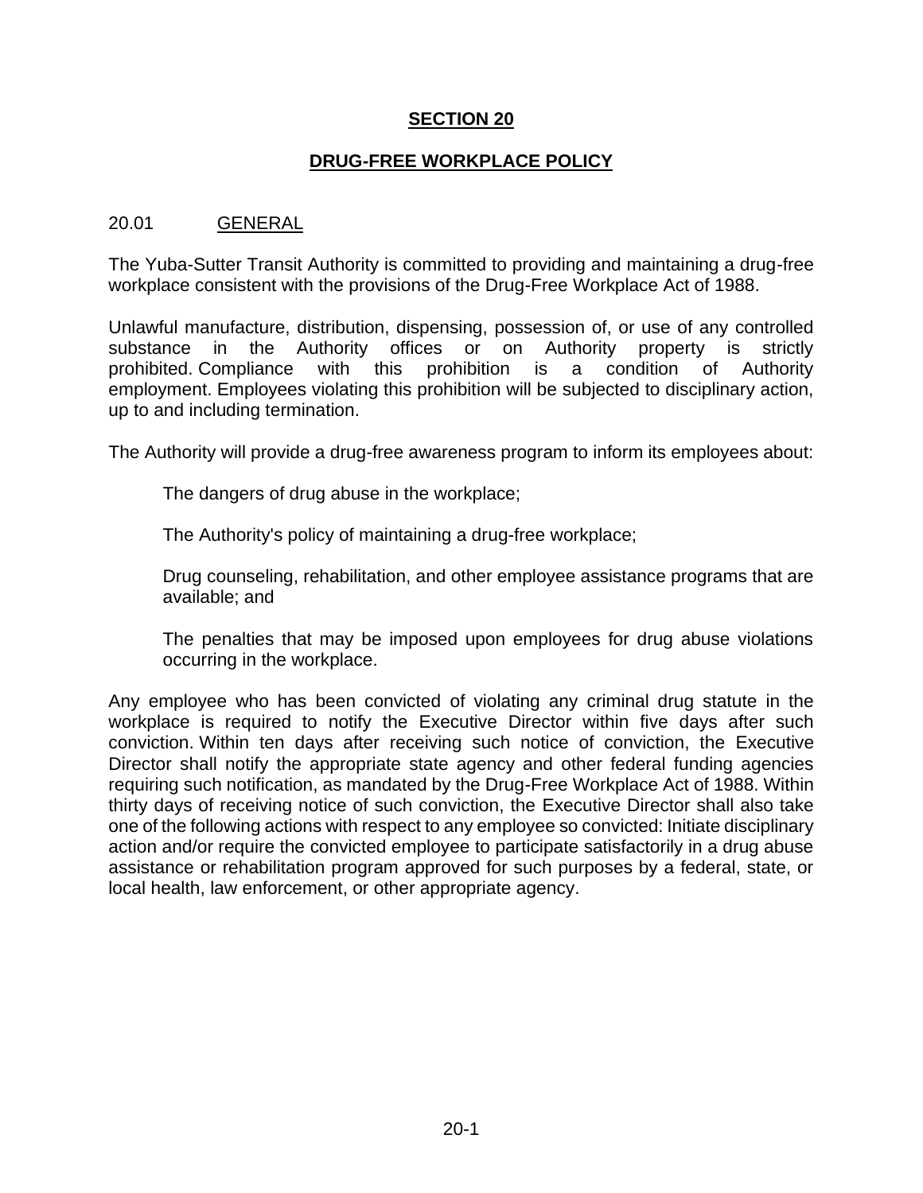# SECTION 20

## DRUG-FREE WORKPLACE POLICY

### 20.01 GENERAL

The Yuba-Sutter Transit Authority is committed to providing and maintaining a drug-free workplace consistent with the provisions of the Drug-Free Workplace Act of 1988.

Unlawful manufacture, distribution, dispensing, possession of, or use of any controlled substance in the Authority offices or on Authority property is strictly prohibited. Compliance with this prohibition is a condition of Authority employment. Employees violating this prohibition will be subjected to disciplinary action, up to and including termination.

The Authority will provide a drug-free awareness program to inform its employees about:

> The dangers of drug abuse in the workplace;
>
> The Authority's policy of maintaining a drug-free workplace;
>
> Drug counseling, rehabilitation, and other employee assistance programs that are available; and
>
> The penalties that may be imposed upon employees for drug abuse violations occurring in the workplace.

Any employee who has been convicted of violating any criminal drug statute in the workplace is required to notify the Executive Director within five days after such conviction. Within ten days after receiving such notice of conviction, the Executive Director shall notify the appropriate state agency and other federal funding agencies requiring such notification, as mandated by the Drug-Free Workplace Act of 1988. Within thirty days of receiving notice of such conviction, the Executive Director shall also take one of the following actions with respect to any employee so convicted: Initiate disciplinary action and/or require the convicted employee to participate satisfactorily in a drug abuse assistance or rehabilitation program approved for such purposes by a federal, state, or local health, law enforcement, or other appropriate agency.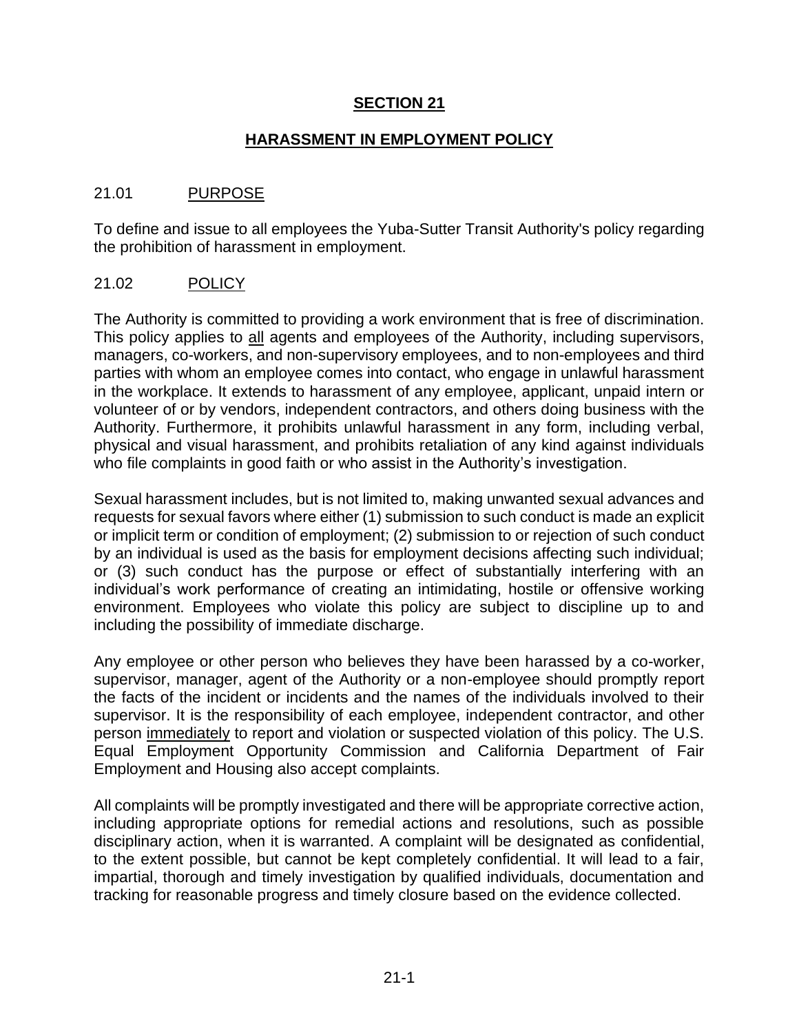# SECTION 21

## HARASSMENT IN EMPLOYMENT POLICY

### 21.01 PURPOSE

To define and issue to all employees the Yuba-Sutter Transit Authority's policy regarding the prohibition of harassment in employment.

### 21.02 POLICY

The Authority is committed to providing a work environment that is free of discrimination. This policy applies to all agents and employees of the Authority, including supervisors, managers, co-workers, and non-supervisory employees, and to non-employees and third parties with whom an employee comes into contact, who engage in unlawful harassment in the workplace. It extends to harassment of any employee, applicant, unpaid intern or volunteer of or by vendors, independent contractors, and others doing business with the Authority. Furthermore, it prohibits unlawful harassment in any form, including verbal, physical and visual harassment, and prohibits retaliation of any kind against individuals who file complaints in good faith or who assist in the Authority's investigation.

Sexual harassment includes, but is not limited to, making unwanted sexual advances and requests for sexual favors where either (1) submission to such conduct is made an explicit or implicit term or condition of employment; (2) submission to or rejection of such conduct by an individual is used as the basis for employment decisions affecting such individual; or (3) such conduct has the purpose or effect of substantially interfering with an individual's work performance of creating an intimidating, hostile or offensive working environment. Employees who violate this policy are subject to discipline up to and including the possibility of immediate discharge.

Any employee or other person who believes they have been harassed by a co-worker, supervisor, manager, agent of the Authority or a non-employee should promptly report the facts of the incident or incidents and the names of the individuals involved to their supervisor. It is the responsibility of each employee, independent contractor, and other person immediately to report and violation or suspected violation of this policy. The U.S. Equal Employment Opportunity Commission and California Department of Fair Employment and Housing also accept complaints.

All complaints will be promptly investigated and there will be appropriate corrective action, including appropriate options for remedial actions and resolutions, such as possible disciplinary action, when it is warranted. A complaint will be designated as confidential, to the extent possible, but cannot be kept completely confidential. It will lead to a fair, impartial, thorough and timely investigation by qualified individuals, documentation and tracking for reasonable progress and timely closure based on the evidence collected.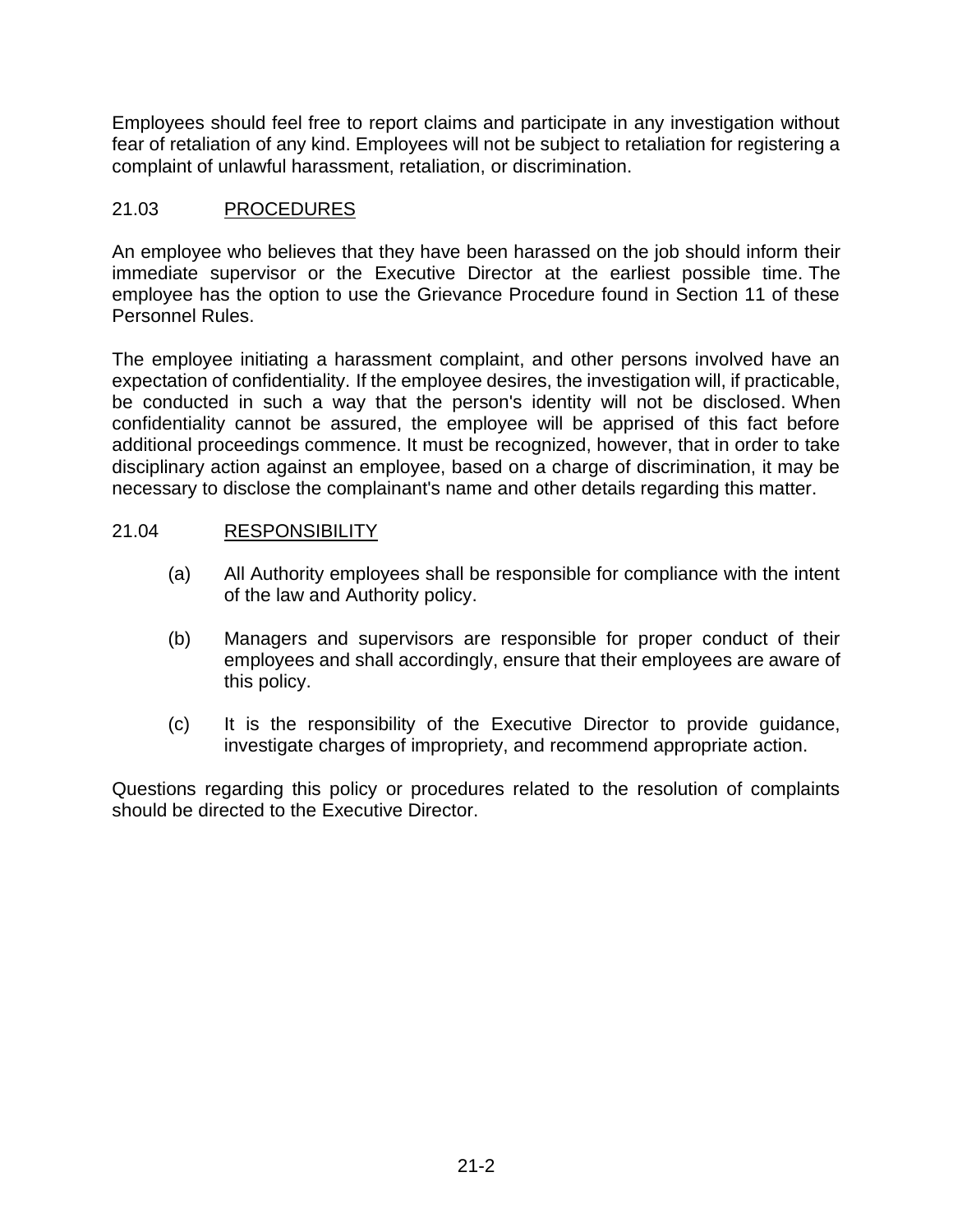Employees should feel free to report claims and participate in any investigation without fear of retaliation of any kind. Employees will not be subject to retaliation for registering a complaint of unlawful harassment, retaliation, or discrimination.

## 21.03 PROCEDURES

An employee who believes that they have been harassed on the job should inform their immediate supervisor or the Executive Director at the earliest possible time. The employee has the option to use the Grievance Procedure found in Section 11 of these Personnel Rules.

The employee initiating a harassment complaint, and other persons involved have an expectation of confidentiality. If the employee desires, the investigation will, if practicable, be conducted in such a way that the person's identity will not be disclosed. When confidentiality cannot be assured, the employee will be apprised of this fact before additional proceedings commence. It must be recognized, however, that in order to take disciplinary action against an employee, based on a charge of discrimination, it may be necessary to disclose the complainant's name and other details regarding this matter.

## 21.04 RESPONSIBILITY

(a) All Authority employees shall be responsible for compliance with the intent of the law and Authority policy.

(b) Managers and supervisors are responsible for proper conduct of their employees and shall accordingly, ensure that their employees are aware of this policy.

(c) It is the responsibility of the Executive Director to provide guidance, investigate charges of impropriety, and recommend appropriate action.

Questions regarding this policy or procedures related to the resolution of complaints should be directed to the Executive Director.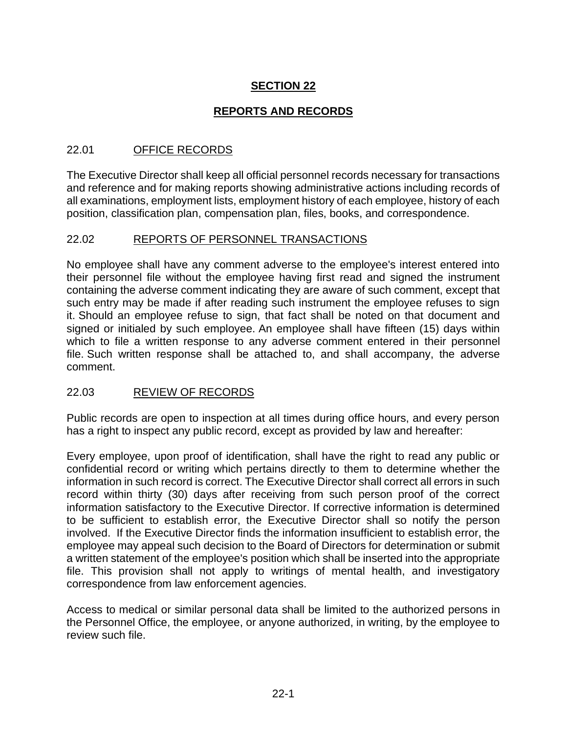# SECTION 22

## REPORTS AND RECORDS

### 22.01 OFFICE RECORDS

The Executive Director shall keep all official personnel records necessary for transactions and reference and for making reports showing administrative actions including records of all examinations, employment lists, employment history of each employee, history of each position, classification plan, compensation plan, files, books, and correspondence.

### 22.02 REPORTS OF PERSONNEL TRANSACTIONS

No employee shall have any comment adverse to the employee's interest entered into their personnel file without the employee having first read and signed the instrument containing the adverse comment indicating they are aware of such comment, except that such entry may be made if after reading such instrument the employee refuses to sign it. Should an employee refuse to sign, that fact shall be noted on that document and signed or initialed by such employee. An employee shall have fifteen (15) days within which to file a written response to any adverse comment entered in their personnel file. Such written response shall be attached to, and shall accompany, the adverse comment.

### 22.03 REVIEW OF RECORDS

Public records are open to inspection at all times during office hours, and every person has a right to inspect any public record, except as provided by law and hereafter:

Every employee, upon proof of identification, shall have the right to read any public or confidential record or writing which pertains directly to them to determine whether the information in such record is correct. The Executive Director shall correct all errors in such record within thirty (30) days after receiving from such person proof of the correct information satisfactory to the Executive Director. If corrective information is determined to be sufficient to establish error, the Executive Director shall so notify the person involved. If the Executive Director finds the information insufficient to establish error, the employee may appeal such decision to the Board of Directors for determination or submit a written statement of the employee's position which shall be inserted into the appropriate file. This provision shall not apply to writings of mental health, and investigatory correspondence from law enforcement agencies.

Access to medical or similar personal data shall be limited to the authorized persons in the Personnel Office, the employee, or anyone authorized, in writing, by the employee to review such file.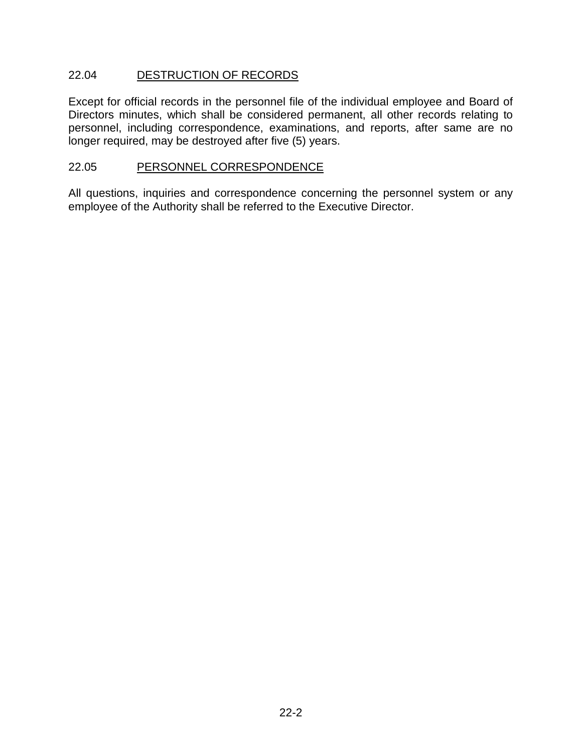### 22.04 DESTRUCTION OF RECORDS

Except for official records in the personnel file of the individual employee and Board of Directors minutes, which shall be considered permanent, all other records relating to personnel, including correspondence, examinations, and reports, after same are no longer required, may be destroyed after five (5) years.

### 22.05 PERSONNEL CORRESPONDENCE

All questions, inquiries and correspondence concerning the personnel system or any employee of the Authority shall be referred to the Executive Director.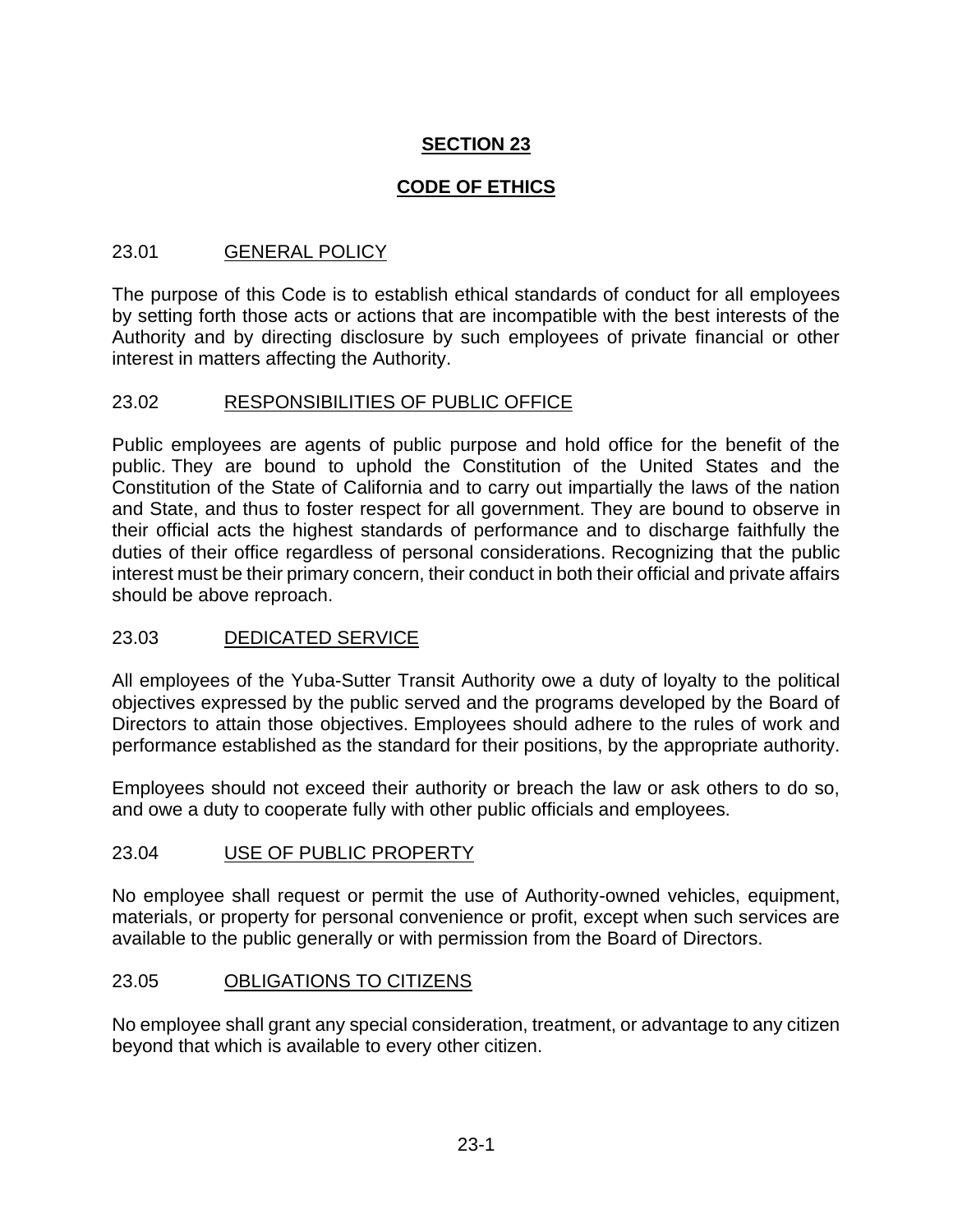# SECTION 23

# CODE OF ETHICS

## 23.01 GENERAL POLICY

The purpose of this Code is to establish ethical standards of conduct for all employees by setting forth those acts or actions that are incompatible with the best interests of the Authority and by directing disclosure by such employees of private financial or other interest in matters affecting the Authority.

## 23.02 RESPONSIBILITIES OF PUBLIC OFFICE

Public employees are agents of public purpose and hold office for the benefit of the public. They are bound to uphold the Constitution of the United States and the Constitution of the State of California and to carry out impartially the laws of the nation and State, and thus to foster respect for all government. They are bound to observe in their official acts the highest standards of performance and to discharge faithfully the duties of their office regardless of personal considerations. Recognizing that the public interest must be their primary concern, their conduct in both their official and private affairs should be above reproach.

## 23.03 DEDICATED SERVICE

All employees of the Yuba-Sutter Transit Authority owe a duty of loyalty to the political objectives expressed by the public served and the programs developed by the Board of Directors to attain those objectives. Employees should adhere to the rules of work and performance established as the standard for their positions, by the appropriate authority.

Employees should not exceed their authority or breach the law or ask others to do so, and owe a duty to cooperate fully with other public officials and employees.

## 23.04 USE OF PUBLIC PROPERTY

No employee shall request or permit the use of Authority-owned vehicles, equipment, materials, or property for personal convenience or profit, except when such services are available to the public generally or with permission from the Board of Directors.

## 23.05 OBLIGATIONS TO CITIZENS

No employee shall grant any special consideration, treatment, or advantage to any citizen beyond that which is available to every other citizen.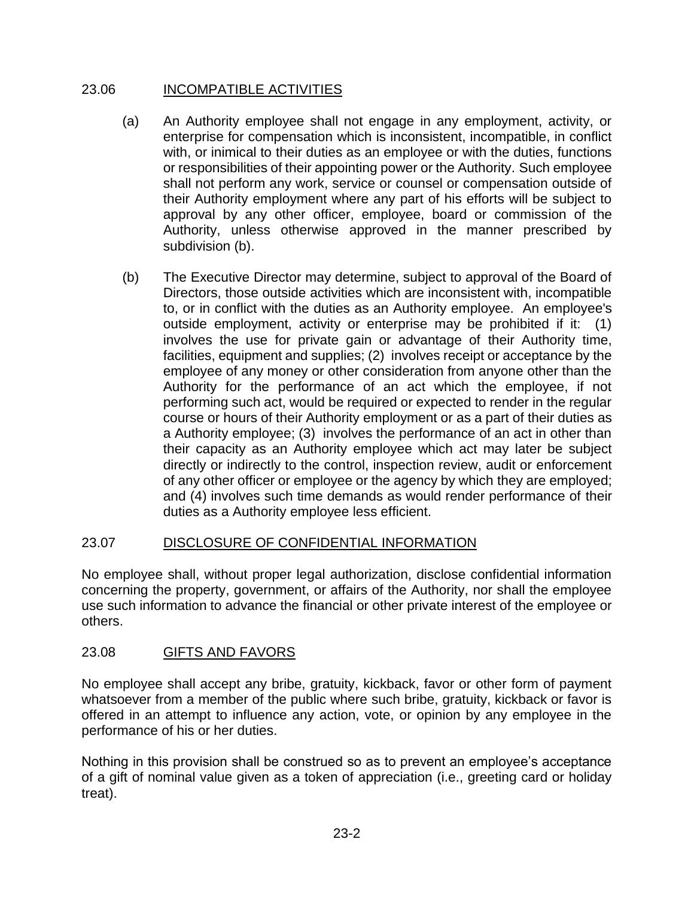## 23.06 INCOMPATIBLE ACTIVITIES

(a) An Authority employee shall not engage in any employment, activity, or enterprise for compensation which is inconsistent, incompatible, in conflict with, or inimical to their duties as an employee or with the duties, functions or responsibilities of their appointing power or the Authority. Such employee shall not perform any work, service or counsel or compensation outside of their Authority employment where any part of his efforts will be subject to approval by any other officer, employee, board or commission of the Authority, unless otherwise approved in the manner prescribed by subdivision (b).

(b) The Executive Director may determine, subject to approval of the Board of Directors, those outside activities which are inconsistent with, incompatible to, or in conflict with the duties as an Authority employee. An employee's outside employment, activity or enterprise may be prohibited if it: (1) involves the use for private gain or advantage of their Authority time, facilities, equipment and supplies; (2) involves receipt or acceptance by the employee of any money or other consideration from anyone other than the Authority for the performance of an act which the employee, if not performing such act, would be required or expected to render in the regular course or hours of their Authority employment or as a part of their duties as a Authority employee; (3) involves the performance of an act in other than their capacity as an Authority employee which act may later be subject directly or indirectly to the control, inspection review, audit or enforcement of any other officer or employee or the agency by which they are employed; and (4) involves such time demands as would render performance of their duties as a Authority employee less efficient.

## 23.07 DISCLOSURE OF CONFIDENTIAL INFORMATION

No employee shall, without proper legal authorization, disclose confidential information concerning the property, government, or affairs of the Authority, nor shall the employee use such information to advance the financial or other private interest of the employee or others.

## 23.08 GIFTS AND FAVORS

No employee shall accept any bribe, gratuity, kickback, favor or other form of payment whatsoever from a member of the public where such bribe, gratuity, kickback or favor is offered in an attempt to influence any action, vote, or opinion by any employee in the performance of his or her duties.

Nothing in this provision shall be construed so as to prevent an employee's acceptance of a gift of nominal value given as a token of appreciation (i.e., greeting card or holiday treat).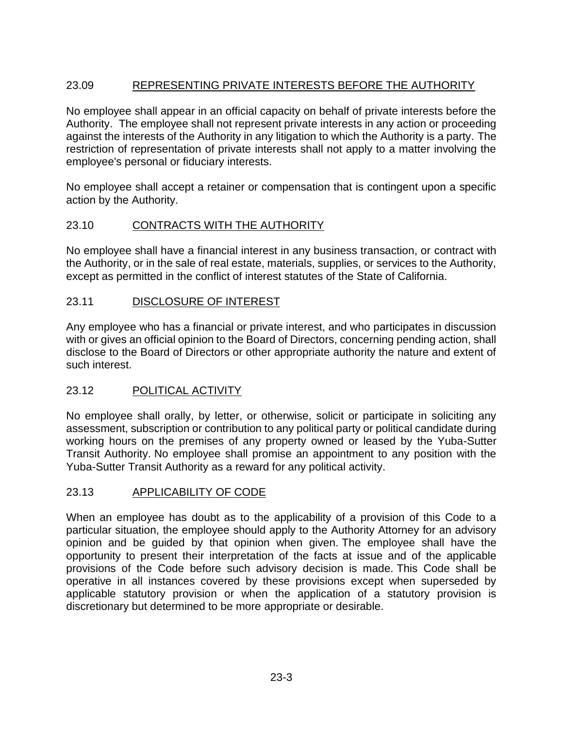## 23.09 REPRESENTING PRIVATE INTERESTS BEFORE THE AUTHORITY

No employee shall appear in an official capacity on behalf of private interests before the Authority. The employee shall not represent private interests in any action or proceeding against the interests of the Authority in any litigation to which the Authority is a party. The restriction of representation of private interests shall not apply to a matter involving the employee's personal or fiduciary interests.

No employee shall accept a retainer or compensation that is contingent upon a specific action by the Authority.

## 23.10 CONTRACTS WITH THE AUTHORITY

No employee shall have a financial interest in any business transaction, or contract with the Authority, or in the sale of real estate, materials, supplies, or services to the Authority, except as permitted in the conflict of interest statutes of the State of California.

## 23.11 DISCLOSURE OF INTEREST

Any employee who has a financial or private interest, and who participates in discussion with or gives an official opinion to the Board of Directors, concerning pending action, shall disclose to the Board of Directors or other appropriate authority the nature and extent of such interest.

## 23.12 POLITICAL ACTIVITY

No employee shall orally, by letter, or otherwise, solicit or participate in soliciting any assessment, subscription or contribution to any political party or political candidate during working hours on the premises of any property owned or leased by the Yuba-Sutter Transit Authority. No employee shall promise an appointment to any position with the Yuba-Sutter Transit Authority as a reward for any political activity.

## 23.13 APPLICABILITY OF CODE

When an employee has doubt as to the applicability of a provision of this Code to a particular situation, the employee should apply to the Authority Attorney for an advisory opinion and be guided by that opinion when given. The employee shall have the opportunity to present their interpretation of the facts at issue and of the applicable provisions of the Code before such advisory decision is made. This Code shall be operative in all instances covered by these provisions except when superseded by applicable statutory provision or when the application of a statutory provision is discretionary but determined to be more appropriate or desirable.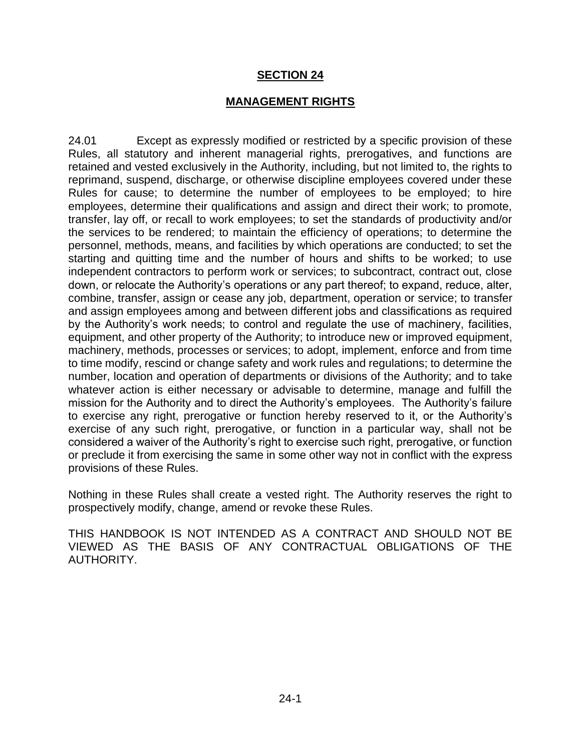## SECTION 24

## MANAGEMENT RIGHTS

24.01 Except as expressly modified or restricted by a specific provision of these Rules, all statutory and inherent managerial rights, prerogatives, and functions are retained and vested exclusively in the Authority, including, but not limited to, the rights to reprimand, suspend, discharge, or otherwise discipline employees covered under these Rules for cause; to determine the number of employees to be employed; to hire employees, determine their qualifications and assign and direct their work; to promote, transfer, lay off, or recall to work employees; to set the standards of productivity and/or the services to be rendered; to maintain the efficiency of operations; to determine the personnel, methods, means, and facilities by which operations are conducted; to set the starting and quitting time and the number of hours and shifts to be worked; to use independent contractors to perform work or services; to subcontract, contract out, close down, or relocate the Authority's operations or any part thereof; to expand, reduce, alter, combine, transfer, assign or cease any job, department, operation or service; to transfer and assign employees among and between different jobs and classifications as required by the Authority's work needs; to control and regulate the use of machinery, facilities, equipment, and other property of the Authority; to introduce new or improved equipment, machinery, methods, processes or services; to adopt, implement, enforce and from time to time modify, rescind or change safety and work rules and regulations; to determine the number, location and operation of departments or divisions of the Authority; and to take whatever action is either necessary or advisable to determine, manage and fulfill the mission for the Authority and to direct the Authority's employees. The Authority's failure to exercise any right, prerogative or function hereby reserved to it, or the Authority's exercise of any such right, prerogative, or function in a particular way, shall not be considered a waiver of the Authority's right to exercise such right, prerogative, or function or preclude it from exercising the same in some other way not in conflict with the express provisions of these Rules.

Nothing in these Rules shall create a vested right. The Authority reserves the right to prospectively modify, change, amend or revoke these Rules.

THIS HANDBOOK IS NOT INTENDED AS A CONTRACT AND SHOULD NOT BE VIEWED AS THE BASIS OF ANY CONTRACTUAL OBLIGATIONS OF THE AUTHORITY.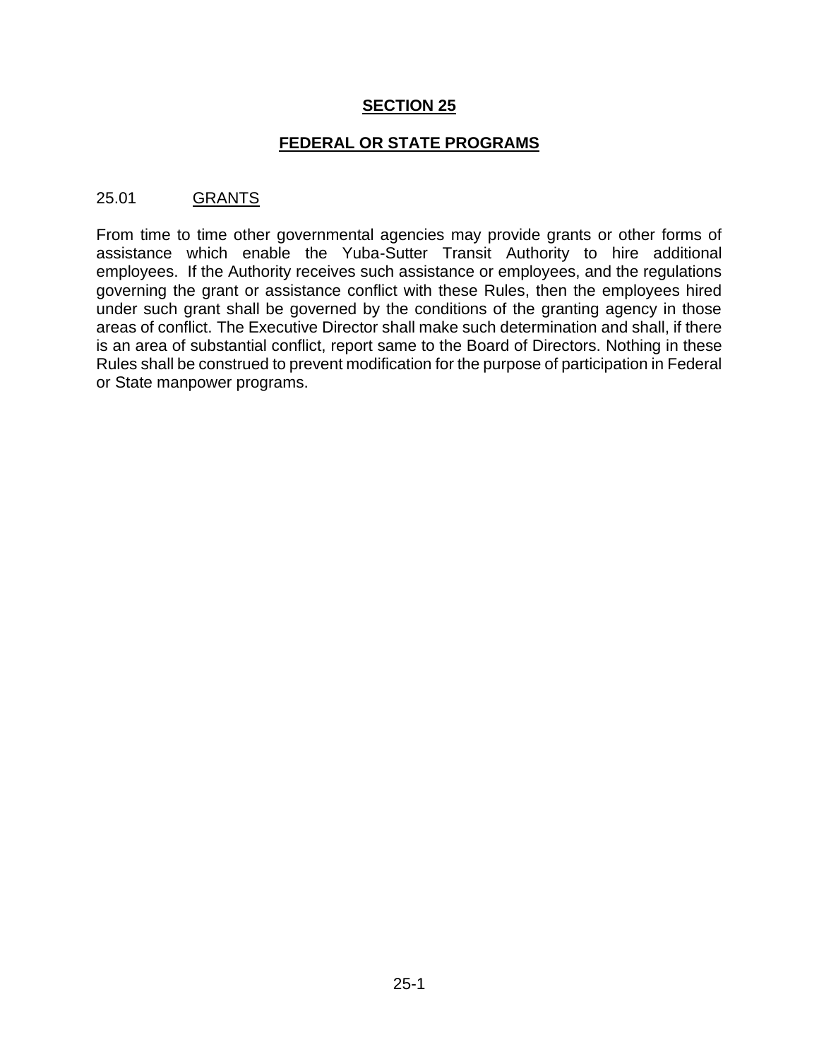# SECTION 25

## FEDERAL OR STATE PROGRAMS

### 25.01 GRANTS

From time to time other governmental agencies may provide grants or other forms of assistance which enable the Yuba-Sutter Transit Authority to hire additional employees. If the Authority receives such assistance or employees, and the regulations governing the grant or assistance conflict with these Rules, then the employees hired under such grant shall be governed by the conditions of the granting agency in those areas of conflict. The Executive Director shall make such determination and shall, if there is an area of substantial conflict, report same to the Board of Directors. Nothing in these Rules shall be construed to prevent modification for the purpose of participation in Federal or State manpower programs.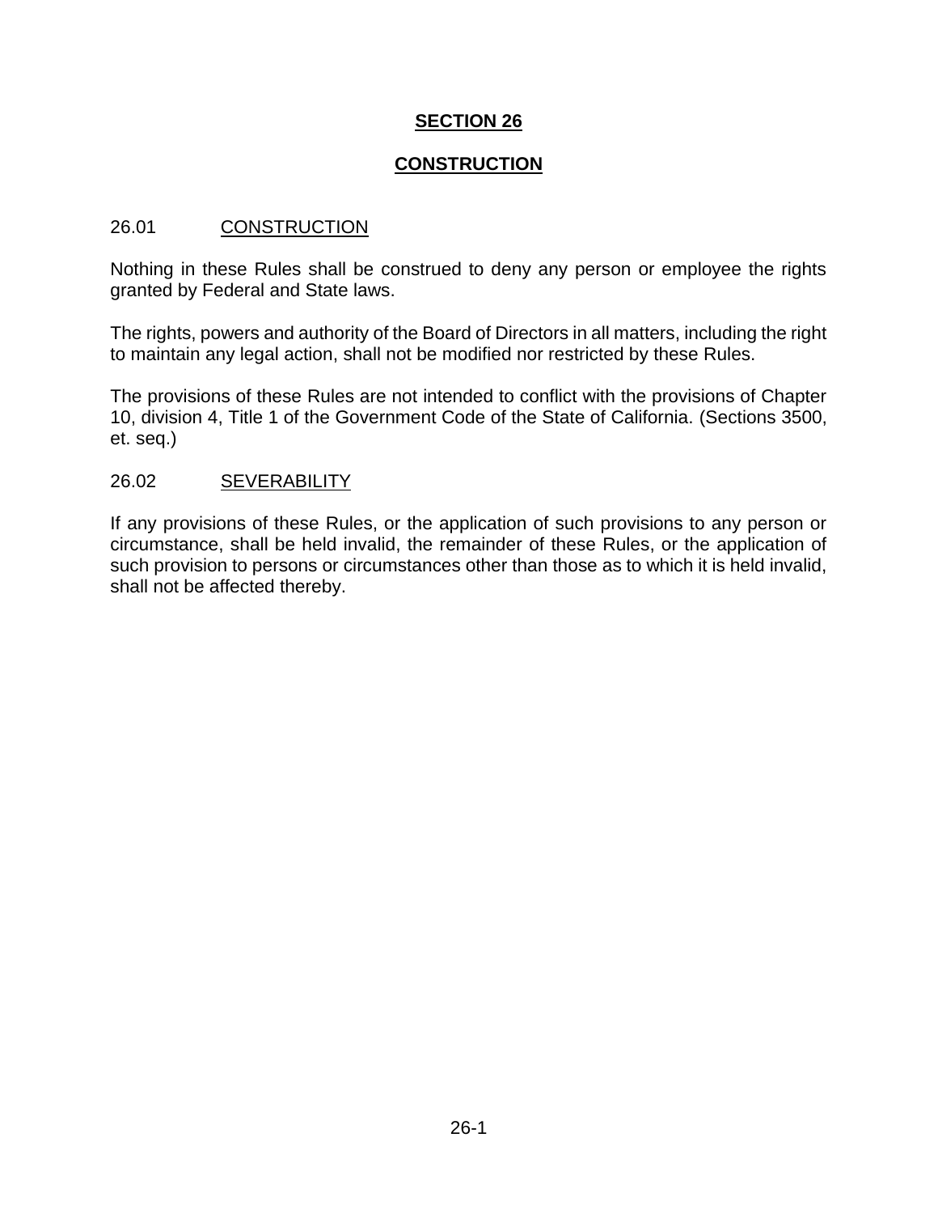# SECTION 26

# CONSTRUCTION

## 26.01 CONSTRUCTION

Nothing in these Rules shall be construed to deny any person or employee the rights granted by Federal and State laws.

The rights, powers and authority of the Board of Directors in all matters, including the right to maintain any legal action, shall not be modified nor restricted by these Rules.

The provisions of these Rules are not intended to conflict with the provisions of Chapter 10, division 4, Title 1 of the Government Code of the State of California. (Sections 3500, et. seq.)

## 26.02 SEVERABILITY

If any provisions of these Rules, or the application of such provisions to any person or circumstance, shall be held invalid, the remainder of these Rules, or the application of such provision to persons or circumstances other than those as to which it is held invalid, shall not be affected thereby.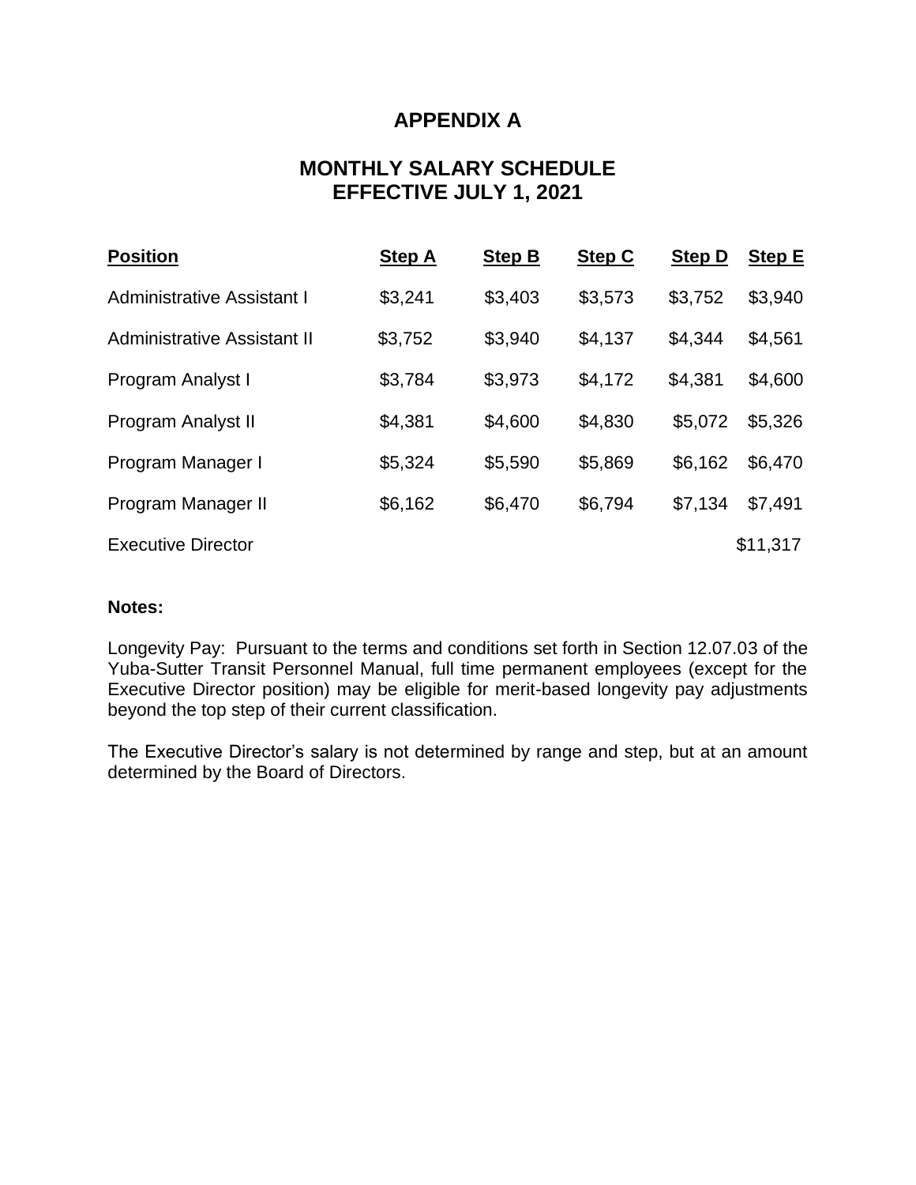# APPENDIX A

## MONTHLY SALARY SCHEDULE
## EFFECTIVE JULY 1, 2021

| Position | Step A | Step B | Step C | Step D | Step E |
|---|---|---|---|---|---|
| Administrative Assistant I | $3,241 | $3,403 | $3,573 | $3,752 | $3,940 |
| Administrative Assistant II | $3,752 | $3,940 | $4,137 | $4,344 | $4,561 |
| Program Analyst I | $3,784 | $3,973 | $4,172 | $4,381 | $4,600 |
| Program Analyst II | $4,381 | $4,600 | $4,830 | $5,072 | $5,326 |
| Program Manager I | $5,324 | $5,590 | $5,869 | $6,162 | $6,470 |
| Program Manager II | $6,162 | $6,470 | $6,794 | $7,134 | $7,491 |
| Executive Director | | | | | $11,317 |

**Notes:**

Longevity Pay: Pursuant to the terms and conditions set forth in Section 12.07.03 of the Yuba-Sutter Transit Personnel Manual, full time permanent employees (except for the Executive Director position) may be eligible for merit-based longevity pay adjustments beyond the top step of their current classification.

The Executive Director's salary is not determined by range and step, but at an amount determined by the Board of Directors.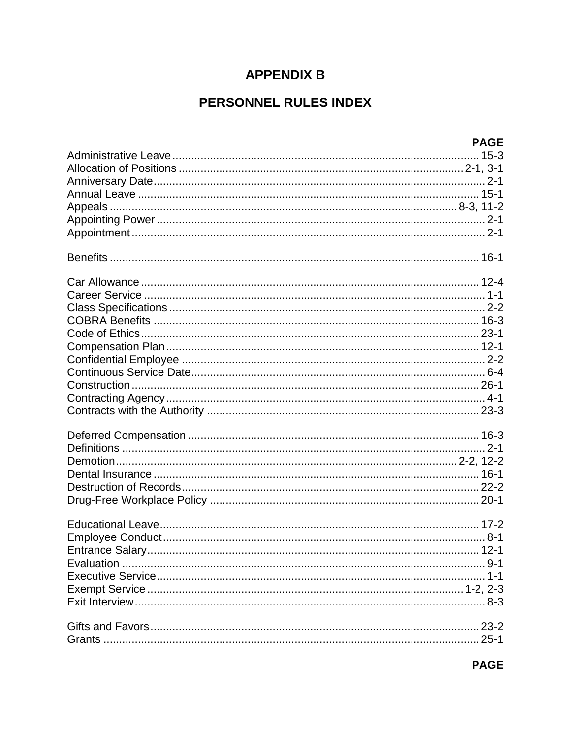# APPENDIX B

# PERSONNEL RULES INDEX

| | PAGE |
|---|---|
| Administrative Leave | 15-3 |
| Allocation of Positions | 2-1, 3-1 |
| Anniversary Date | 2-1 |
| Annual Leave | 15-1 |
| Appeals | 8-3, 11-2 |
| Appointing Power | 2-1 |
| Appointment | 2-1 |
| | |
| Benefits | 16-1 |
| | |
| Car Allowance | 12-4 |
| Career Service | 1-1 |
| Class Specifications | 2-2 |
| COBRA Benefits | 16-3 |
| Code of Ethics | 23-1 |
| Compensation Plan | 12-1 |
| Confidential Employee | 2-2 |
| Continuous Service Date | 6-4 |
| Construction | 26-1 |
| Contracting Agency | 4-1 |
| Contracts with the Authority | 23-3 |
| | |
| Deferred Compensation | 16-3 |
| Definitions | 2-1 |
| Demotion | 2-2, 12-2 |
| Dental Insurance | 16-1 |
| Destruction of Records | 22-2 |
| Drug-Free Workplace Policy | 20-1 |
| | |
| Educational Leave | 17-2 |
| Employee Conduct | 8-1 |
| Entrance Salary | 12-1 |
| Evaluation | 9-1 |
| Executive Service | 1-1 |
| Exempt Service | 1-2, 2-3 |
| Exit Interview | 8-3 |
| | |
| Gifts and Favors | 23-2 |
| Grants | 25-1 |

**PAGE**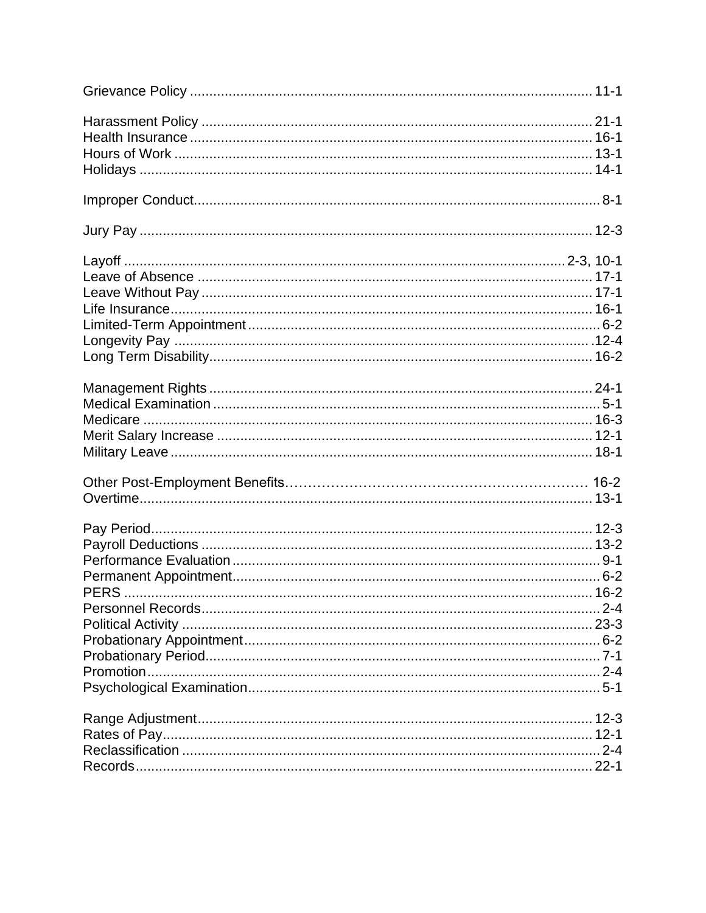Grievance Policy ........................................................................................................ 11-1

Harassment Policy ..................................................................................................... 21-1
Health Insurance ........................................................................................................ 16-1
Hours of Work ............................................................................................................ 13-1
Holidays ..................................................................................................................... 14-1

Improper Conduct........................................................................................................ 8-1

Jury Pay ..................................................................................................................... 12-3

Layoff ...................................................................................................................2-3, 10-1
Leave of Absence ...................................................................................................... 17-1
Leave Without Pay ..................................................................................................... 17-1
Life Insurance............................................................................................................. 16-1
Limited-Term Appointment .......................................................................................... 6-2
Longevity Pay ............................................................................................................ .12-4
Long Term Disability................................................................................................... 16-2

Management Rights ................................................................................................... 24-1
Medical Examination ................................................................................................... 5-1
Medicare .................................................................................................................... 16-3
Merit Salary Increase ................................................................................................. 12-1
Military Leave ............................................................................................................ 18-1

Other Post-Employment Benefits………………………………………………………… 16-2
Overtime..................................................................................................................... 13-1

Pay Period.................................................................................................................. 12-3
Payroll Deductions ..................................................................................................... 13-2
Performance Evaluation .............................................................................................. 9-1
Permanent Appointment.............................................................................................. 6-2
PERS ......................................................................................................................... 16-2
Personnel Records...................................................................................................... 2-4
Political Activity .......................................................................................................... 23-3
Probationary Appointment........................................................................................... 6-2
Probationary Period..................................................................................................... 7-1
Promotion.................................................................................................................... 2-4
Psychological Examination.......................................................................................... 5-1

Range Adjustment...................................................................................................... 12-3
Rates of Pay............................................................................................................... 12-1
Reclassification ........................................................................................................... 2-4
Records...................................................................................................................... 22-1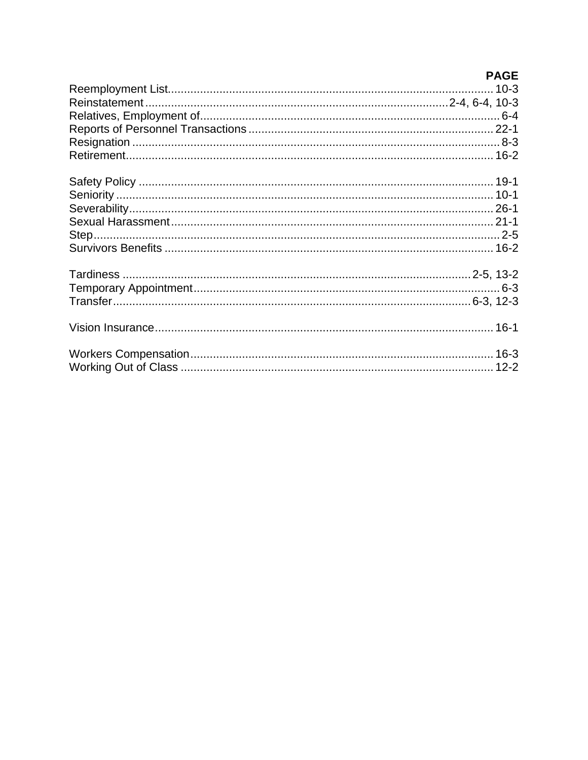| | PAGE |
|---|---|
| Reemployment List | 10-3 |
| Reinstatement | 2-4, 6-4, 10-3 |
| Relatives, Employment of | 6-4 |
| Reports of Personnel Transactions | 22-1 |
| Resignation | 8-3 |
| Retirement | 16-2 |
| | |
| Safety Policy | 19-1 |
| Seniority | 10-1 |
| Severability | 26-1 |
| Sexual Harassment | 21-1 |
| Step | 2-5 |
| Survivors Benefits | 16-2 |
| | |
| Tardiness | 2-5, 13-2 |
| Temporary Appointment | 6-3 |
| Transfer | 6-3, 12-3 |
| | |
| Vision Insurance | 16-1 |
| | |
| Workers Compensation | 16-3 |
| Working Out of Class | 12-2 |